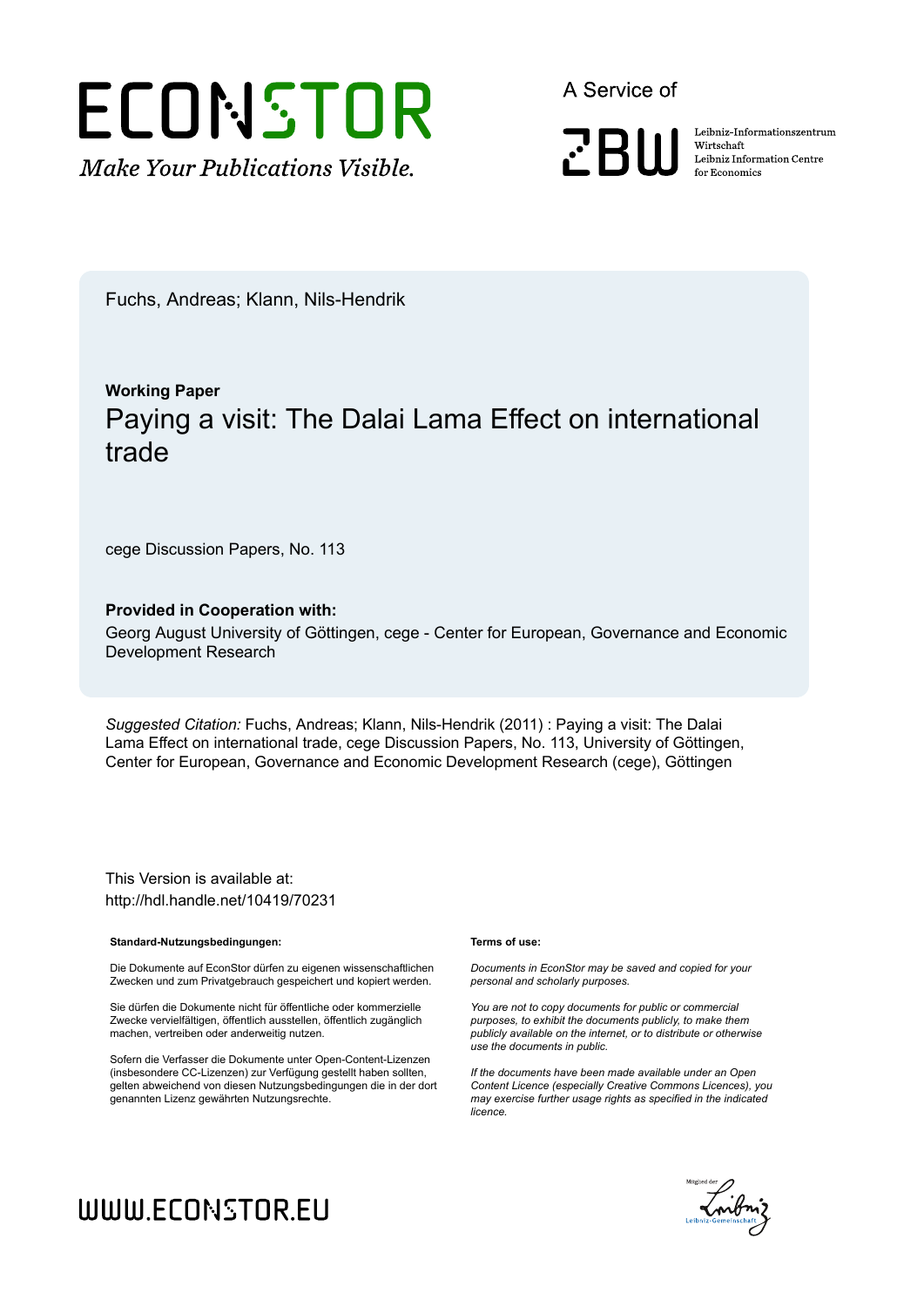ECONSTOR

*Make Your Publications Visible.*

A Service of

ZBW

Leibniz-Informationszentrum Wirtschaft
Leibniz Information Centre for Economics

Fuchs, Andreas; Klann, Nils-Hendrik

**Working Paper**

# Paying a visit: The Dalai Lama Effect on international trade

cege Discussion Papers, No. 113

**Provided in Cooperation with:**

Georg August University of Göttingen, cege - Center for European, Governance and Economic Development Research

*Suggested Citation:* Fuchs, Andreas; Klann, Nils-Hendrik (2011) : Paying a visit: The Dalai Lama Effect on international trade, cege Discussion Papers, No. 113, University of Göttingen, Center for European, Governance and Economic Development Research (cege), Göttingen

This Version is available at:
http://hdl.handle.net/10419/70231

**Standard-Nutzungsbedingungen:**

Die Dokumente auf EconStor dürfen zu eigenen wissenschaftlichen Zwecken und zum Privatgebrauch gespeichert und kopiert werden.

Sie dürfen die Dokumente nicht für öffentliche oder kommerzielle Zwecke vervielfältigen, öffentlich ausstellen, öffentlich zugänglich machen, vertreiben oder anderweitig nutzen.

Sofern die Verfasser die Dokumente unter Open-Content-Lizenzen (insbesondere CC-Lizenzen) zur Verfügung gestellt haben sollten, gelten abweichend von diesen Nutzungsbedingungen die in der dort genannten Lizenz gewährten Nutzungsrechte.

**Terms of use:**

*Documents in EconStor may be saved and copied for your personal and scholarly purposes.*

*You are not to copy documents for public or commercial purposes, to exhibit the documents publicly, to make them publicly available on the internet, or to distribute or otherwise use the documents in public.*

*If the documents have been made available under an Open Content Licence (especially Creative Commons Licences), you may exercise further usage rights as specified in the indicated licence.*

WWW.ECONSTOR.EU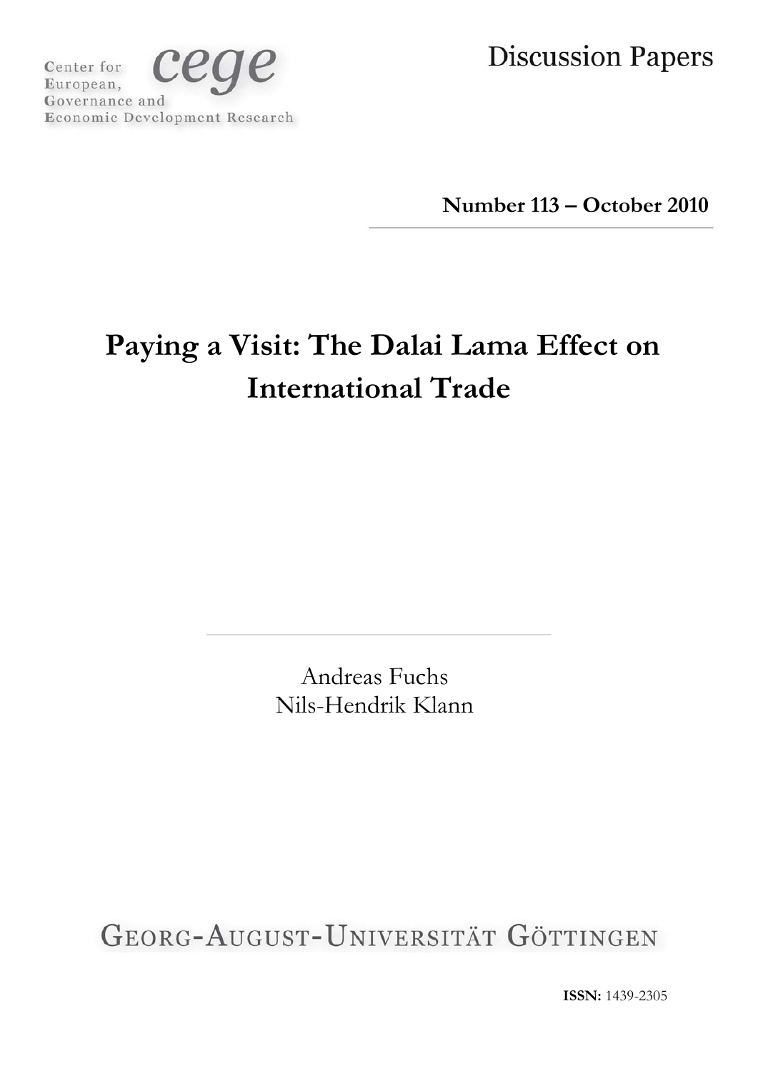Center for European, Governance and Economic Development Research

cege

# Discussion Papers

**Number 113 – October 2010**

# Paying a Visit: The Dalai Lama Effect on International Trade

Andreas Fuchs
Nils-Hendrik Klann

GEORG-AUGUST-UNIVERSITÄT GÖTTINGEN

**ISSN:** 1439-2305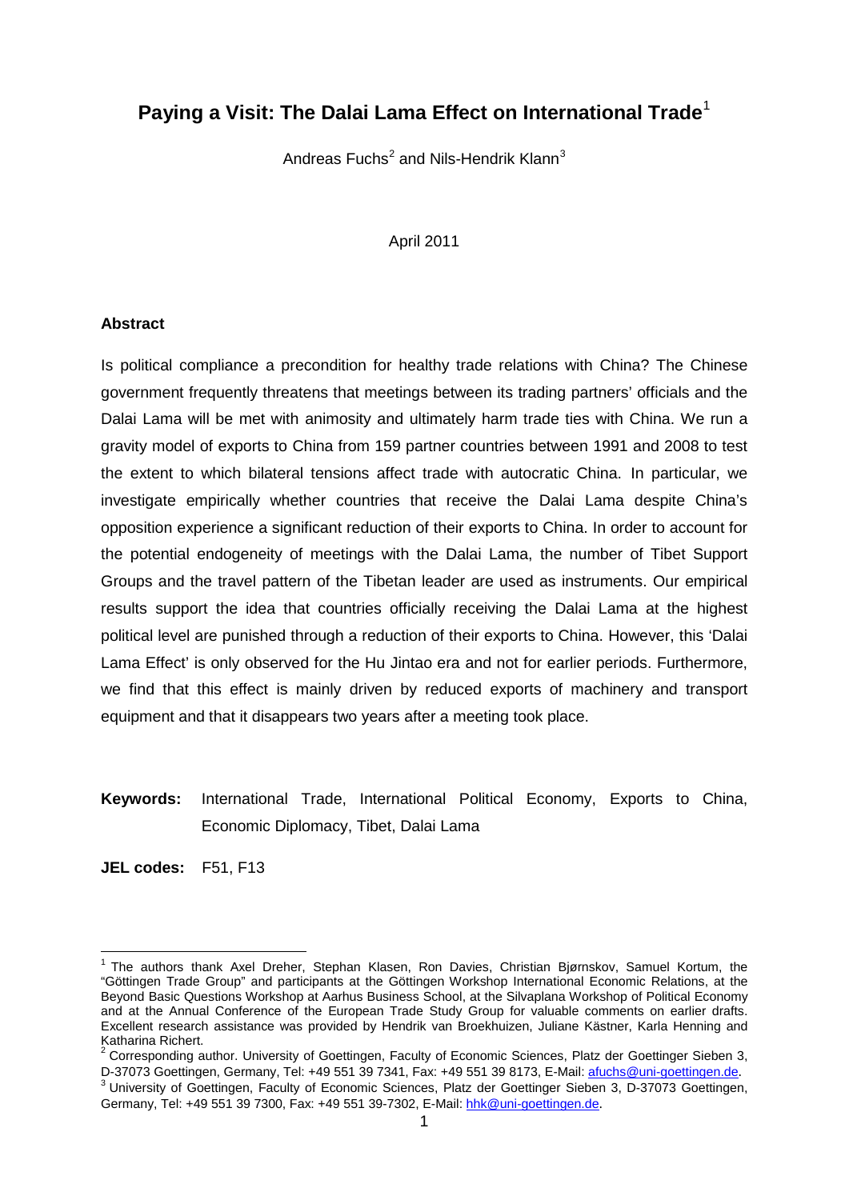# Paying a Visit: The Dalai Lama Effect on International Trade[1]

Andreas Fuchs[2] and Nils-Hendrik Klann[3]

April 2011

### Abstract

Is political compliance a precondition for healthy trade relations with China? The Chinese government frequently threatens that meetings between its trading partners' officials and the Dalai Lama will be met with animosity and ultimately harm trade ties with China. We run a gravity model of exports to China from 159 partner countries between 1991 and 2008 to test the extent to which bilateral tensions affect trade with autocratic China. In particular, we investigate empirically whether countries that receive the Dalai Lama despite China's opposition experience a significant reduction of their exports to China. In order to account for the potential endogeneity of meetings with the Dalai Lama, the number of Tibet Support Groups and the travel pattern of the Tibetan leader are used as instruments. Our empirical results support the idea that countries officially receiving the Dalai Lama at the highest political level are punished through a reduction of their exports to China. However, this 'Dalai Lama Effect' is only observed for the Hu Jintao era and not for earlier periods. Furthermore, we find that this effect is mainly driven by reduced exports of machinery and transport equipment and that it disappears two years after a meeting took place.

**Keywords:** International Trade, International Political Economy, Exports to China, Economic Diplomacy, Tibet, Dalai Lama

**JEL codes:** F51, F13

---

[1] The authors thank Axel Dreher, Stephan Klasen, Ron Davies, Christian Bjørnskov, Samuel Kortum, the "Göttingen Trade Group" and participants at the Göttingen Workshop International Economic Relations, at the Beyond Basic Questions Workshop at Aarhus Business School, at the Silvaplana Workshop of Political Economy and at the Annual Conference of the European Trade Study Group for valuable comments on earlier drafts. Excellent research assistance was provided by Hendrik van Broekhuizen, Juliane Kästner, Karla Henning and Katharina Richert.

[2] Corresponding author. University of Goettingen, Faculty of Economic Sciences, Platz der Goettinger Sieben 3, D-37073 Goettingen, Germany, Tel: +49 551 39 7341, Fax: +49 551 39 8173, E-Mail: afuchs@uni-goettingen.de.

[3] University of Goettingen, Faculty of Economic Sciences, Platz der Goettinger Sieben 3, D-37073 Goettingen, Germany, Tel: +49 551 39 7300, Fax: +49 551 39-7302, E-Mail: hhk@uni-goettingen.de.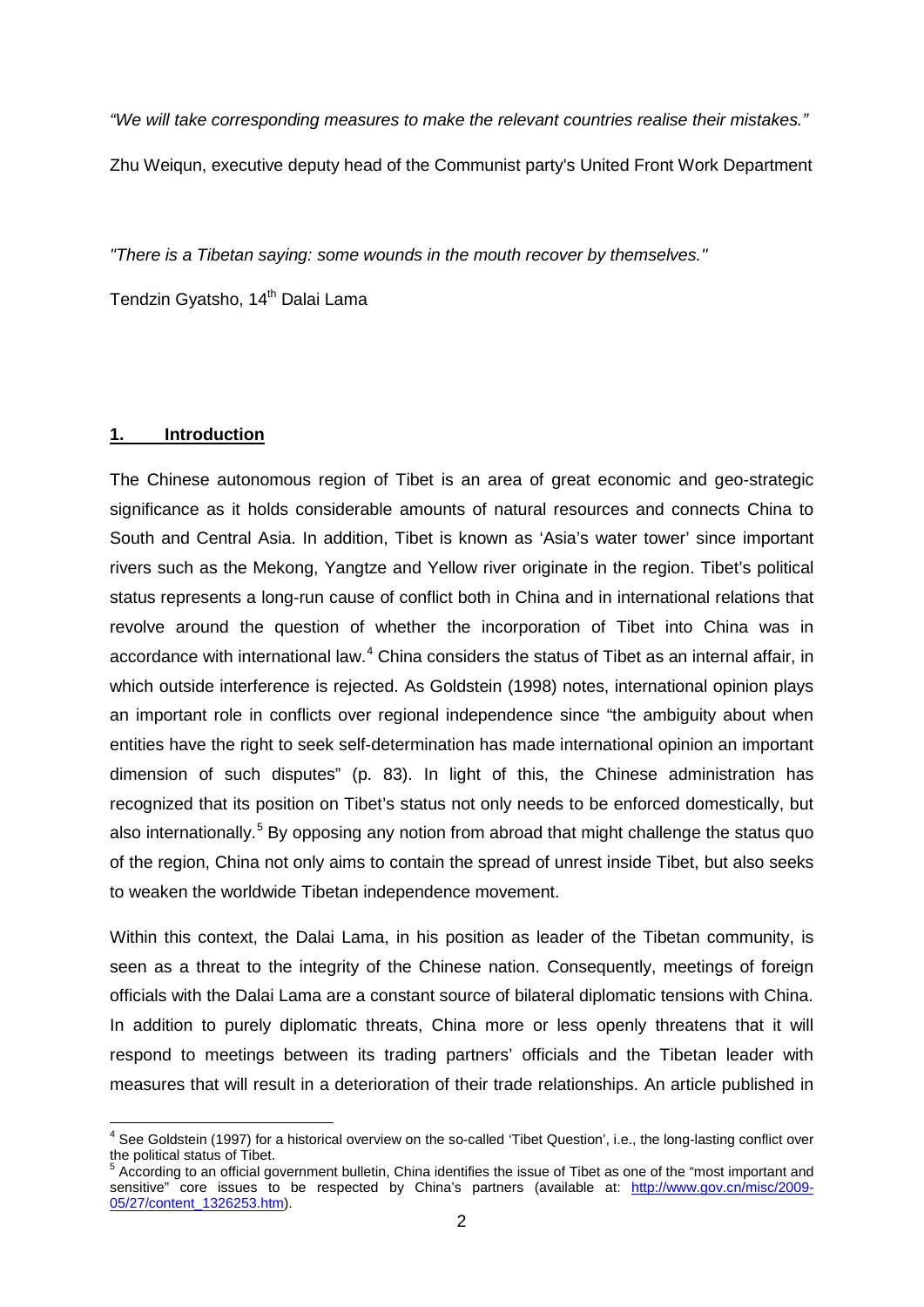*"We will take corresponding measures to make the relevant countries realise their mistakes."*

Zhu Weiqun, executive deputy head of the Communist party's United Front Work Department

*"There is a Tibetan saying: some wounds in the mouth recover by themselves."*

Tendzin Gyatsho, 14th Dalai Lama

## 1. Introduction

The Chinese autonomous region of Tibet is an area of great economic and geo-strategic significance as it holds considerable amounts of natural resources and connects China to South and Central Asia. In addition, Tibet is known as 'Asia's water tower' since important rivers such as the Mekong, Yangtze and Yellow river originate in the region. Tibet's political status represents a long-run cause of conflict both in China and in international relations that revolve around the question of whether the incorporation of Tibet into China was in accordance with international law.[4] China considers the status of Tibet as an internal affair, in which outside interference is rejected. As Goldstein (1998) notes, international opinion plays an important role in conflicts over regional independence since "the ambiguity about when entities have the right to seek self-determination has made international opinion an important dimension of such disputes" (p. 83). In light of this, the Chinese administration has recognized that its position on Tibet's status not only needs to be enforced domestically, but also internationally.[5] By opposing any notion from abroad that might challenge the status quo of the region, China not only aims to contain the spread of unrest inside Tibet, but also seeks to weaken the worldwide Tibetan independence movement.

Within this context, the Dalai Lama, in his position as leader of the Tibetan community, is seen as a threat to the integrity of the Chinese nation. Consequently, meetings of foreign officials with the Dalai Lama are a constant source of bilateral diplomatic tensions with China. In addition to purely diplomatic threats, China more or less openly threatens that it will respond to meetings between its trading partners' officials and the Tibetan leader with measures that will result in a deterioration of their trade relationships. An article published in

---

[4] See Goldstein (1997) for a historical overview on the so-called 'Tibet Question', i.e., the long-lasting conflict over the political status of Tibet.

[5] According to an official government bulletin, China identifies the issue of Tibet as one of the "most important and sensitive" core issues to be respected by China's partners (available at: http://www.gov.cn/misc/2009-05/27/content_1326253.htm).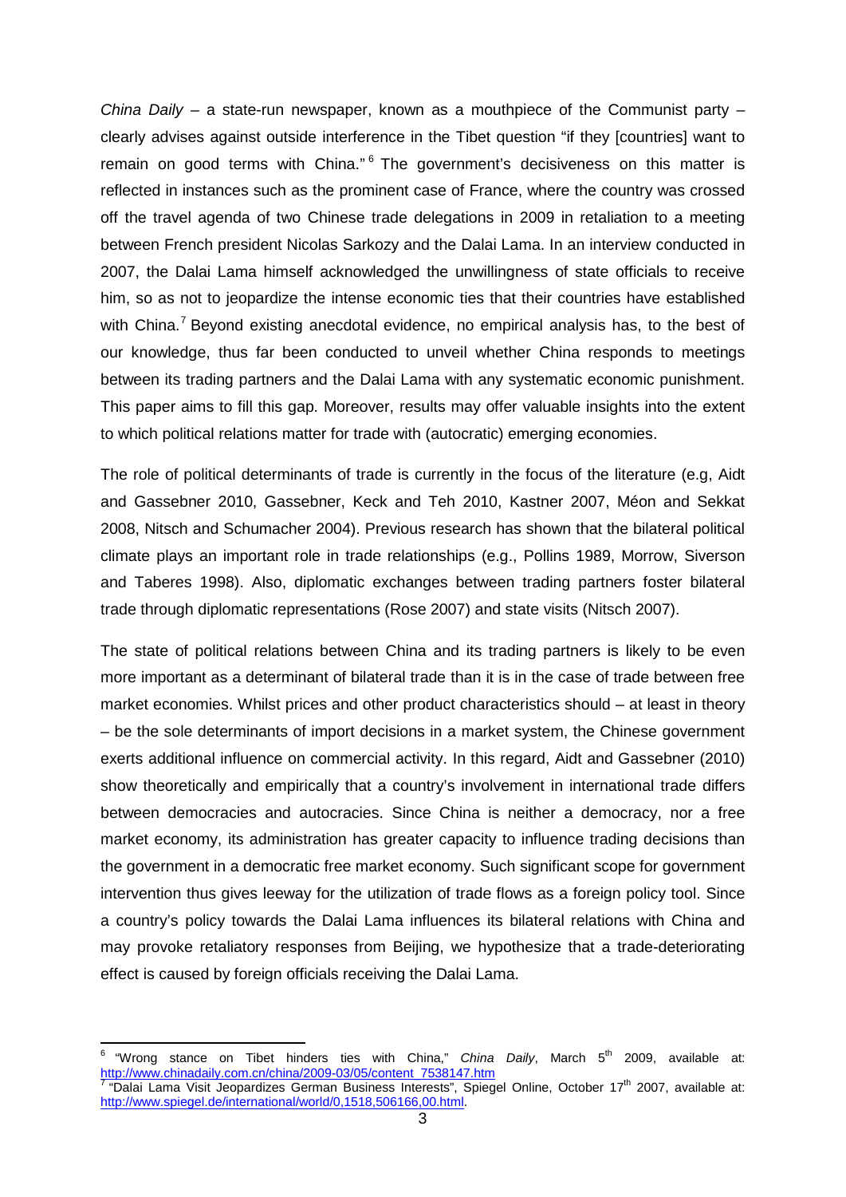*China Daily* – a state-run newspaper, known as a mouthpiece of the Communist party – clearly advises against outside interference in the Tibet question "if they [countries] want to remain on good terms with China." [6] The government's decisiveness on this matter is reflected in instances such as the prominent case of France, where the country was crossed off the travel agenda of two Chinese trade delegations in 2009 in retaliation to a meeting between French president Nicolas Sarkozy and the Dalai Lama. In an interview conducted in 2007, the Dalai Lama himself acknowledged the unwillingness of state officials to receive him, so as not to jeopardize the intense economic ties that their countries have established with China.[7] Beyond existing anecdotal evidence, no empirical analysis has, to the best of our knowledge, thus far been conducted to unveil whether China responds to meetings between its trading partners and the Dalai Lama with any systematic economic punishment. This paper aims to fill this gap. Moreover, results may offer valuable insights into the extent to which political relations matter for trade with (autocratic) emerging economies.

The role of political determinants of trade is currently in the focus of the literature (e.g, Aidt and Gassebner 2010, Gassebner, Keck and Teh 2010, Kastner 2007, Méon and Sekkat 2008, Nitsch and Schumacher 2004). Previous research has shown that the bilateral political climate plays an important role in trade relationships (e.g., Pollins 1989, Morrow, Siverson and Taberes 1998). Also, diplomatic exchanges between trading partners foster bilateral trade through diplomatic representations (Rose 2007) and state visits (Nitsch 2007).

The state of political relations between China and its trading partners is likely to be even more important as a determinant of bilateral trade than it is in the case of trade between free market economies. Whilst prices and other product characteristics should – at least in theory – be the sole determinants of import decisions in a market system, the Chinese government exerts additional influence on commercial activity. In this regard, Aidt and Gassebner (2010) show theoretically and empirically that a country's involvement in international trade differs between democracies and autocracies. Since China is neither a democracy, nor a free market economy, its administration has greater capacity to influence trading decisions than the government in a democratic free market economy. Such significant scope for government intervention thus gives leeway for the utilization of trade flows as a foreign policy tool. Since a country's policy towards the Dalai Lama influences its bilateral relations with China and may provoke retaliatory responses from Beijing, we hypothesize that a trade-deteriorating effect is caused by foreign officials receiving the Dalai Lama.

---

[6] "Wrong stance on Tibet hinders ties with China," *China Daily*, March 5th 2009, available at: http://www.chinadaily.com.cn/china/2009-03/05/content_7538147.htm

[7] "Dalai Lama Visit Jeopardizes German Business Interests", Spiegel Online, October 17th 2007, available at: http://www.spiegel.de/international/world/0,1518,506166,00.html.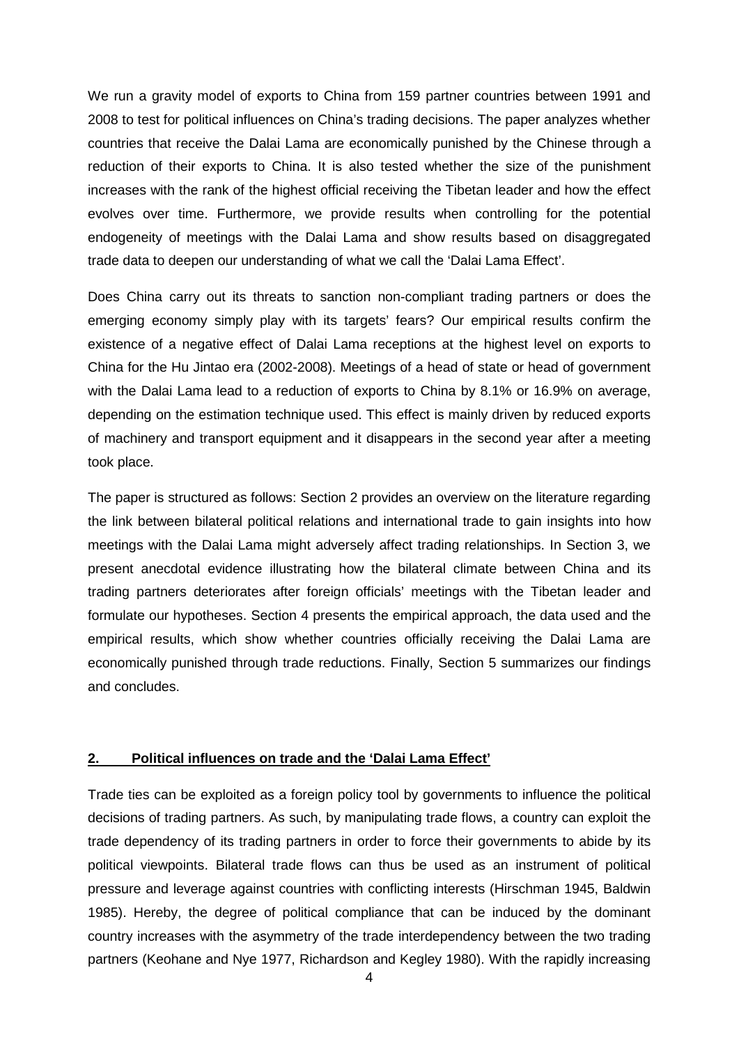We run a gravity model of exports to China from 159 partner countries between 1991 and 2008 to test for political influences on China's trading decisions. The paper analyzes whether countries that receive the Dalai Lama are economically punished by the Chinese through a reduction of their exports to China. It is also tested whether the size of the punishment increases with the rank of the highest official receiving the Tibetan leader and how the effect evolves over time. Furthermore, we provide results when controlling for the potential endogeneity of meetings with the Dalai Lama and show results based on disaggregated trade data to deepen our understanding of what we call the 'Dalai Lama Effect'.

Does China carry out its threats to sanction non-compliant trading partners or does the emerging economy simply play with its targets' fears? Our empirical results confirm the existence of a negative effect of Dalai Lama receptions at the highest level on exports to China for the Hu Jintao era (2002-2008). Meetings of a head of state or head of government with the Dalai Lama lead to a reduction of exports to China by 8.1% or 16.9% on average, depending on the estimation technique used. This effect is mainly driven by reduced exports of machinery and transport equipment and it disappears in the second year after a meeting took place.

The paper is structured as follows: Section 2 provides an overview on the literature regarding the link between bilateral political relations and international trade to gain insights into how meetings with the Dalai Lama might adversely affect trading relationships. In Section 3, we present anecdotal evidence illustrating how the bilateral climate between China and its trading partners deteriorates after foreign officials' meetings with the Tibetan leader and formulate our hypotheses. Section 4 presents the empirical approach, the data used and the empirical results, which show whether countries officially receiving the Dalai Lama are economically punished through trade reductions. Finally, Section 5 summarizes our findings and concludes.

## 2. Political influences on trade and the 'Dalai Lama Effect'

Trade ties can be exploited as a foreign policy tool by governments to influence the political decisions of trading partners. As such, by manipulating trade flows, a country can exploit the trade dependency of its trading partners in order to force their governments to abide by its political viewpoints. Bilateral trade flows can thus be used as an instrument of political pressure and leverage against countries with conflicting interests (Hirschman 1945, Baldwin 1985). Hereby, the degree of political compliance that can be induced by the dominant country increases with the asymmetry of the trade interdependency between the two trading partners (Keohane and Nye 1977, Richardson and Kegley 1980). With the rapidly increasing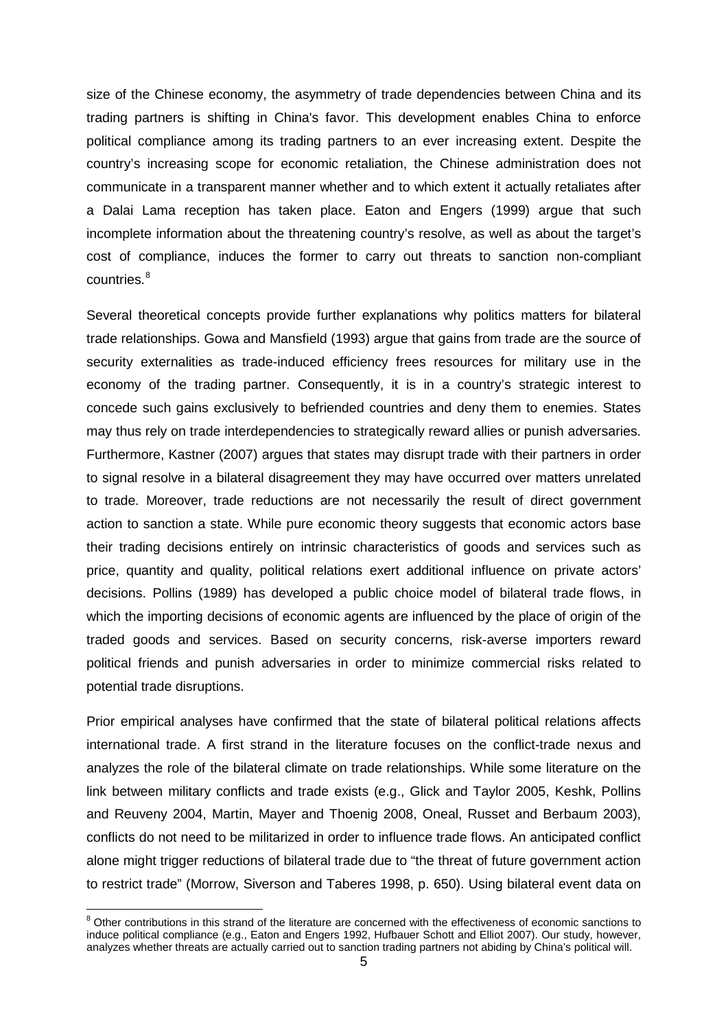size of the Chinese economy, the asymmetry of trade dependencies between China and its trading partners is shifting in China's favor. This development enables China to enforce political compliance among its trading partners to an ever increasing extent. Despite the country's increasing scope for economic retaliation, the Chinese administration does not communicate in a transparent manner whether and to which extent it actually retaliates after a Dalai Lama reception has taken place. Eaton and Engers (1999) argue that such incomplete information about the threatening country's resolve, as well as about the target's cost of compliance, induces the former to carry out threats to sanction non-compliant countries.[8]

Several theoretical concepts provide further explanations why politics matters for bilateral trade relationships. Gowa and Mansfield (1993) argue that gains from trade are the source of security externalities as trade-induced efficiency frees resources for military use in the economy of the trading partner. Consequently, it is in a country's strategic interest to concede such gains exclusively to befriended countries and deny them to enemies. States may thus rely on trade interdependencies to strategically reward allies or punish adversaries. Furthermore, Kastner (2007) argues that states may disrupt trade with their partners in order to signal resolve in a bilateral disagreement they may have occurred over matters unrelated to trade. Moreover, trade reductions are not necessarily the result of direct government action to sanction a state. While pure economic theory suggests that economic actors base their trading decisions entirely on intrinsic characteristics of goods and services such as price, quantity and quality, political relations exert additional influence on private actors' decisions. Pollins (1989) has developed a public choice model of bilateral trade flows, in which the importing decisions of economic agents are influenced by the place of origin of the traded goods and services. Based on security concerns, risk-averse importers reward political friends and punish adversaries in order to minimize commercial risks related to potential trade disruptions.

Prior empirical analyses have confirmed that the state of bilateral political relations affects international trade. A first strand in the literature focuses on the conflict-trade nexus and analyzes the role of the bilateral climate on trade relationships. While some literature on the link between military conflicts and trade exists (e.g., Glick and Taylor 2005, Keshk, Pollins and Reuveny 2004, Martin, Mayer and Thoenig 2008, Oneal, Russet and Berbaum 2003), conflicts do not need to be militarized in order to influence trade flows. An anticipated conflict alone might trigger reductions of bilateral trade due to "the threat of future government action to restrict trade" (Morrow, Siverson and Taberes 1998, p. 650). Using bilateral event data on

[8] Other contributions in this strand of the literature are concerned with the effectiveness of economic sanctions to induce political compliance (e.g., Eaton and Engers 1992, Hufbauer Schott and Elliot 2007). Our study, however, analyzes whether threats are actually carried out to sanction trading partners not abiding by China's political will.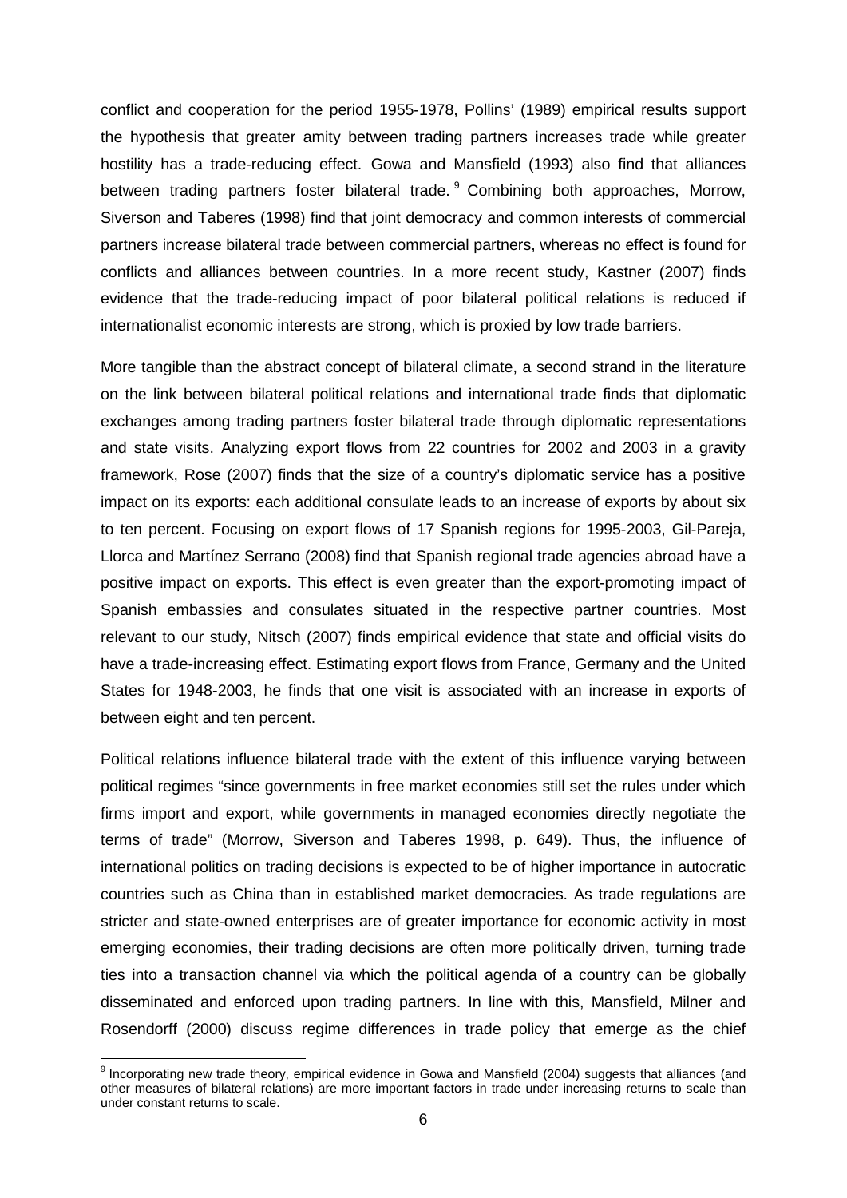conflict and cooperation for the period 1955-1978, Pollins' (1989) empirical results support the hypothesis that greater amity between trading partners increases trade while greater hostility has a trade-reducing effect. Gowa and Mansfield (1993) also find that alliances between trading partners foster bilateral trade.[9] Combining both approaches, Morrow, Siverson and Taberes (1998) find that joint democracy and common interests of commercial partners increase bilateral trade between commercial partners, whereas no effect is found for conflicts and alliances between countries. In a more recent study, Kastner (2007) finds evidence that the trade-reducing impact of poor bilateral political relations is reduced if internationalist economic interests are strong, which is proxied by low trade barriers.

More tangible than the abstract concept of bilateral climate, a second strand in the literature on the link between bilateral political relations and international trade finds that diplomatic exchanges among trading partners foster bilateral trade through diplomatic representations and state visits. Analyzing export flows from 22 countries for 2002 and 2003 in a gravity framework, Rose (2007) finds that the size of a country's diplomatic service has a positive impact on its exports: each additional consulate leads to an increase of exports by about six to ten percent. Focusing on export flows of 17 Spanish regions for 1995-2003, Gil-Pareja, Llorca and Martínez Serrano (2008) find that Spanish regional trade agencies abroad have a positive impact on exports. This effect is even greater than the export-promoting impact of Spanish embassies and consulates situated in the respective partner countries. Most relevant to our study, Nitsch (2007) finds empirical evidence that state and official visits do have a trade-increasing effect. Estimating export flows from France, Germany and the United States for 1948-2003, he finds that one visit is associated with an increase in exports of between eight and ten percent.

Political relations influence bilateral trade with the extent of this influence varying between political regimes "since governments in free market economies still set the rules under which firms import and export, while governments in managed economies directly negotiate the terms of trade" (Morrow, Siverson and Taberes 1998, p. 649). Thus, the influence of international politics on trading decisions is expected to be of higher importance in autocratic countries such as China than in established market democracies. As trade regulations are stricter and state-owned enterprises are of greater importance for economic activity in most emerging economies, their trading decisions are often more politically driven, turning trade ties into a transaction channel via which the political agenda of a country can be globally disseminated and enforced upon trading partners. In line with this, Mansfield, Milner and Rosendorff (2000) discuss regime differences in trade policy that emerge as the chief

[9] Incorporating new trade theory, empirical evidence in Gowa and Mansfield (2004) suggests that alliances (and other measures of bilateral relations) are more important factors in trade under increasing returns to scale than under constant returns to scale.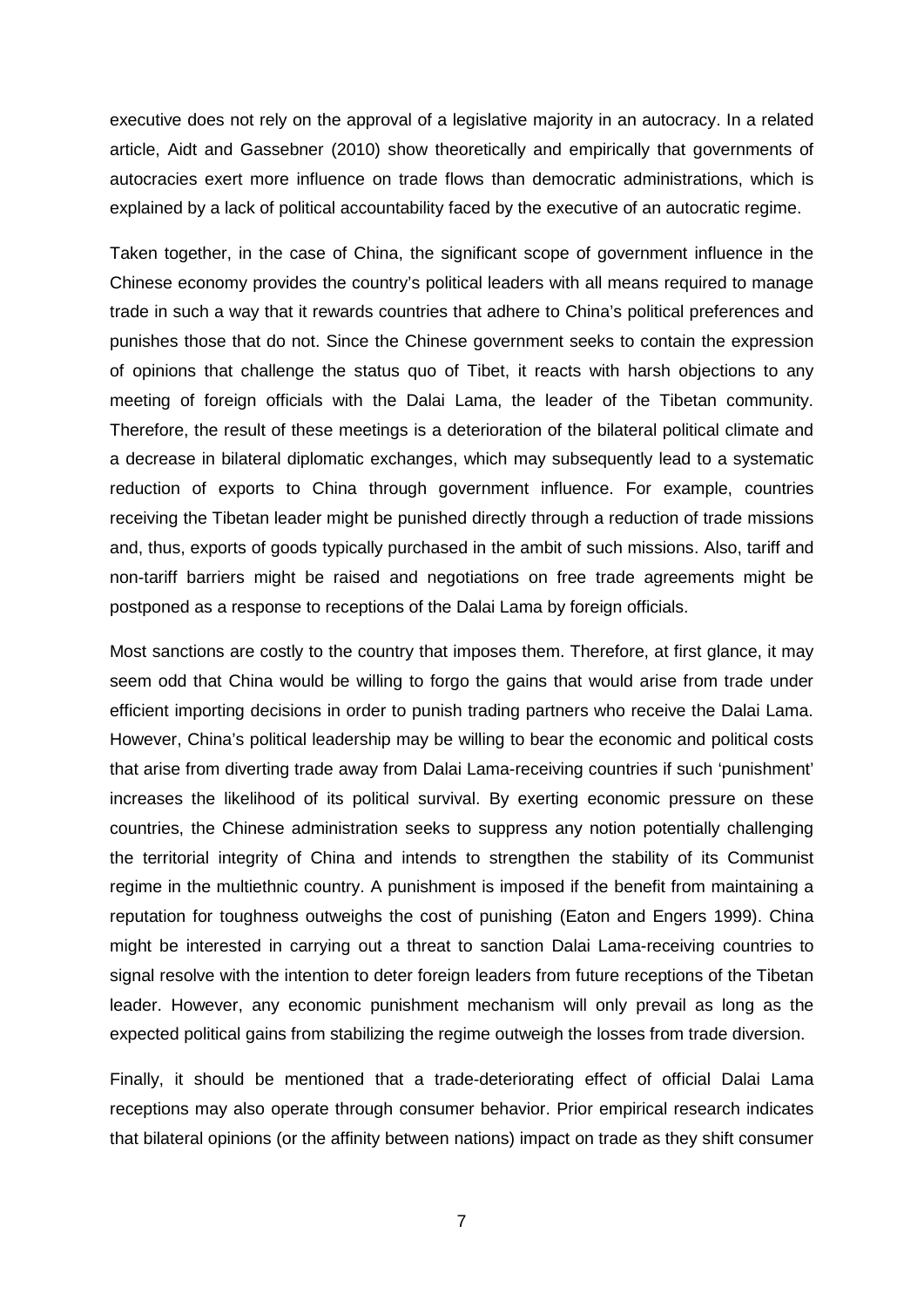executive does not rely on the approval of a legislative majority in an autocracy. In a related article, Aidt and Gassebner (2010) show theoretically and empirically that governments of autocracies exert more influence on trade flows than democratic administrations, which is explained by a lack of political accountability faced by the executive of an autocratic regime.

Taken together, in the case of China, the significant scope of government influence in the Chinese economy provides the country's political leaders with all means required to manage trade in such a way that it rewards countries that adhere to China's political preferences and punishes those that do not. Since the Chinese government seeks to contain the expression of opinions that challenge the status quo of Tibet, it reacts with harsh objections to any meeting of foreign officials with the Dalai Lama, the leader of the Tibetan community. Therefore, the result of these meetings is a deterioration of the bilateral political climate and a decrease in bilateral diplomatic exchanges, which may subsequently lead to a systematic reduction of exports to China through government influence. For example, countries receiving the Tibetan leader might be punished directly through a reduction of trade missions and, thus, exports of goods typically purchased in the ambit of such missions. Also, tariff and non-tariff barriers might be raised and negotiations on free trade agreements might be postponed as a response to receptions of the Dalai Lama by foreign officials.

Most sanctions are costly to the country that imposes them. Therefore, at first glance, it may seem odd that China would be willing to forgo the gains that would arise from trade under efficient importing decisions in order to punish trading partners who receive the Dalai Lama. However, China's political leadership may be willing to bear the economic and political costs that arise from diverting trade away from Dalai Lama-receiving countries if such 'punishment' increases the likelihood of its political survival. By exerting economic pressure on these countries, the Chinese administration seeks to suppress any notion potentially challenging the territorial integrity of China and intends to strengthen the stability of its Communist regime in the multiethnic country. A punishment is imposed if the benefit from maintaining a reputation for toughness outweighs the cost of punishing (Eaton and Engers 1999). China might be interested in carrying out a threat to sanction Dalai Lama-receiving countries to signal resolve with the intention to deter foreign leaders from future receptions of the Tibetan leader. However, any economic punishment mechanism will only prevail as long as the expected political gains from stabilizing the regime outweigh the losses from trade diversion.

Finally, it should be mentioned that a trade-deteriorating effect of official Dalai Lama receptions may also operate through consumer behavior. Prior empirical research indicates that bilateral opinions (or the affinity between nations) impact on trade as they shift consumer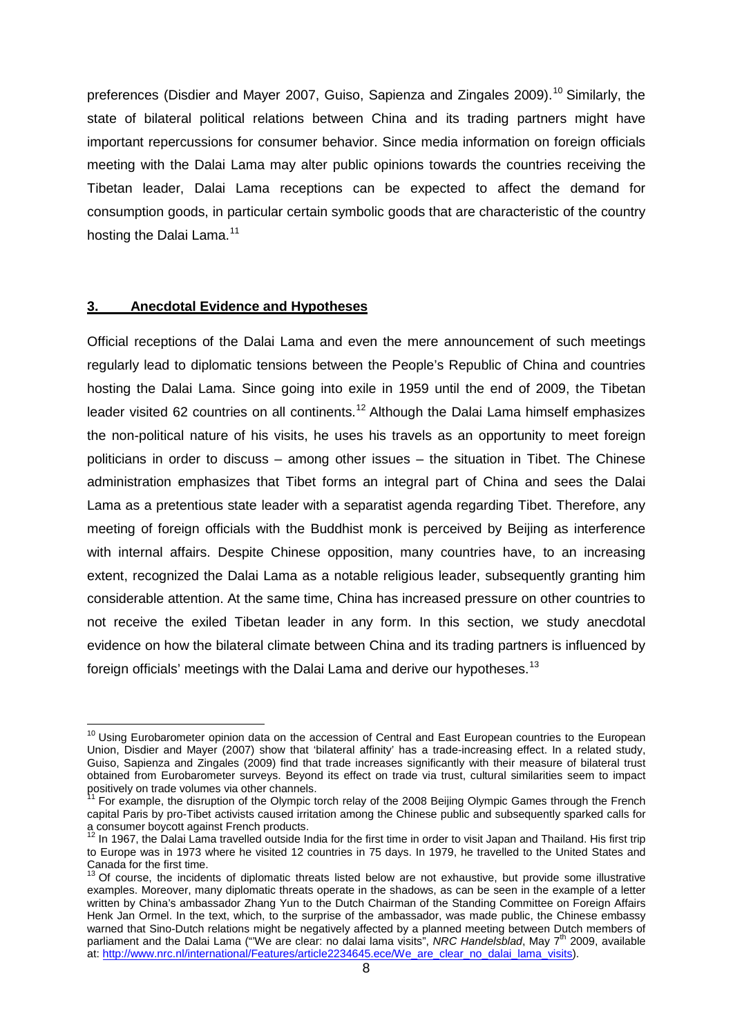preferences (Disdier and Mayer 2007, Guiso, Sapienza and Zingales 2009).[10] Similarly, the state of bilateral political relations between China and its trading partners might have important repercussions for consumer behavior. Since media information on foreign officials meeting with the Dalai Lama may alter public opinions towards the countries receiving the Tibetan leader, Dalai Lama receptions can be expected to affect the demand for consumption goods, in particular certain symbolic goods that are characteristic of the country hosting the Dalai Lama.[11]

## 3. Anecdotal Evidence and Hypotheses

Official receptions of the Dalai Lama and even the mere announcement of such meetings regularly lead to diplomatic tensions between the People's Republic of China and countries hosting the Dalai Lama. Since going into exile in 1959 until the end of 2009, the Tibetan leader visited 62 countries on all continents.[12] Although the Dalai Lama himself emphasizes the non-political nature of his visits, he uses his travels as an opportunity to meet foreign politicians in order to discuss – among other issues – the situation in Tibet. The Chinese administration emphasizes that Tibet forms an integral part of China and sees the Dalai Lama as a pretentious state leader with a separatist agenda regarding Tibet. Therefore, any meeting of foreign officials with the Buddhist monk is perceived by Beijing as interference with internal affairs. Despite Chinese opposition, many countries have, to an increasing extent, recognized the Dalai Lama as a notable religious leader, subsequently granting him considerable attention. At the same time, China has increased pressure on other countries to not receive the exiled Tibetan leader in any form. In this section, we study anecdotal evidence on how the bilateral climate between China and its trading partners is influenced by foreign officials' meetings with the Dalai Lama and derive our hypotheses.[13]

---

[10] Using Eurobarometer opinion data on the accession of Central and East European countries to the European Union, Disdier and Mayer (2007) show that 'bilateral affinity' has a trade-increasing effect. In a related study, Guiso, Sapienza and Zingales (2009) find that trade increases significantly with their measure of bilateral trust obtained from Eurobarometer surveys. Beyond its effect on trade via trust, cultural similarities seem to impact positively on trade volumes via other channels.

[11] For example, the disruption of the Olympic torch relay of the 2008 Beijing Olympic Games through the French capital Paris by pro-Tibet activists caused irritation among the Chinese public and subsequently sparked calls for a consumer boycott against French products.

[12] In 1967, the Dalai Lama travelled outside India for the first time in order to visit Japan and Thailand. His first trip to Europe was in 1973 where he visited 12 countries in 75 days. In 1979, he travelled to the United States and Canada for the first time.

[13] Of course, the incidents of diplomatic threats listed below are not exhaustive, but provide some illustrative examples. Moreover, many diplomatic threats operate in the shadows, as can be seen in the example of a letter written by China's ambassador Zhang Yun to the Dutch Chairman of the Standing Committee on Foreign Affairs Henk Jan Ormel. In the text, which, to the surprise of the ambassador, was made public, the Chinese embassy warned that Sino-Dutch relations might be negatively affected by a planned meeting between Dutch members of parliament and the Dalai Lama ("'We are clear: no dalai lama visits", *NRC Handelsblad*, May 7th 2009, available at: http://www.nrc.nl/international/Features/article2234645.ece/We_are_clear_no_dalai_lama_visits).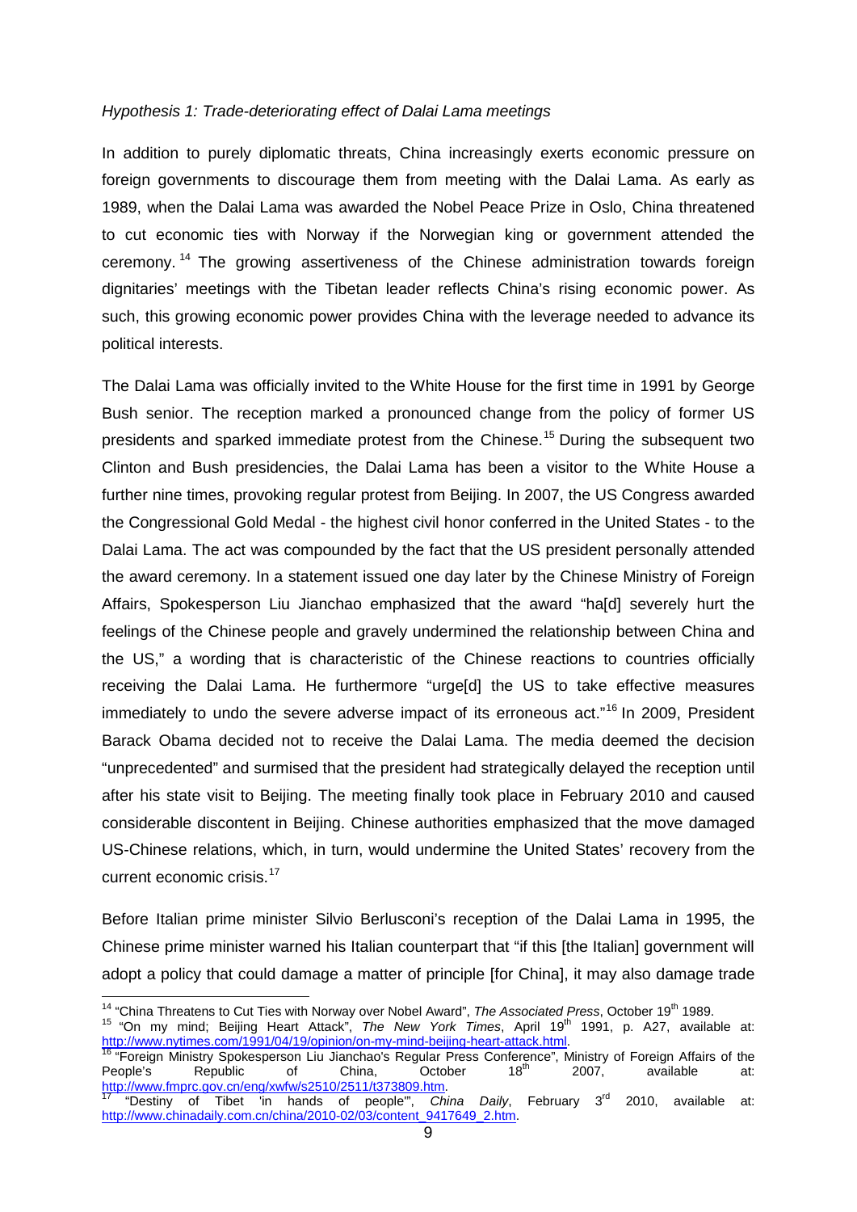*Hypothesis 1: Trade-deteriorating effect of Dalai Lama meetings*

In addition to purely diplomatic threats, China increasingly exerts economic pressure on foreign governments to discourage them from meeting with the Dalai Lama. As early as 1989, when the Dalai Lama was awarded the Nobel Peace Prize in Oslo, China threatened to cut economic ties with Norway if the Norwegian king or government attended the ceremony.[14] The growing assertiveness of the Chinese administration towards foreign dignitaries' meetings with the Tibetan leader reflects China's rising economic power. As such, this growing economic power provides China with the leverage needed to advance its political interests.

The Dalai Lama was officially invited to the White House for the first time in 1991 by George Bush senior. The reception marked a pronounced change from the policy of former US presidents and sparked immediate protest from the Chinese.[15] During the subsequent two Clinton and Bush presidencies, the Dalai Lama has been a visitor to the White House a further nine times, provoking regular protest from Beijing. In 2007, the US Congress awarded the Congressional Gold Medal - the highest civil honor conferred in the United States - to the Dalai Lama. The act was compounded by the fact that the US president personally attended the award ceremony. In a statement issued one day later by the Chinese Ministry of Foreign Affairs, Spokesperson Liu Jianchao emphasized that the award "ha[d] severely hurt the feelings of the Chinese people and gravely undermined the relationship between China and the US," a wording that is characteristic of the Chinese reactions to countries officially receiving the Dalai Lama. He furthermore "urge[d] the US to take effective measures immediately to undo the severe adverse impact of its erroneous act."[16] In 2009, President Barack Obama decided not to receive the Dalai Lama. The media deemed the decision "unprecedented" and surmised that the president had strategically delayed the reception until after his state visit to Beijing. The meeting finally took place in February 2010 and caused considerable discontent in Beijing. Chinese authorities emphasized that the move damaged US-Chinese relations, which, in turn, would undermine the United States' recovery from the current economic crisis.[17]

Before Italian prime minister Silvio Berlusconi's reception of the Dalai Lama in 1995, the Chinese prime minister warned his Italian counterpart that "if this [the Italian] government will adopt a policy that could damage a matter of principle [for China], it may also damage trade

---

[14] "China Threatens to Cut Ties with Norway over Nobel Award", *The Associated Press*, October 19th 1989.

[15] "On my mind; Beijing Heart Attack", *The New York Times*, April 19th 1991, p. A27, available at: http://www.nytimes.com/1991/04/19/opinion/on-my-mind-beijing-heart-attack.html.

[16] "Foreign Ministry Spokesperson Liu Jianchao's Regular Press Conference", Ministry of Foreign Affairs of the People's Republic of China, October 18th 2007, available at: http://www.fmprc.gov.cn/eng/xwfw/s2510/2511/t373809.htm.

[17] "Destiny of Tibet 'in hands of people'", *China Daily*, February 3rd 2010, available at: http://www.chinadaily.com.cn/china/2010-02/03/content_9417649_2.htm.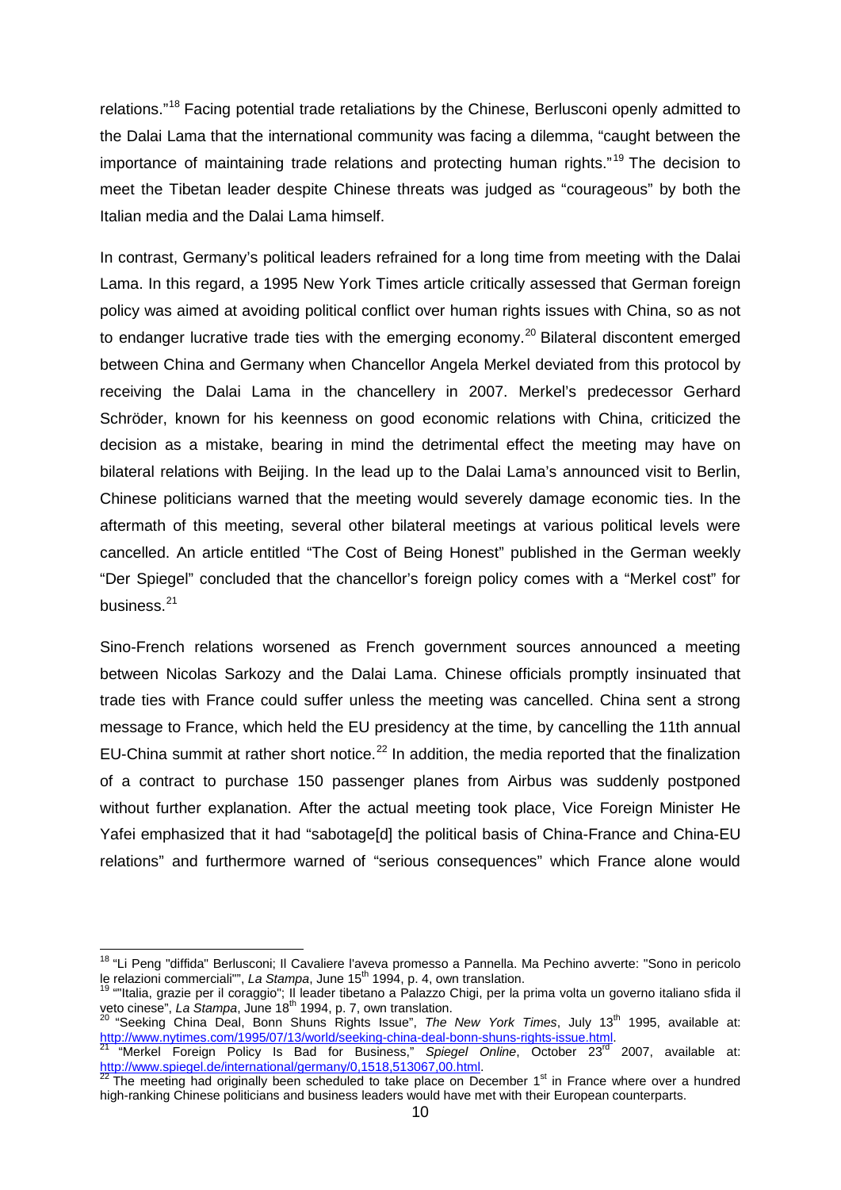relations."[18] Facing potential trade retaliations by the Chinese, Berlusconi openly admitted to the Dalai Lama that the international community was facing a dilemma, "caught between the importance of maintaining trade relations and protecting human rights."[19] The decision to meet the Tibetan leader despite Chinese threats was judged as "courageous" by both the Italian media and the Dalai Lama himself.

In contrast, Germany's political leaders refrained for a long time from meeting with the Dalai Lama. In this regard, a 1995 New York Times article critically assessed that German foreign policy was aimed at avoiding political conflict over human rights issues with China, so as not to endanger lucrative trade ties with the emerging economy.[20] Bilateral discontent emerged between China and Germany when Chancellor Angela Merkel deviated from this protocol by receiving the Dalai Lama in the chancellery in 2007. Merkel's predecessor Gerhard Schröder, known for his keenness on good economic relations with China, criticized the decision as a mistake, bearing in mind the detrimental effect the meeting may have on bilateral relations with Beijing. In the lead up to the Dalai Lama's announced visit to Berlin, Chinese politicians warned that the meeting would severely damage economic ties. In the aftermath of this meeting, several other bilateral meetings at various political levels were cancelled. An article entitled "The Cost of Being Honest" published in the German weekly "Der Spiegel" concluded that the chancellor's foreign policy comes with a "Merkel cost" for business.[21]

Sino-French relations worsened as French government sources announced a meeting between Nicolas Sarkozy and the Dalai Lama. Chinese officials promptly insinuated that trade ties with France could suffer unless the meeting was cancelled. China sent a strong message to France, which held the EU presidency at the time, by cancelling the 11th annual EU-China summit at rather short notice.[22] In addition, the media reported that the finalization of a contract to purchase 150 passenger planes from Airbus was suddenly postponed without further explanation. After the actual meeting took place, Vice Foreign Minister He Yafei emphasized that it had "sabotage[d] the political basis of China-France and China-EU relations" and furthermore warned of "serious consequences" which France alone would

---

[18] "Li Peng "diffida" Berlusconi; Il Cavaliere l'aveva promesso a Pannella. Ma Pechino avverte: "Sono in pericolo le relazioni commerciali"", *La Stampa*, June 15th 1994, p. 4, own translation.

[19] ""Italia, grazie per il coraggio"; Il leader tibetano a Palazzo Chigi, per la prima volta un governo italiano sfida il veto cinese", *La Stampa*, June 18th 1994, p. 7, own translation.

[20] "Seeking China Deal, Bonn Shuns Rights Issue", *The New York Times*, July 13th 1995, available at: http://www.nytimes.com/1995/07/13/world/seeking-china-deal-bonn-shuns-rights-issue.html.

[21] "Merkel Foreign Policy Is Bad for Business," *Spiegel Online*, October 23rd 2007, available at: http://www.spiegel.de/international/germany/0,1518,513067,00.html.

[22] The meeting had originally been scheduled to take place on December 1st in France where over a hundred high-ranking Chinese politicians and business leaders would have met with their European counterparts.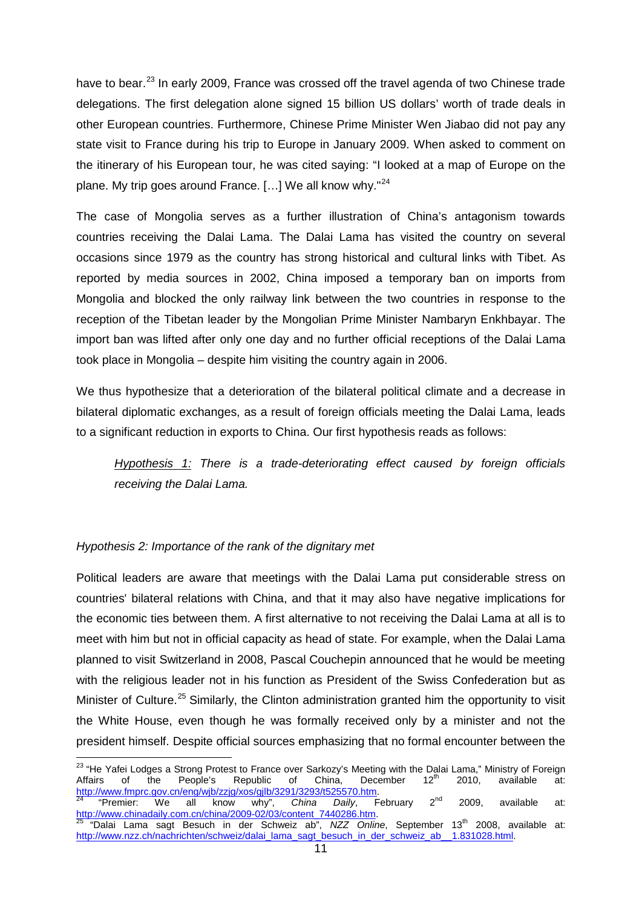have to bear.[23] In early 2009, France was crossed off the travel agenda of two Chinese trade delegations. The first delegation alone signed 15 billion US dollars' worth of trade deals in other European countries. Furthermore, Chinese Prime Minister Wen Jiabao did not pay any state visit to France during his trip to Europe in January 2009. When asked to comment on the itinerary of his European tour, he was cited saying: "I looked at a map of Europe on the plane. My trip goes around France. […] We all know why."[24]

The case of Mongolia serves as a further illustration of China's antagonism towards countries receiving the Dalai Lama. The Dalai Lama has visited the country on several occasions since 1979 as the country has strong historical and cultural links with Tibet. As reported by media sources in 2002, China imposed a temporary ban on imports from Mongolia and blocked the only railway link between the two countries in response to the reception of the Tibetan leader by the Mongolian Prime Minister Nambaryn Enkhbayar. The import ban was lifted after only one day and no further official receptions of the Dalai Lama took place in Mongolia – despite him visiting the country again in 2006.

We thus hypothesize that a deterioration of the bilateral political climate and a decrease in bilateral diplomatic exchanges, as a result of foreign officials meeting the Dalai Lama, leads to a significant reduction in exports to China. Our first hypothesis reads as follows:

> *Hypothesis 1: There is a trade-deteriorating effect caused by foreign officials receiving the Dalai Lama.*

*Hypothesis 2: Importance of the rank of the dignitary met*

Political leaders are aware that meetings with the Dalai Lama put considerable stress on countries' bilateral relations with China, and that it may also have negative implications for the economic ties between them. A first alternative to not receiving the Dalai Lama at all is to meet with him but not in official capacity as head of state. For example, when the Dalai Lama planned to visit Switzerland in 2008, Pascal Couchepin announced that he would be meeting with the religious leader not in his function as President of the Swiss Confederation but as Minister of Culture.[25] Similarly, the Clinton administration granted him the opportunity to visit the White House, even though he was formally received only by a minister and not the president himself. Despite official sources emphasizing that no formal encounter between the

---

[23] "He Yafei Lodges a Strong Protest to France over Sarkozy's Meeting with the Dalai Lama," Ministry of Foreign Affairs of the People's Republic of China, December 12th 2010, available at: http://www.fmprc.gov.cn/eng/wjb/zzjg/xos/gjlb/3291/3293/t525570.htm.

[24] "Premier: We all know why", *China Daily*, February 2nd 2009, available at: http://www.chinadaily.com.cn/china/2009-02/03/content_7440286.htm.

[25] "Dalai Lama sagt Besuch in der Schweiz ab", *NZZ Online*, September 13th 2008, available at: http://www.nzz.ch/nachrichten/schweiz/dalai_lama_sagt_besuch_in_der_schweiz_ab__1.831028.html.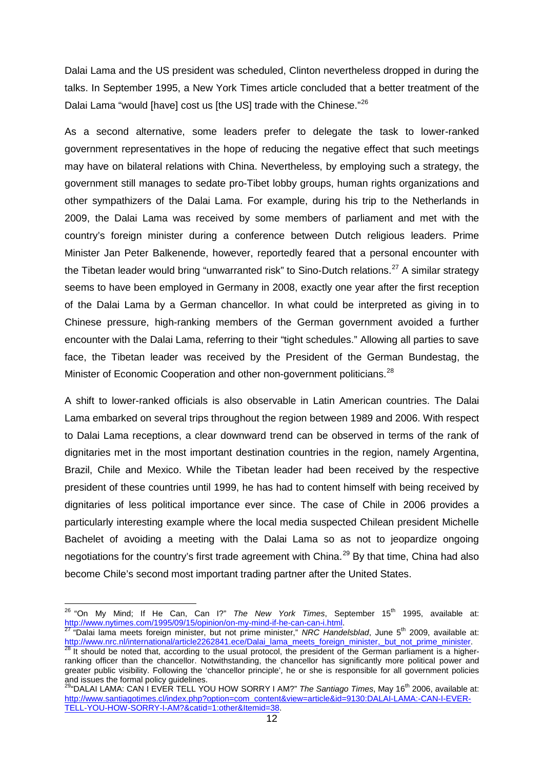Dalai Lama and the US president was scheduled, Clinton nevertheless dropped in during the talks. In September 1995, a New York Times article concluded that a better treatment of the Dalai Lama "would [have] cost us [the US] trade with the Chinese."[26]

As a second alternative, some leaders prefer to delegate the task to lower-ranked government representatives in the hope of reducing the negative effect that such meetings may have on bilateral relations with China. Nevertheless, by employing such a strategy, the government still manages to sedate pro-Tibet lobby groups, human rights organizations and other sympathizers of the Dalai Lama. For example, during his trip to the Netherlands in 2009, the Dalai Lama was received by some members of parliament and met with the country's foreign minister during a conference between Dutch religious leaders. Prime Minister Jan Peter Balkenende, however, reportedly feared that a personal encounter with the Tibetan leader would bring "unwarranted risk" to Sino-Dutch relations.[27] A similar strategy seems to have been employed in Germany in 2008, exactly one year after the first reception of the Dalai Lama by a German chancellor. In what could be interpreted as giving in to Chinese pressure, high-ranking members of the German government avoided a further encounter with the Dalai Lama, referring to their "tight schedules." Allowing all parties to save face, the Tibetan leader was received by the President of the German Bundestag, the Minister of Economic Cooperation and other non-government politicians.[28]

A shift to lower-ranked officials is also observable in Latin American countries. The Dalai Lama embarked on several trips throughout the region between 1989 and 2006. With respect to Dalai Lama receptions, a clear downward trend can be observed in terms of the rank of dignitaries met in the most important destination countries in the region, namely Argentina, Brazil, Chile and Mexico. While the Tibetan leader had been received by the respective president of these countries until 1999, he has had to content himself with being received by dignitaries of less political importance ever since. The case of Chile in 2006 provides a particularly interesting example where the local media suspected Chilean president Michelle Bachelet of avoiding a meeting with the Dalai Lama so as not to jeopardize ongoing negotiations for the country's first trade agreement with China.[29] By that time, China had also become Chile's second most important trading partner after the United States.

---

[26] "On My Mind; If He Can, Can I?" *The New York Times*, September 15th 1995, available at: http://www.nytimes.com/1995/09/15/opinion/on-my-mind-if-he-can-can-i.html.

[27] "Dalai lama meets foreign minister, but not prime minister," *NRC Handelsblad*, June 5th 2009, available at: http://www.nrc.nl/international/article2262841.ece/Dalai_lama_meets_foreign_minister,_but_not_prime_minister.

[28] It should be noted that, according to the usual protocol, the president of the German parliament is a higher-ranking officer than the chancellor. Notwithstanding, the chancellor has significantly more political power and greater public visibility. Following the 'chancellor principle', he or she is responsible for all government policies and issues the formal policy guidelines.

[29] "DALAI LAMA: CAN I EVER TELL YOU HOW SORRY I AM?" *The Santiago Times*, May 16th 2006, available at: http://www.santiagotimes.cl/index.php?option=com_content&view=article&id=9130:DALAI-LAMA:-CAN-I-EVER-TELL-YOU-HOW-SORRY-I-AM?&catid=1:other&Itemid=38.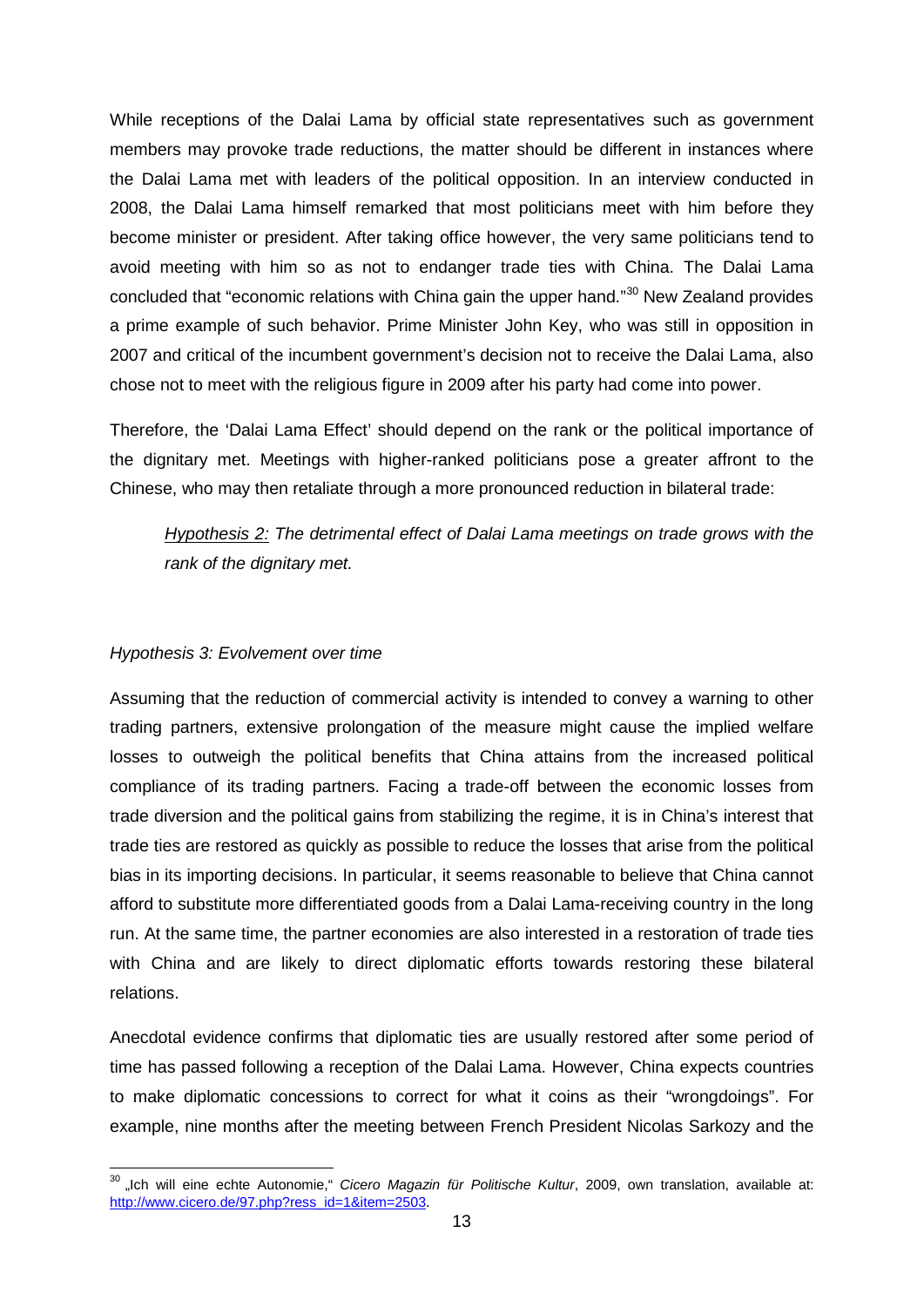While receptions of the Dalai Lama by official state representatives such as government members may provoke trade reductions, the matter should be different in instances where the Dalai Lama met with leaders of the political opposition. In an interview conducted in 2008, the Dalai Lama himself remarked that most politicians meet with him before they become minister or president. After taking office however, the very same politicians tend to avoid meeting with him so as not to endanger trade ties with China. The Dalai Lama concluded that "economic relations with China gain the upper hand."[30] New Zealand provides a prime example of such behavior. Prime Minister John Key, who was still in opposition in 2007 and critical of the incumbent government's decision not to receive the Dalai Lama, also chose not to meet with the religious figure in 2009 after his party had come into power.

Therefore, the 'Dalai Lama Effect' should depend on the rank or the political importance of the dignitary met. Meetings with higher-ranked politicians pose a greater affront to the Chinese, who may then retaliate through a more pronounced reduction in bilateral trade:

> _Hypothesis 2:_ *The detrimental effect of Dalai Lama meetings on trade grows with the rank of the dignitary met.*

*Hypothesis 3: Evolvement over time*

Assuming that the reduction of commercial activity is intended to convey a warning to other trading partners, extensive prolongation of the measure might cause the implied welfare losses to outweigh the political benefits that China attains from the increased political compliance of its trading partners. Facing a trade-off between the economic losses from trade diversion and the political gains from stabilizing the regime, it is in China's interest that trade ties are restored as quickly as possible to reduce the losses that arise from the political bias in its importing decisions. In particular, it seems reasonable to believe that China cannot afford to substitute more differentiated goods from a Dalai Lama-receiving country in the long run. At the same time, the partner economies are also interested in a restoration of trade ties with China and are likely to direct diplomatic efforts towards restoring these bilateral relations.

Anecdotal evidence confirms that diplomatic ties are usually restored after some period of time has passed following a reception of the Dalai Lama. However, China expects countries to make diplomatic concessions to correct for what it coins as their "wrongdoings". For example, nine months after the meeting between French President Nicolas Sarkozy and the

---

[30] „Ich will eine echte Autonomie," *Cicero Magazin für Politische Kultur*, 2009, own translation, available at: http://www.cicero.de/97.php?ress_id=1&item=2503.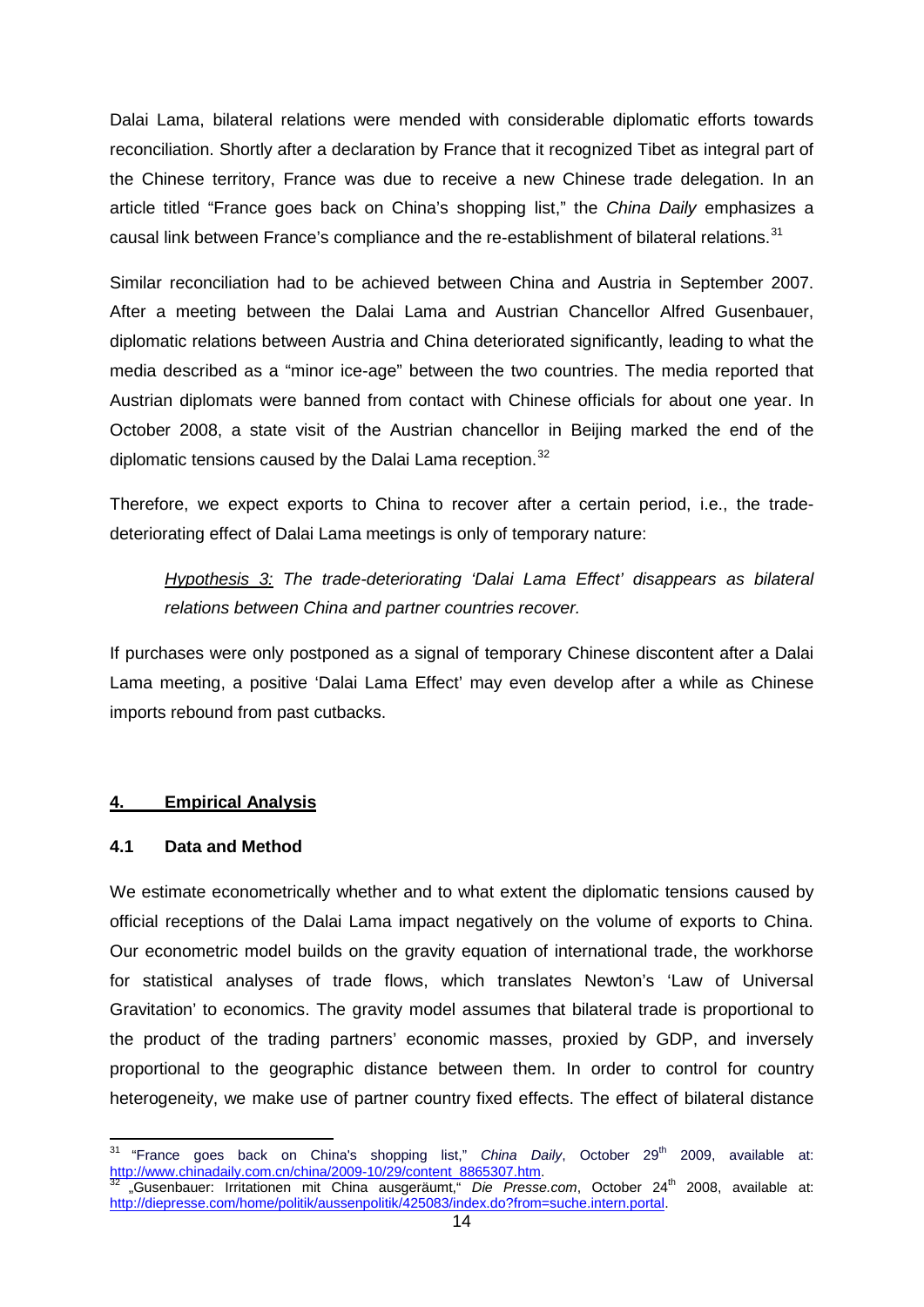Dalai Lama, bilateral relations were mended with considerable diplomatic efforts towards reconciliation. Shortly after a declaration by France that it recognized Tibet as integral part of the Chinese territory, France was due to receive a new Chinese trade delegation. In an article titled "France goes back on China's shopping list," the *China Daily* emphasizes a causal link between France's compliance and the re-establishment of bilateral relations.[31]

Similar reconciliation had to be achieved between China and Austria in September 2007. After a meeting between the Dalai Lama and Austrian Chancellor Alfred Gusenbauer, diplomatic relations between Austria and China deteriorated significantly, leading to what the media described as a "minor ice-age" between the two countries. The media reported that Austrian diplomats were banned from contact with Chinese officials for about one year. In October 2008, a state visit of the Austrian chancellor in Beijing marked the end of the diplomatic tensions caused by the Dalai Lama reception.[32]

Therefore, we expect exports to China to recover after a certain period, i.e., the trade-deteriorating effect of Dalai Lama meetings is only of temporary nature:

> *Hypothesis 3:* *The trade-deteriorating 'Dalai Lama Effect' disappears as bilateral relations between China and partner countries recover.*

If purchases were only postponed as a signal of temporary Chinese discontent after a Dalai Lama meeting, a positive 'Dalai Lama Effect' may even develop after a while as Chinese imports rebound from past cutbacks.

## 4. Empirical Analysis

### 4.1 Data and Method

We estimate econometrically whether and to what extent the diplomatic tensions caused by official receptions of the Dalai Lama impact negatively on the volume of exports to China. Our econometric model builds on the gravity equation of international trade, the workhorse for statistical analyses of trade flows, which translates Newton's 'Law of Universal Gravitation' to economics. The gravity model assumes that bilateral trade is proportional to the product of the trading partners' economic masses, proxied by GDP, and inversely proportional to the geographic distance between them. In order to control for country heterogeneity, we make use of partner country fixed effects. The effect of bilateral distance

---

[31] "France goes back on China's shopping list," *China Daily*, October 29th 2009, available at: http://www.chinadaily.com.cn/china/2009-10/29/content_8865307.htm.

[32] „Gusenbauer: Irritationen mit China ausgeräumt," *Die Presse.com*, October 24th 2008, available at: http://diepresse.com/home/politik/aussenpolitik/425083/index.do?from=suche.intern.portal.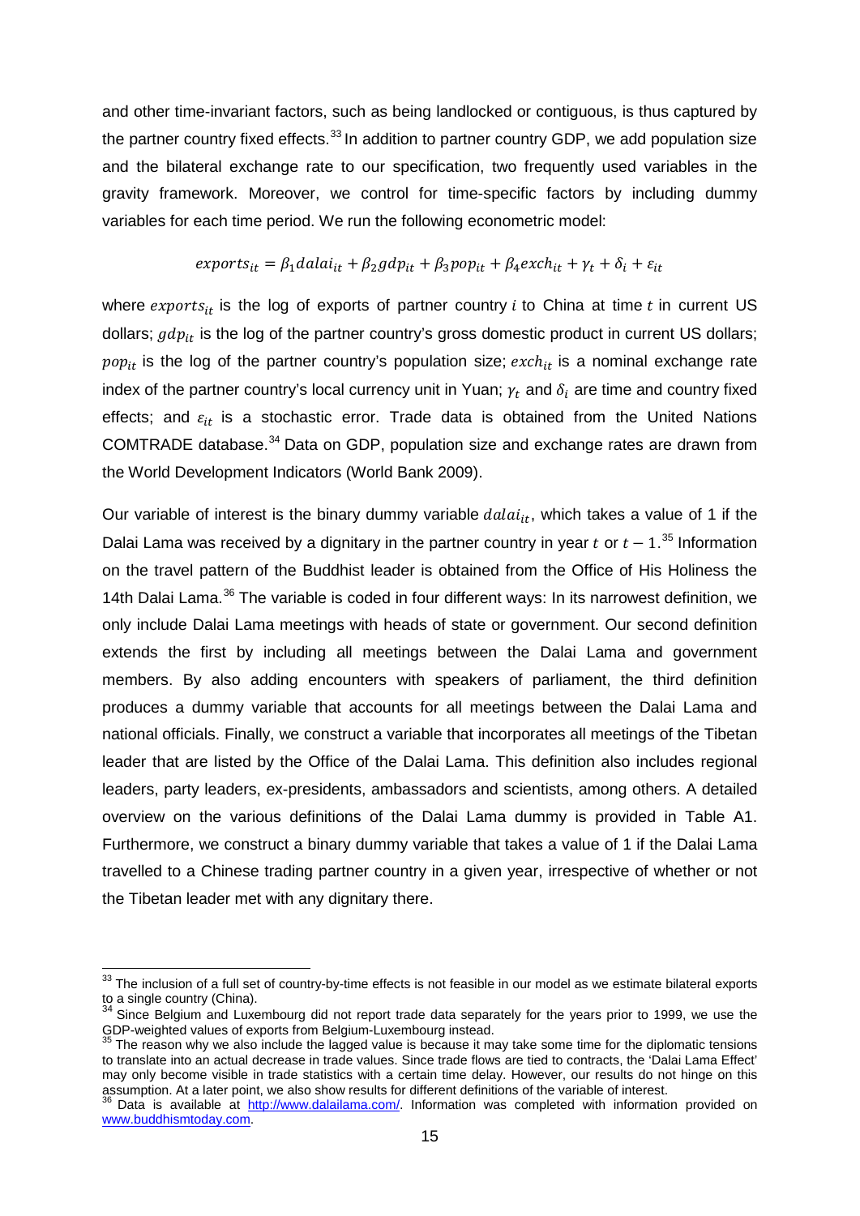and other time-invariant factors, such as being landlocked or contiguous, is thus captured by the partner country fixed effects.[33] In addition to partner country GDP, we add population size and the bilateral exchange rate to our specification, two frequently used variables in the gravity framework. Moreover, we control for time-specific factors by including dummy variables for each time period. We run the following econometric model:

$$exports_{it} = \beta_1 dalai_{it} + \beta_2 gdp_{it} + \beta_3 pop_{it} + \beta_4 exch_{it} + \gamma_t + \delta_i + \varepsilon_{it}$$

where $exports_{it}$ is the log of exports of partner country $i$ to China at time $t$ in current US dollars; $gdp_{it}$ is the log of the partner country's gross domestic product in current US dollars; $pop_{it}$ is the log of the partner country's population size; $exch_{it}$ is a nominal exchange rate index of the partner country's local currency unit in Yuan; $\gamma_t$ and $\delta_i$ are time and country fixed effects; and $\varepsilon_{it}$ is a stochastic error. Trade data is obtained from the United Nations COMTRADE database.[34] Data on GDP, population size and exchange rates are drawn from the World Development Indicators (World Bank 2009).

Our variable of interest is the binary dummy variable $dalai_{it}$, which takes a value of 1 if the Dalai Lama was received by a dignitary in the partner country in year $t$ or $t-1$.[35] Information on the travel pattern of the Buddhist leader is obtained from the Office of His Holiness the 14th Dalai Lama.[36] The variable is coded in four different ways: In its narrowest definition, we only include Dalai Lama meetings with heads of state or government. Our second definition extends the first by including all meetings between the Dalai Lama and government members. By also adding encounters with speakers of parliament, the third definition produces a dummy variable that accounts for all meetings between the Dalai Lama and national officials. Finally, we construct a variable that incorporates all meetings of the Tibetan leader that are listed by the Office of the Dalai Lama. This definition also includes regional leaders, party leaders, ex-presidents, ambassadors and scientists, among others. A detailed overview on the various definitions of the Dalai Lama dummy is provided in Table A1. Furthermore, we construct a binary dummy variable that takes a value of 1 if the Dalai Lama travelled to a Chinese trading partner country in a given year, irrespective of whether or not the Tibetan leader met with any dignitary there.

---

[33] The inclusion of a full set of country-by-time effects is not feasible in our model as we estimate bilateral exports to a single country (China).

[34] Since Belgium and Luxembourg did not report trade data separately for the years prior to 1999, we use the GDP-weighted values of exports from Belgium-Luxembourg instead.

[35] The reason why we also include the lagged value is because it may take some time for the diplomatic tensions to translate into an actual decrease in trade values. Since trade flows are tied to contracts, the 'Dalai Lama Effect' may only become visible in trade statistics with a certain time delay. However, our results do not hinge on this assumption. At a later point, we also show results for different definitions of the variable of interest.

[36] Data is available at http://www.dalailama.com/. Information was completed with information provided on www.buddhismtoday.com.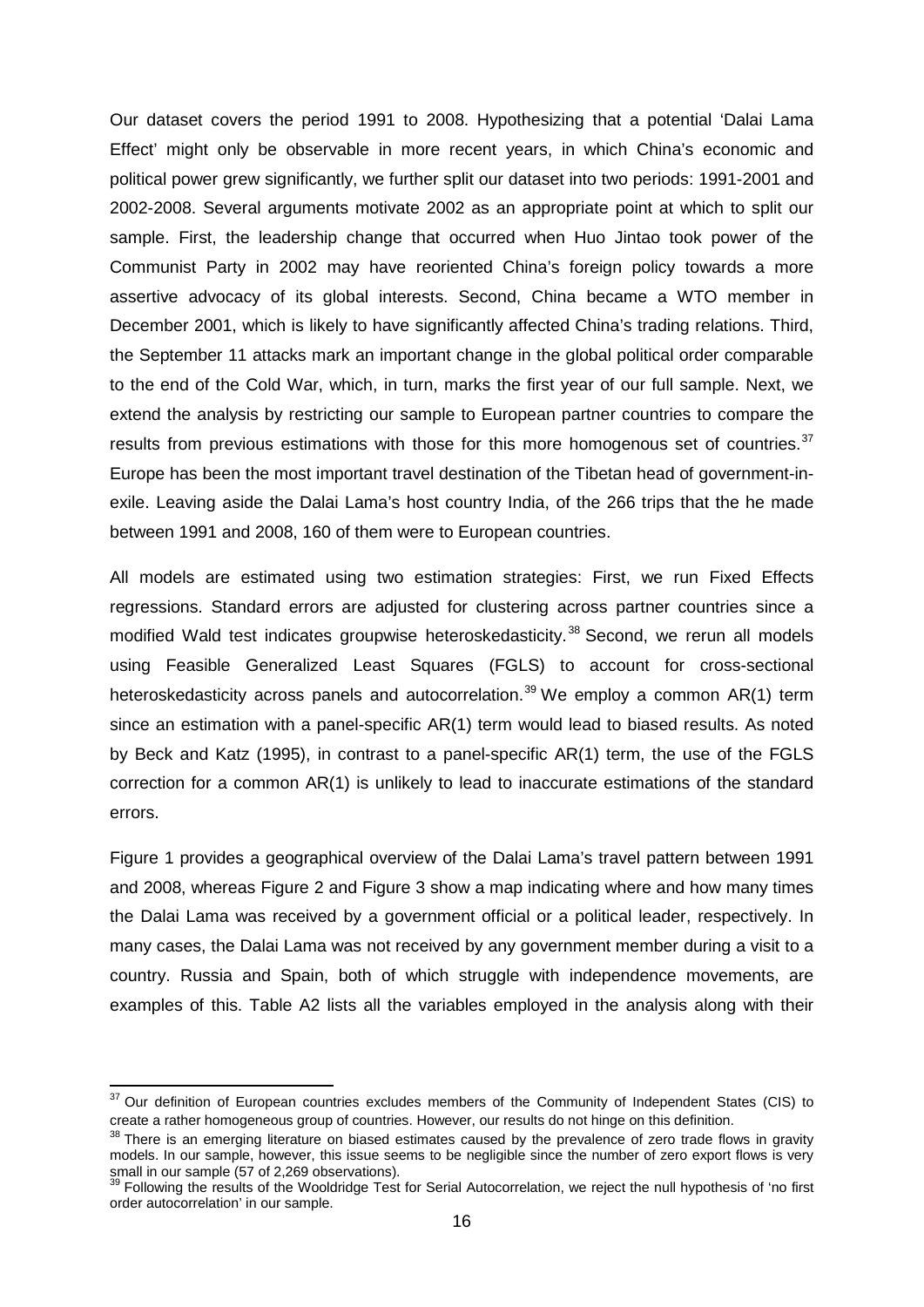Our dataset covers the period 1991 to 2008. Hypothesizing that a potential 'Dalai Lama Effect' might only be observable in more recent years, in which China's economic and political power grew significantly, we further split our dataset into two periods: 1991-2001 and 2002-2008. Several arguments motivate 2002 as an appropriate point at which to split our sample. First, the leadership change that occurred when Huo Jintao took power of the Communist Party in 2002 may have reoriented China's foreign policy towards a more assertive advocacy of its global interests. Second, China became a WTO member in December 2001, which is likely to have significantly affected China's trading relations. Third, the September 11 attacks mark an important change in the global political order comparable to the end of the Cold War, which, in turn, marks the first year of our full sample. Next, we extend the analysis by restricting our sample to European partner countries to compare the results from previous estimations with those for this more homogenous set of countries.[37] Europe has been the most important travel destination of the Tibetan head of government-in-exile. Leaving aside the Dalai Lama's host country India, of the 266 trips that the he made between 1991 and 2008, 160 of them were to European countries.

All models are estimated using two estimation strategies: First, we run Fixed Effects regressions. Standard errors are adjusted for clustering across partner countries since a modified Wald test indicates groupwise heteroskedasticity.[38] Second, we rerun all models using Feasible Generalized Least Squares (FGLS) to account for cross-sectional heteroskedasticity across panels and autocorrelation.[39] We employ a common AR(1) term since an estimation with a panel-specific AR(1) term would lead to biased results. As noted by Beck and Katz (1995), in contrast to a panel-specific AR(1) term, the use of the FGLS correction for a common AR(1) is unlikely to lead to inaccurate estimations of the standard errors.

Figure 1 provides a geographical overview of the Dalai Lama's travel pattern between 1991 and 2008, whereas Figure 2 and Figure 3 show a map indicating where and how many times the Dalai Lama was received by a government official or a political leader, respectively. In many cases, the Dalai Lama was not received by any government member during a visit to a country. Russia and Spain, both of which struggle with independence movements, are examples of this. Table A2 lists all the variables employed in the analysis along with their

---

[37] Our definition of European countries excludes members of the Community of Independent States (CIS) to create a rather homogeneous group of countries. However, our results do not hinge on this definition.

[38] There is an emerging literature on biased estimates caused by the prevalence of zero trade flows in gravity models. In our sample, however, this issue seems to be negligible since the number of zero export flows is very small in our sample (57 of 2,269 observations).

[39] Following the results of the Wooldridge Test for Serial Autocorrelation, we reject the null hypothesis of 'no first order autocorrelation' in our sample.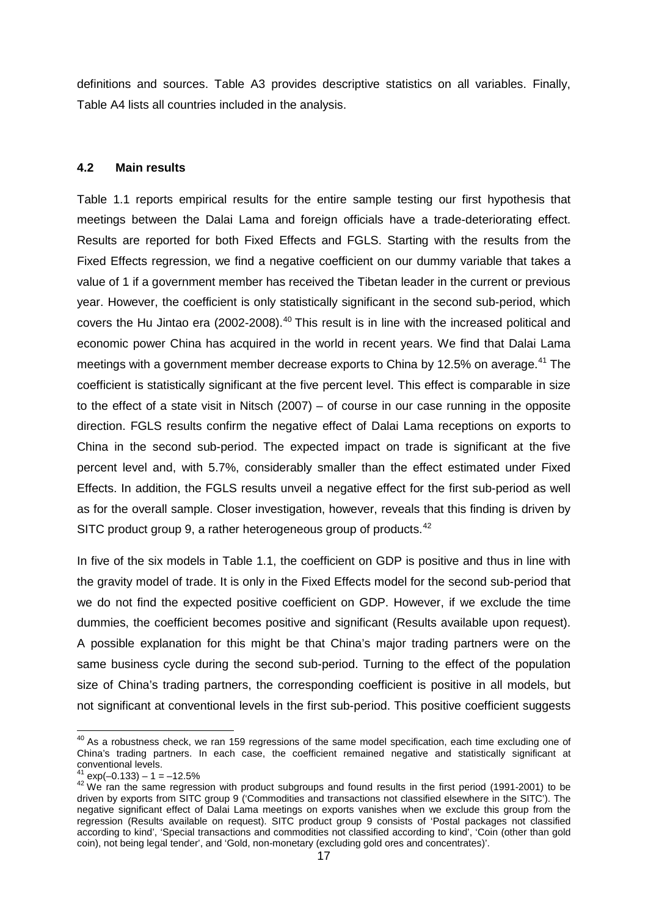definitions and sources. Table A3 provides descriptive statistics on all variables. Finally, Table A4 lists all countries included in the analysis.

### 4.2 Main results

Table 1.1 reports empirical results for the entire sample testing our first hypothesis that meetings between the Dalai Lama and foreign officials have a trade-deteriorating effect. Results are reported for both Fixed Effects and FGLS. Starting with the results from the Fixed Effects regression, we find a negative coefficient on our dummy variable that takes a value of 1 if a government member has received the Tibetan leader in the current or previous year. However, the coefficient is only statistically significant in the second sub-period, which covers the Hu Jintao era (2002-2008).[40] This result is in line with the increased political and economic power China has acquired in the world in recent years. We find that Dalai Lama meetings with a government member decrease exports to China by 12.5% on average.[41] The coefficient is statistically significant at the five percent level. This effect is comparable in size to the effect of a state visit in Nitsch (2007) – of course in our case running in the opposite direction. FGLS results confirm the negative effect of Dalai Lama receptions on exports to China in the second sub-period. The expected impact on trade is significant at the five percent level and, with 5.7%, considerably smaller than the effect estimated under Fixed Effects. In addition, the FGLS results unveil a negative effect for the first sub-period as well as for the overall sample. Closer investigation, however, reveals that this finding is driven by SITC product group 9, a rather heterogeneous group of products.[42]

In five of the six models in Table 1.1, the coefficient on GDP is positive and thus in line with the gravity model of trade. It is only in the Fixed Effects model for the second sub-period that we do not find the expected positive coefficient on GDP. However, if we exclude the time dummies, the coefficient becomes positive and significant (Results available upon request). A possible explanation for this might be that China's major trading partners were on the same business cycle during the second sub-period. Turning to the effect of the population size of China's trading partners, the corresponding coefficient is positive in all models, but not significant at conventional levels in the first sub-period. This positive coefficient suggests

---

[40] As a robustness check, we ran 159 regressions of the same model specification, each time excluding one of China's trading partners. In each case, the coefficient remained negative and statistically significant at conventional levels.

[41] $\exp(-0.133) - 1 = -12.5\%$

[42] We ran the same regression with product subgroups and found results in the first period (1991-2001) to be driven by exports from SITC group 9 ('Commodities and transactions not classified elsewhere in the SITC'). The negative significant effect of Dalai Lama meetings on exports vanishes when we exclude this group from the regression (Results available on request). SITC product group 9 consists of 'Postal packages not classified according to kind', 'Special transactions and commodities not classified according to kind', 'Coin (other than gold coin), not being legal tender', and 'Gold, non-monetary (excluding gold ores and concentrates)'.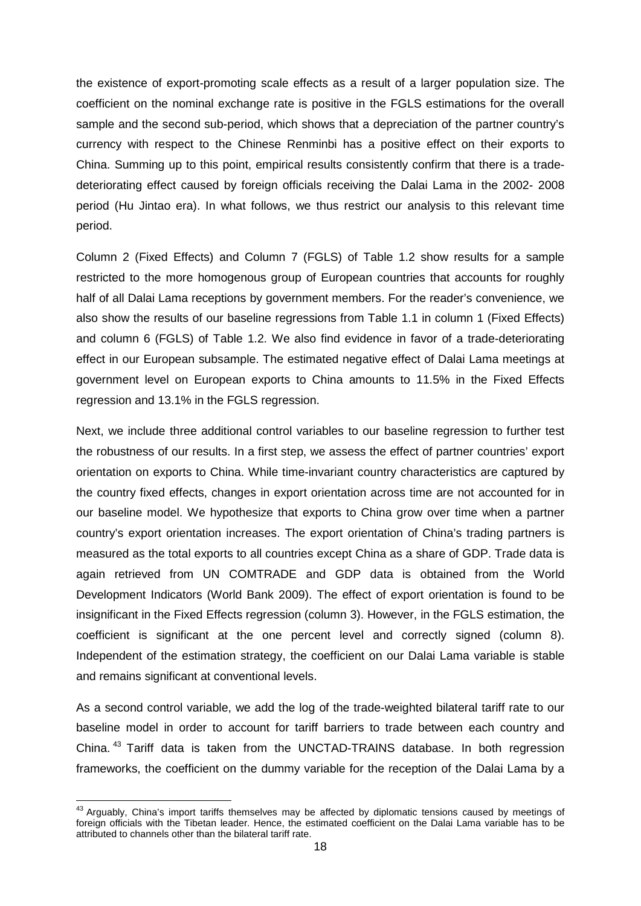the existence of export-promoting scale effects as a result of a larger population size. The coefficient on the nominal exchange rate is positive in the FGLS estimations for the overall sample and the second sub-period, which shows that a depreciation of the partner country's currency with respect to the Chinese Renminbi has a positive effect on their exports to China. Summing up to this point, empirical results consistently confirm that there is a trade-deteriorating effect caused by foreign officials receiving the Dalai Lama in the 2002- 2008 period (Hu Jintao era). In what follows, we thus restrict our analysis to this relevant time period.

Column 2 (Fixed Effects) and Column 7 (FGLS) of Table 1.2 show results for a sample restricted to the more homogenous group of European countries that accounts for roughly half of all Dalai Lama receptions by government members. For the reader's convenience, we also show the results of our baseline regressions from Table 1.1 in column 1 (Fixed Effects) and column 6 (FGLS) of Table 1.2. We also find evidence in favor of a trade-deteriorating effect in our European subsample. The estimated negative effect of Dalai Lama meetings at government level on European exports to China amounts to 11.5% in the Fixed Effects regression and 13.1% in the FGLS regression.

Next, we include three additional control variables to our baseline regression to further test the robustness of our results. In a first step, we assess the effect of partner countries' export orientation on exports to China. While time-invariant country characteristics are captured by the country fixed effects, changes in export orientation across time are not accounted for in our baseline model. We hypothesize that exports to China grow over time when a partner country's export orientation increases. The export orientation of China's trading partners is measured as the total exports to all countries except China as a share of GDP. Trade data is again retrieved from UN COMTRADE and GDP data is obtained from the World Development Indicators (World Bank 2009). The effect of export orientation is found to be insignificant in the Fixed Effects regression (column 3). However, in the FGLS estimation, the coefficient is significant at the one percent level and correctly signed (column 8). Independent of the estimation strategy, the coefficient on our Dalai Lama variable is stable and remains significant at conventional levels.

As a second control variable, we add the log of the trade-weighted bilateral tariff rate to our baseline model in order to account for tariff barriers to trade between each country and China.[43] Tariff data is taken from the UNCTAD-TRAINS database. In both regression frameworks, the coefficient on the dummy variable for the reception of the Dalai Lama by a

[43] Arguably, China's import tariffs themselves may be affected by diplomatic tensions caused by meetings of foreign officials with the Tibetan leader. Hence, the estimated coefficient on the Dalai Lama variable has to be attributed to channels other than the bilateral tariff rate.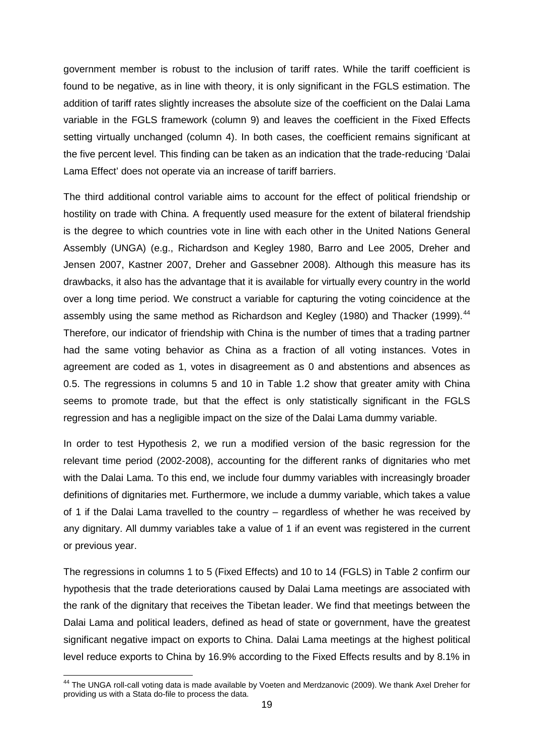government member is robust to the inclusion of tariff rates. While the tariff coefficient is found to be negative, as in line with theory, it is only significant in the FGLS estimation. The addition of tariff rates slightly increases the absolute size of the coefficient on the Dalai Lama variable in the FGLS framework (column 9) and leaves the coefficient in the Fixed Effects setting virtually unchanged (column 4). In both cases, the coefficient remains significant at the five percent level. This finding can be taken as an indication that the trade-reducing 'Dalai Lama Effect' does not operate via an increase of tariff barriers.

The third additional control variable aims to account for the effect of political friendship or hostility on trade with China. A frequently used measure for the extent of bilateral friendship is the degree to which countries vote in line with each other in the United Nations General Assembly (UNGA) (e.g., Richardson and Kegley 1980, Barro and Lee 2005, Dreher and Jensen 2007, Kastner 2007, Dreher and Gassebner 2008). Although this measure has its drawbacks, it also has the advantage that it is available for virtually every country in the world over a long time period. We construct a variable for capturing the voting coincidence at the assembly using the same method as Richardson and Kegley (1980) and Thacker (1999).[44] Therefore, our indicator of friendship with China is the number of times that a trading partner had the same voting behavior as China as a fraction of all voting instances. Votes in agreement are coded as 1, votes in disagreement as 0 and abstentions and absences as 0.5. The regressions in columns 5 and 10 in Table 1.2 show that greater amity with China seems to promote trade, but that the effect is only statistically significant in the FGLS regression and has a negligible impact on the size of the Dalai Lama dummy variable.

In order to test Hypothesis 2, we run a modified version of the basic regression for the relevant time period (2002-2008), accounting for the different ranks of dignitaries who met with the Dalai Lama. To this end, we include four dummy variables with increasingly broader definitions of dignitaries met. Furthermore, we include a dummy variable, which takes a value of 1 if the Dalai Lama travelled to the country – regardless of whether he was received by any dignitary. All dummy variables take a value of 1 if an event was registered in the current or previous year.

The regressions in columns 1 to 5 (Fixed Effects) and 10 to 14 (FGLS) in Table 2 confirm our hypothesis that the trade deteriorations caused by Dalai Lama meetings are associated with the rank of the dignitary that receives the Tibetan leader. We find that meetings between the Dalai Lama and political leaders, defined as head of state or government, have the greatest significant negative impact on exports to China. Dalai Lama meetings at the highest political level reduce exports to China by 16.9% according to the Fixed Effects results and by 8.1% in

[44] The UNGA roll-call voting data is made available by Voeten and Merdzanovic (2009). We thank Axel Dreher for providing us with a Stata do-file to process the data.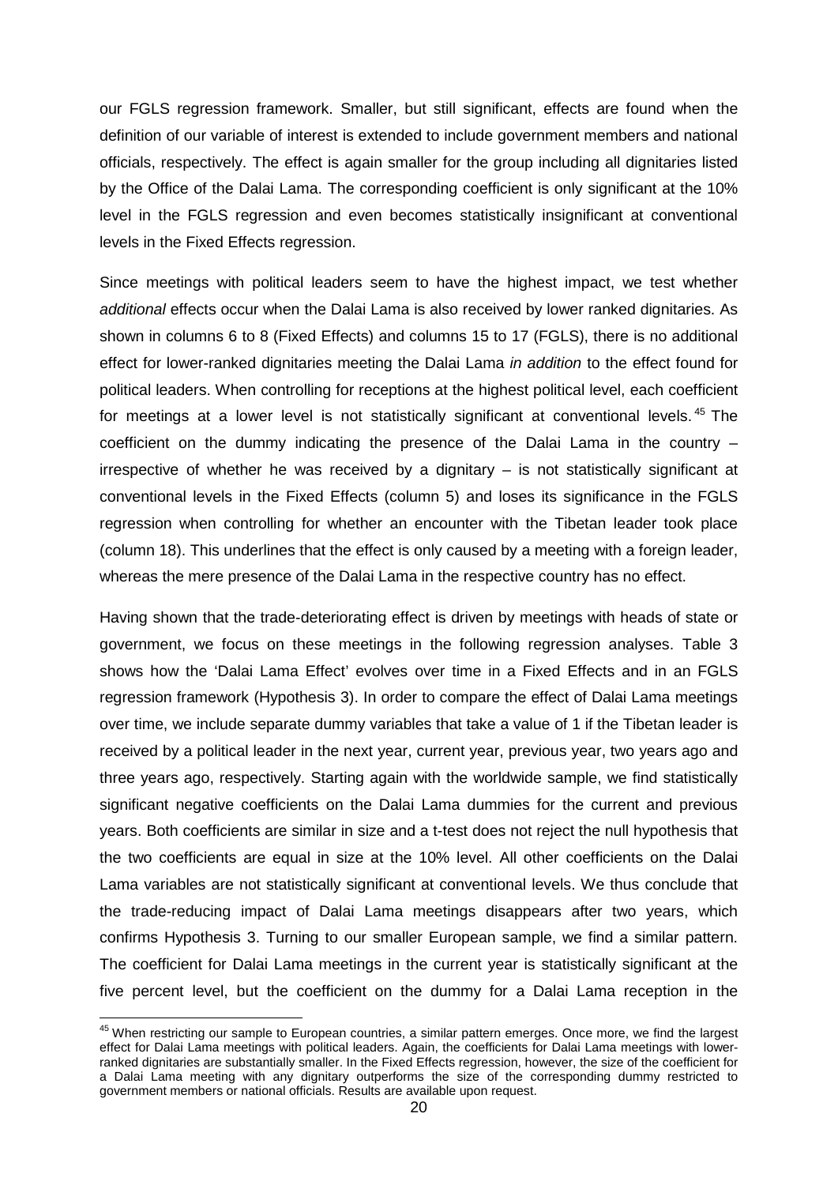our FGLS regression framework. Smaller, but still significant, effects are found when the definition of our variable of interest is extended to include government members and national officials, respectively. The effect is again smaller for the group including all dignitaries listed by the Office of the Dalai Lama. The corresponding coefficient is only significant at the 10% level in the FGLS regression and even becomes statistically insignificant at conventional levels in the Fixed Effects regression.

Since meetings with political leaders seem to have the highest impact, we test whether *additional* effects occur when the Dalai Lama is also received by lower ranked dignitaries. As shown in columns 6 to 8 (Fixed Effects) and columns 15 to 17 (FGLS), there is no additional effect for lower-ranked dignitaries meeting the Dalai Lama *in addition* to the effect found for political leaders. When controlling for receptions at the highest political level, each coefficient for meetings at a lower level is not statistically significant at conventional levels.[45] The coefficient on the dummy indicating the presence of the Dalai Lama in the country – irrespective of whether he was received by a dignitary – is not statistically significant at conventional levels in the Fixed Effects (column 5) and loses its significance in the FGLS regression when controlling for whether an encounter with the Tibetan leader took place (column 18). This underlines that the effect is only caused by a meeting with a foreign leader, whereas the mere presence of the Dalai Lama in the respective country has no effect.

Having shown that the trade-deteriorating effect is driven by meetings with heads of state or government, we focus on these meetings in the following regression analyses. Table 3 shows how the 'Dalai Lama Effect' evolves over time in a Fixed Effects and in an FGLS regression framework (Hypothesis 3). In order to compare the effect of Dalai Lama meetings over time, we include separate dummy variables that take a value of 1 if the Tibetan leader is received by a political leader in the next year, current year, previous year, two years ago and three years ago, respectively. Starting again with the worldwide sample, we find statistically significant negative coefficients on the Dalai Lama dummies for the current and previous years. Both coefficients are similar in size and a t-test does not reject the null hypothesis that the two coefficients are equal in size at the 10% level. All other coefficients on the Dalai Lama variables are not statistically significant at conventional levels. We thus conclude that the trade-reducing impact of Dalai Lama meetings disappears after two years, which confirms Hypothesis 3. Turning to our smaller European sample, we find a similar pattern. The coefficient for Dalai Lama meetings in the current year is statistically significant at the five percent level, but the coefficient on the dummy for a Dalai Lama reception in the

[45] When restricting our sample to European countries, a similar pattern emerges. Once more, we find the largest effect for Dalai Lama meetings with political leaders. Again, the coefficients for Dalai Lama meetings with lower-ranked dignitaries are substantially smaller. In the Fixed Effects regression, however, the size of the coefficient for a Dalai Lama meeting with any dignitary outperforms the size of the corresponding dummy restricted to government members or national officials. Results are available upon request.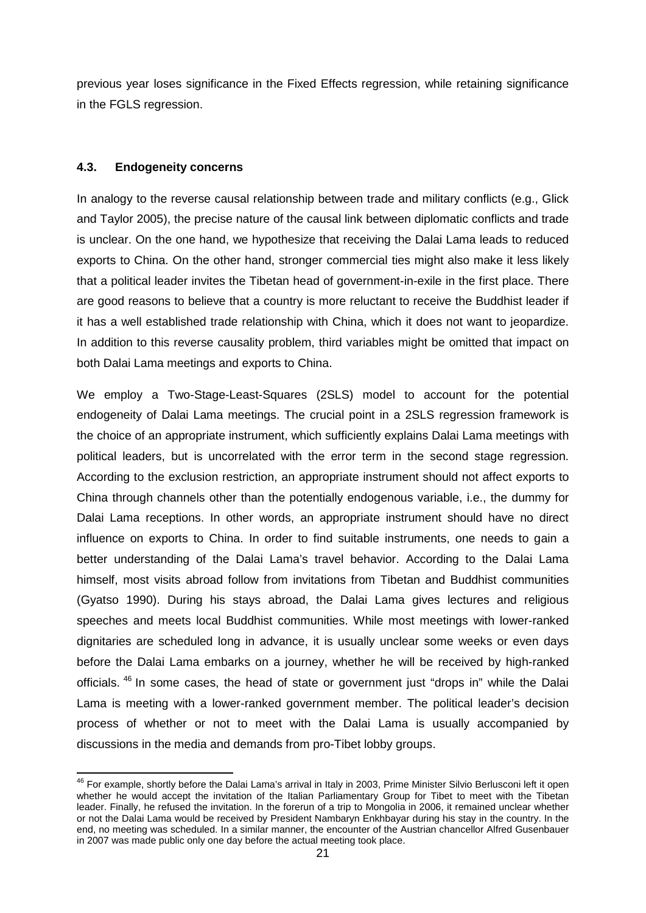previous year loses significance in the Fixed Effects regression, while retaining significance in the FGLS regression.

### 4.3. Endogeneity concerns

In analogy to the reverse causal relationship between trade and military conflicts (e.g., Glick and Taylor 2005), the precise nature of the causal link between diplomatic conflicts and trade is unclear. On the one hand, we hypothesize that receiving the Dalai Lama leads to reduced exports to China. On the other hand, stronger commercial ties might also make it less likely that a political leader invites the Tibetan head of government-in-exile in the first place. There are good reasons to believe that a country is more reluctant to receive the Buddhist leader if it has a well established trade relationship with China, which it does not want to jeopardize. In addition to this reverse causality problem, third variables might be omitted that impact on both Dalai Lama meetings and exports to China.

We employ a Two-Stage-Least-Squares (2SLS) model to account for the potential endogeneity of Dalai Lama meetings. The crucial point in a 2SLS regression framework is the choice of an appropriate instrument, which sufficiently explains Dalai Lama meetings with political leaders, but is uncorrelated with the error term in the second stage regression. According to the exclusion restriction, an appropriate instrument should not affect exports to China through channels other than the potentially endogenous variable, i.e., the dummy for Dalai Lama receptions. In other words, an appropriate instrument should have no direct influence on exports to China. In order to find suitable instruments, one needs to gain a better understanding of the Dalai Lama's travel behavior. According to the Dalai Lama himself, most visits abroad follow from invitations from Tibetan and Buddhist communities (Gyatso 1990). During his stays abroad, the Dalai Lama gives lectures and religious speeches and meets local Buddhist communities. While most meetings with lower-ranked dignitaries are scheduled long in advance, it is usually unclear some weeks or even days before the Dalai Lama embarks on a journey, whether he will be received by high-ranked officials. [46] In some cases, the head of state or government just "drops in" while the Dalai Lama is meeting with a lower-ranked government member. The political leader's decision process of whether or not to meet with the Dalai Lama is usually accompanied by discussions in the media and demands from pro-Tibet lobby groups.

[46] For example, shortly before the Dalai Lama's arrival in Italy in 2003, Prime Minister Silvio Berlusconi left it open whether he would accept the invitation of the Italian Parliamentary Group for Tibet to meet with the Tibetan leader. Finally, he refused the invitation. In the forerun of a trip to Mongolia in 2006, it remained unclear whether or not the Dalai Lama would be received by President Nambaryn Enkhbayar during his stay in the country. In the end, no meeting was scheduled. In a similar manner, the encounter of the Austrian chancellor Alfred Gusenbauer in 2007 was made public only one day before the actual meeting took place.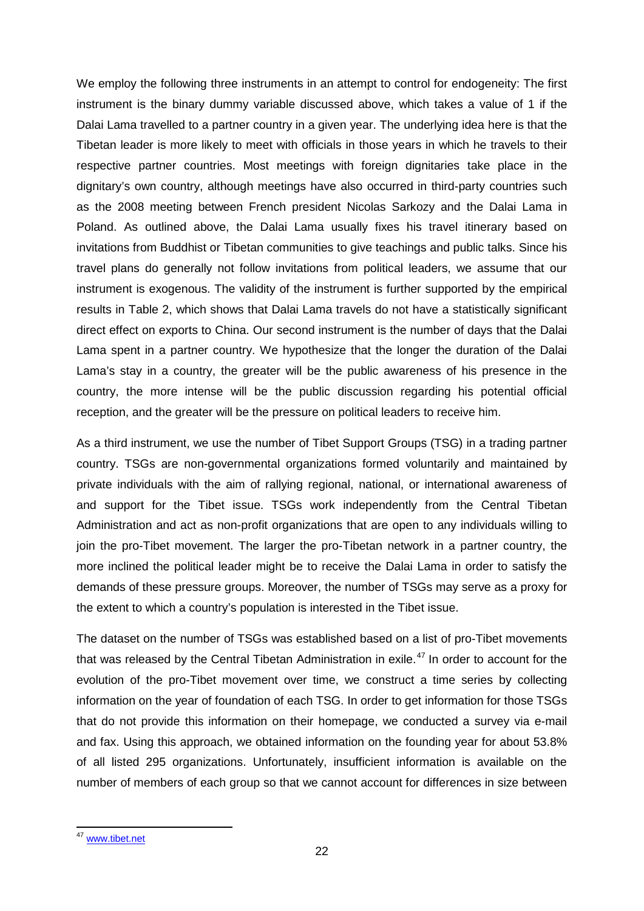We employ the following three instruments in an attempt to control for endogeneity: The first instrument is the binary dummy variable discussed above, which takes a value of 1 if the Dalai Lama travelled to a partner country in a given year. The underlying idea here is that the Tibetan leader is more likely to meet with officials in those years in which he travels to their respective partner countries. Most meetings with foreign dignitaries take place in the dignitary's own country, although meetings have also occurred in third-party countries such as the 2008 meeting between French president Nicolas Sarkozy and the Dalai Lama in Poland. As outlined above, the Dalai Lama usually fixes his travel itinerary based on invitations from Buddhist or Tibetan communities to give teachings and public talks. Since his travel plans do generally not follow invitations from political leaders, we assume that our instrument is exogenous. The validity of the instrument is further supported by the empirical results in Table 2, which shows that Dalai Lama travels do not have a statistically significant direct effect on exports to China. Our second instrument is the number of days that the Dalai Lama spent in a partner country. We hypothesize that the longer the duration of the Dalai Lama's stay in a country, the greater will be the public awareness of his presence in the country, the more intense will be the public discussion regarding his potential official reception, and the greater will be the pressure on political leaders to receive him.

As a third instrument, we use the number of Tibet Support Groups (TSG) in a trading partner country. TSGs are non-governmental organizations formed voluntarily and maintained by private individuals with the aim of rallying regional, national, or international awareness of and support for the Tibet issue. TSGs work independently from the Central Tibetan Administration and act as non-profit organizations that are open to any individuals willing to join the pro-Tibet movement. The larger the pro-Tibetan network in a partner country, the more inclined the political leader might be to receive the Dalai Lama in order to satisfy the demands of these pressure groups. Moreover, the number of TSGs may serve as a proxy for the extent to which a country's population is interested in the Tibet issue.

The dataset on the number of TSGs was established based on a list of pro-Tibet movements that was released by the Central Tibetan Administration in exile.[47] In order to account for the evolution of the pro-Tibet movement over time, we construct a time series by collecting information on the year of foundation of each TSG. In order to get information for those TSGs that do not provide this information on their homepage, we conducted a survey via e-mail and fax. Using this approach, we obtained information on the founding year for about 53.8% of all listed 295 organizations. Unfortunately, insufficient information is available on the number of members of each group so that we cannot account for differences in size between

[47] www.tibet.net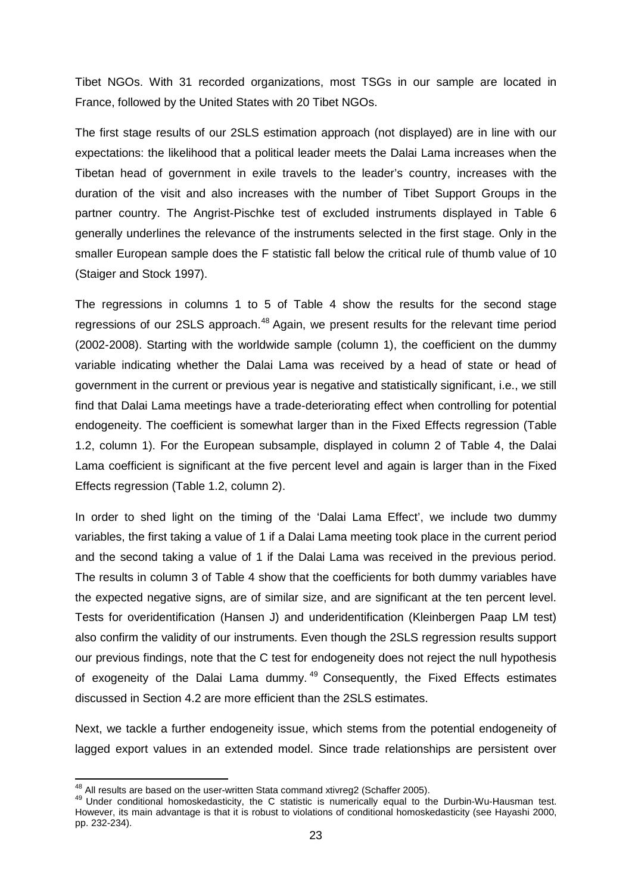Tibet NGOs. With 31 recorded organizations, most TSGs in our sample are located in France, followed by the United States with 20 Tibet NGOs.

The first stage results of our 2SLS estimation approach (not displayed) are in line with our expectations: the likelihood that a political leader meets the Dalai Lama increases when the Tibetan head of government in exile travels to the leader's country, increases with the duration of the visit and also increases with the number of Tibet Support Groups in the partner country. The Angrist-Pischke test of excluded instruments displayed in Table 6 generally underlines the relevance of the instruments selected in the first stage. Only in the smaller European sample does the F statistic fall below the critical rule of thumb value of 10 (Staiger and Stock 1997).

The regressions in columns 1 to 5 of Table 4 show the results for the second stage regressions of our 2SLS approach.[48] Again, we present results for the relevant time period (2002-2008). Starting with the worldwide sample (column 1), the coefficient on the dummy variable indicating whether the Dalai Lama was received by a head of state or head of government in the current or previous year is negative and statistically significant, i.e., we still find that Dalai Lama meetings have a trade-deteriorating effect when controlling for potential endogeneity. The coefficient is somewhat larger than in the Fixed Effects regression (Table 1.2, column 1). For the European subsample, displayed in column 2 of Table 4, the Dalai Lama coefficient is significant at the five percent level and again is larger than in the Fixed Effects regression (Table 1.2, column 2).

In order to shed light on the timing of the 'Dalai Lama Effect', we include two dummy variables, the first taking a value of 1 if a Dalai Lama meeting took place in the current period and the second taking a value of 1 if the Dalai Lama was received in the previous period. The results in column 3 of Table 4 show that the coefficients for both dummy variables have the expected negative signs, are of similar size, and are significant at the ten percent level. Tests for overidentification (Hansen J) and underidentification (Kleinbergen Paap LM test) also confirm the validity of our instruments. Even though the 2SLS regression results support our previous findings, note that the C test for endogeneity does not reject the null hypothesis of exogeneity of the Dalai Lama dummy.[49] Consequently, the Fixed Effects estimates discussed in Section 4.2 are more efficient than the 2SLS estimates.

Next, we tackle a further endogeneity issue, which stems from the potential endogeneity of lagged export values in an extended model. Since trade relationships are persistent over

---

[48] All results are based on the user-written Stata command xtivreg2 (Schaffer 2005).

[49] Under conditional homoskedasticity, the C statistic is numerically equal to the Durbin-Wu-Hausman test. However, its main advantage is that it is robust to violations of conditional homoskedasticity (see Hayashi 2000, pp. 232-234).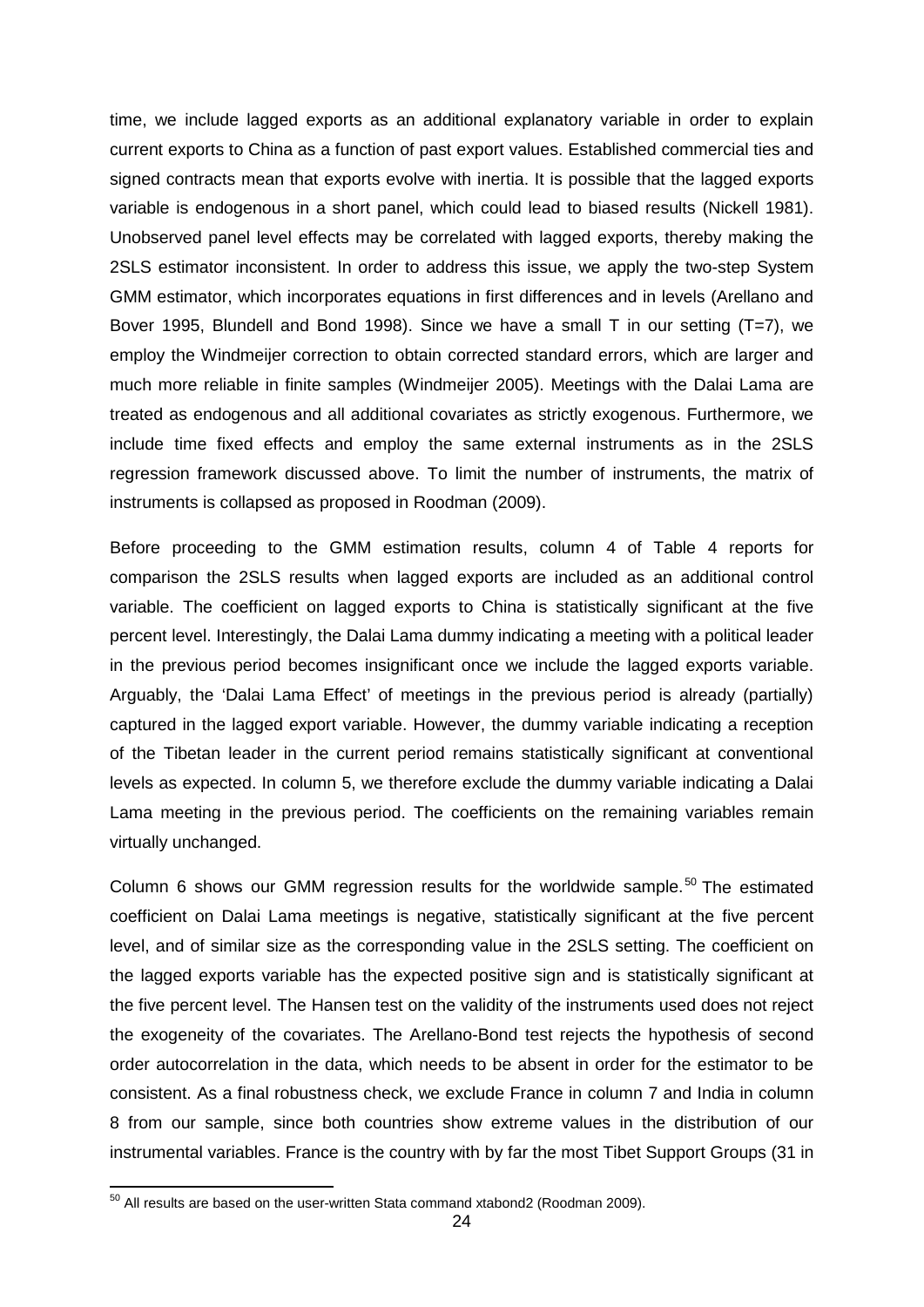time, we include lagged exports as an additional explanatory variable in order to explain current exports to China as a function of past export values. Established commercial ties and signed contracts mean that exports evolve with inertia. It is possible that the lagged exports variable is endogenous in a short panel, which could lead to biased results (Nickell 1981). Unobserved panel level effects may be correlated with lagged exports, thereby making the 2SLS estimator inconsistent. In order to address this issue, we apply the two-step System GMM estimator, which incorporates equations in first differences and in levels (Arellano and Bover 1995, Blundell and Bond 1998). Since we have a small T in our setting (T=7), we employ the Windmeijer correction to obtain corrected standard errors, which are larger and much more reliable in finite samples (Windmeijer 2005). Meetings with the Dalai Lama are treated as endogenous and all additional covariates as strictly exogenous. Furthermore, we include time fixed effects and employ the same external instruments as in the 2SLS regression framework discussed above. To limit the number of instruments, the matrix of instruments is collapsed as proposed in Roodman (2009).

Before proceeding to the GMM estimation results, column 4 of Table 4 reports for comparison the 2SLS results when lagged exports are included as an additional control variable. The coefficient on lagged exports to China is statistically significant at the five percent level. Interestingly, the Dalai Lama dummy indicating a meeting with a political leader in the previous period becomes insignificant once we include the lagged exports variable. Arguably, the 'Dalai Lama Effect' of meetings in the previous period is already (partially) captured in the lagged export variable. However, the dummy variable indicating a reception of the Tibetan leader in the current period remains statistically significant at conventional levels as expected. In column 5, we therefore exclude the dummy variable indicating a Dalai Lama meeting in the previous period. The coefficients on the remaining variables remain virtually unchanged.

Column 6 shows our GMM regression results for the worldwide sample.[50] The estimated coefficient on Dalai Lama meetings is negative, statistically significant at the five percent level, and of similar size as the corresponding value in the 2SLS setting. The coefficient on the lagged exports variable has the expected positive sign and is statistically significant at the five percent level. The Hansen test on the validity of the instruments used does not reject the exogeneity of the covariates. The Arellano-Bond test rejects the hypothesis of second order autocorrelation in the data, which needs to be absent in order for the estimator to be consistent. As a final robustness check, we exclude France in column 7 and India in column 8 from our sample, since both countries show extreme values in the distribution of our instrumental variables. France is the country with by far the most Tibet Support Groups (31 in

[50] All results are based on the user-written Stata command xtabond2 (Roodman 2009).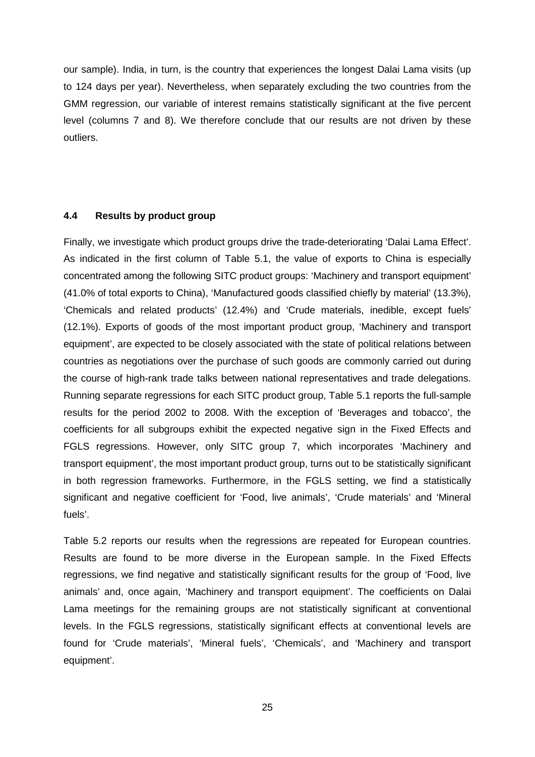our sample). India, in turn, is the country that experiences the longest Dalai Lama visits (up to 124 days per year). Nevertheless, when separately excluding the two countries from the GMM regression, our variable of interest remains statistically significant at the five percent level (columns 7 and 8). We therefore conclude that our results are not driven by these outliers.

### 4.4 Results by product group

Finally, we investigate which product groups drive the trade-deteriorating 'Dalai Lama Effect'. As indicated in the first column of Table 5.1, the value of exports to China is especially concentrated among the following SITC product groups: 'Machinery and transport equipment' (41.0% of total exports to China), 'Manufactured goods classified chiefly by material' (13.3%), 'Chemicals and related products' (12.4%) and 'Crude materials, inedible, except fuels' (12.1%). Exports of goods of the most important product group, 'Machinery and transport equipment', are expected to be closely associated with the state of political relations between countries as negotiations over the purchase of such goods are commonly carried out during the course of high-rank trade talks between national representatives and trade delegations. Running separate regressions for each SITC product group, Table 5.1 reports the full-sample results for the period 2002 to 2008. With the exception of 'Beverages and tobacco', the coefficients for all subgroups exhibit the expected negative sign in the Fixed Effects and FGLS regressions. However, only SITC group 7, which incorporates 'Machinery and transport equipment', the most important product group, turns out to be statistically significant in both regression frameworks. Furthermore, in the FGLS setting, we find a statistically significant and negative coefficient for 'Food, live animals', 'Crude materials' and 'Mineral fuels'.

Table 5.2 reports our results when the regressions are repeated for European countries. Results are found to be more diverse in the European sample. In the Fixed Effects regressions, we find negative and statistically significant results for the group of 'Food, live animals' and, once again, 'Machinery and transport equipment'. The coefficients on Dalai Lama meetings for the remaining groups are not statistically significant at conventional levels. In the FGLS regressions, statistically significant effects at conventional levels are found for 'Crude materials', 'Mineral fuels', 'Chemicals', and 'Machinery and transport equipment'.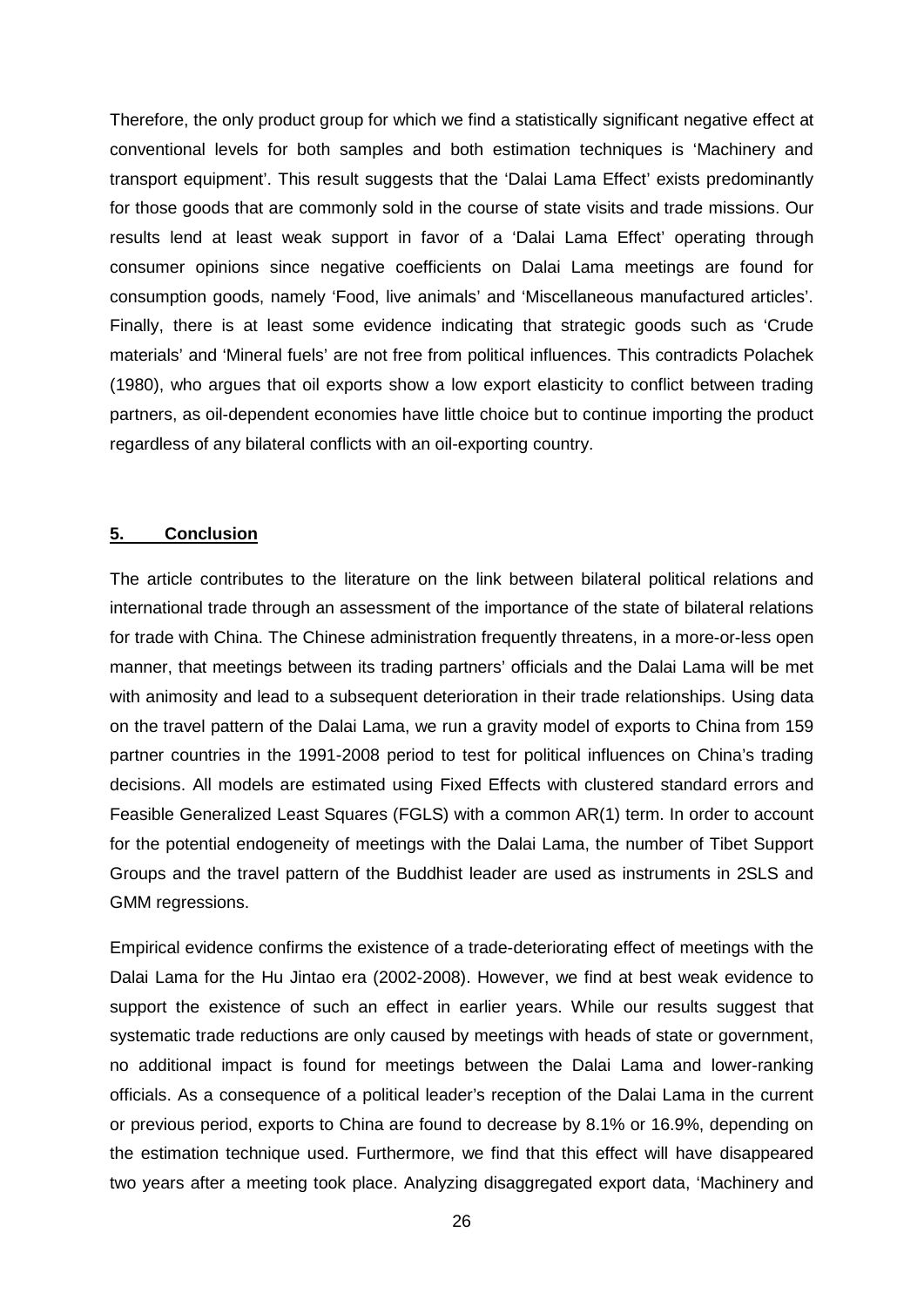Therefore, the only product group for which we find a statistically significant negative effect at conventional levels for both samples and both estimation techniques is 'Machinery and transport equipment'. This result suggests that the 'Dalai Lama Effect' exists predominantly for those goods that are commonly sold in the course of state visits and trade missions. Our results lend at least weak support in favor of a 'Dalai Lama Effect' operating through consumer opinions since negative coefficients on Dalai Lama meetings are found for consumption goods, namely 'Food, live animals' and 'Miscellaneous manufactured articles'. Finally, there is at least some evidence indicating that strategic goods such as 'Crude materials' and 'Mineral fuels' are not free from political influences. This contradicts Polachek (1980), who argues that oil exports show a low export elasticity to conflict between trading partners, as oil-dependent economies have little choice but to continue importing the product regardless of any bilateral conflicts with an oil-exporting country.

## 5. Conclusion

The article contributes to the literature on the link between bilateral political relations and international trade through an assessment of the importance of the state of bilateral relations for trade with China. The Chinese administration frequently threatens, in a more-or-less open manner, that meetings between its trading partners' officials and the Dalai Lama will be met with animosity and lead to a subsequent deterioration in their trade relationships. Using data on the travel pattern of the Dalai Lama, we run a gravity model of exports to China from 159 partner countries in the 1991-2008 period to test for political influences on China's trading decisions. All models are estimated using Fixed Effects with clustered standard errors and Feasible Generalized Least Squares (FGLS) with a common AR(1) term. In order to account for the potential endogeneity of meetings with the Dalai Lama, the number of Tibet Support Groups and the travel pattern of the Buddhist leader are used as instruments in 2SLS and GMM regressions.

Empirical evidence confirms the existence of a trade-deteriorating effect of meetings with the Dalai Lama for the Hu Jintao era (2002-2008). However, we find at best weak evidence to support the existence of such an effect in earlier years. While our results suggest that systematic trade reductions are only caused by meetings with heads of state or government, no additional impact is found for meetings between the Dalai Lama and lower-ranking officials. As a consequence of a political leader's reception of the Dalai Lama in the current or previous period, exports to China are found to decrease by 8.1% or 16.9%, depending on the estimation technique used. Furthermore, we find that this effect will have disappeared two years after a meeting took place. Analyzing disaggregated export data, 'Machinery and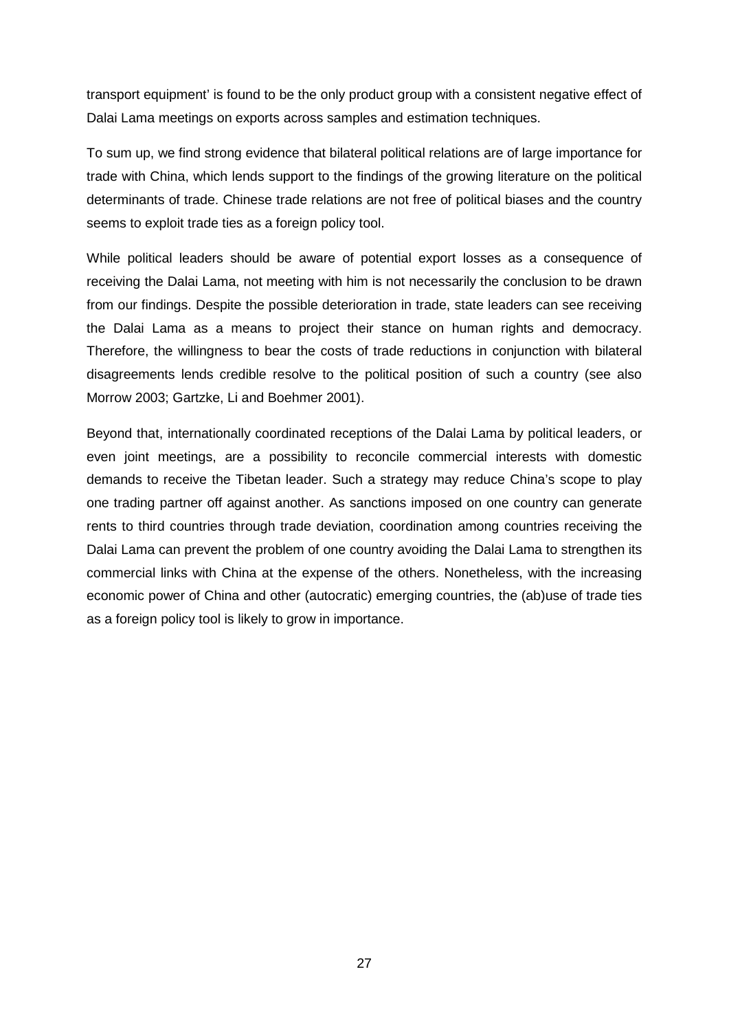transport equipment' is found to be the only product group with a consistent negative effect of Dalai Lama meetings on exports across samples and estimation techniques.

To sum up, we find strong evidence that bilateral political relations are of large importance for trade with China, which lends support to the findings of the growing literature on the political determinants of trade. Chinese trade relations are not free of political biases and the country seems to exploit trade ties as a foreign policy tool.

While political leaders should be aware of potential export losses as a consequence of receiving the Dalai Lama, not meeting with him is not necessarily the conclusion to be drawn from our findings. Despite the possible deterioration in trade, state leaders can see receiving the Dalai Lama as a means to project their stance on human rights and democracy. Therefore, the willingness to bear the costs of trade reductions in conjunction with bilateral disagreements lends credible resolve to the political position of such a country (see also Morrow 2003; Gartzke, Li and Boehmer 2001).

Beyond that, internationally coordinated receptions of the Dalai Lama by political leaders, or even joint meetings, are a possibility to reconcile commercial interests with domestic demands to receive the Tibetan leader. Such a strategy may reduce China's scope to play one trading partner off against another. As sanctions imposed on one country can generate rents to third countries through trade deviation, coordination among countries receiving the Dalai Lama can prevent the problem of one country avoiding the Dalai Lama to strengthen its commercial links with China at the expense of the others. Nonetheless, with the increasing economic power of China and other (autocratic) emerging countries, the (ab)use of trade ties as a foreign policy tool is likely to grow in importance.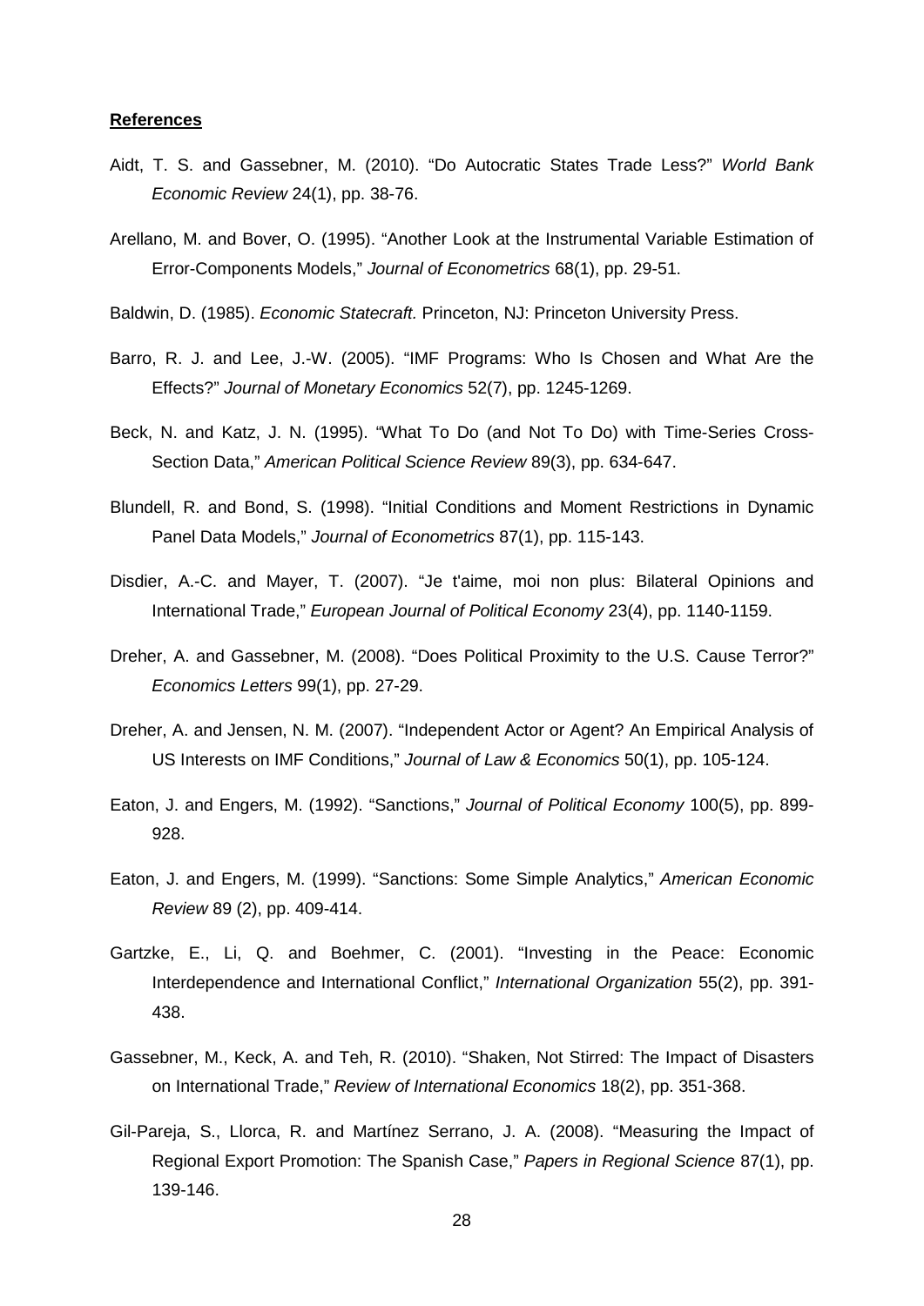**References**

Aidt, T. S. and Gassebner, M. (2010). "Do Autocratic States Trade Less?" *World Bank Economic Review* 24(1), pp. 38-76.

Arellano, M. and Bover, O. (1995). "Another Look at the Instrumental Variable Estimation of Error-Components Models," *Journal of Econometrics* 68(1), pp. 29-51.

Baldwin, D. (1985). *Economic Statecraft.* Princeton, NJ: Princeton University Press.

Barro, R. J. and Lee, J.-W. (2005). "IMF Programs: Who Is Chosen and What Are the Effects?" *Journal of Monetary Economics* 52(7), pp. 1245-1269.

Beck, N. and Katz, J. N. (1995). "What To Do (and Not To Do) with Time-Series Cross-Section Data," *American Political Science Review* 89(3), pp. 634-647.

Blundell, R. and Bond, S. (1998). "Initial Conditions and Moment Restrictions in Dynamic Panel Data Models," *Journal of Econometrics* 87(1), pp. 115-143.

Disdier, A.-C. and Mayer, T. (2007). "Je t'aime, moi non plus: Bilateral Opinions and International Trade," *European Journal of Political Economy* 23(4), pp. 1140-1159.

Dreher, A. and Gassebner, M. (2008). "Does Political Proximity to the U.S. Cause Terror?" *Economics Letters* 99(1), pp. 27-29.

Dreher, A. and Jensen, N. M. (2007). "Independent Actor or Agent? An Empirical Analysis of US Interests on IMF Conditions," *Journal of Law & Economics* 50(1), pp. 105-124.

Eaton, J. and Engers, M. (1992). "Sanctions," *Journal of Political Economy* 100(5), pp. 899-928.

Eaton, J. and Engers, M. (1999). "Sanctions: Some Simple Analytics," *American Economic Review* 89 (2), pp. 409-414.

Gartzke, E., Li, Q. and Boehmer, C. (2001). "Investing in the Peace: Economic Interdependence and International Conflict," *International Organization* 55(2), pp. 391-438.

Gassebner, M., Keck, A. and Teh, R. (2010). "Shaken, Not Stirred: The Impact of Disasters on International Trade," *Review of International Economics* 18(2), pp. 351-368.

Gil-Pareja, S., Llorca, R. and Martínez Serrano, J. A. (2008). "Measuring the Impact of Regional Export Promotion: The Spanish Case," *Papers in Regional Science* 87(1), pp. 139-146.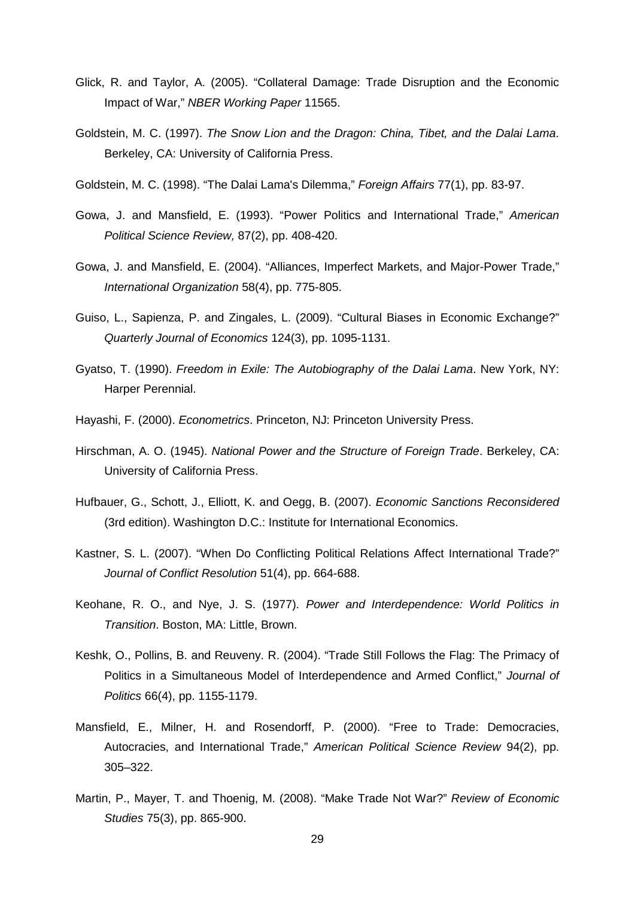Glick, R. and Taylor, A. (2005). "Collateral Damage: Trade Disruption and the Economic Impact of War," *NBER Working Paper* 11565.

Goldstein, M. C. (1997). *The Snow Lion and the Dragon: China, Tibet, and the Dalai Lama*. Berkeley, CA: University of California Press.

Goldstein, M. C. (1998). "The Dalai Lama's Dilemma," *Foreign Affairs* 77(1), pp. 83-97.

Gowa, J. and Mansfield, E. (1993). "Power Politics and International Trade," *American Political Science Review,* 87(2), pp. 408-420.

Gowa, J. and Mansfield, E. (2004). "Alliances, Imperfect Markets, and Major-Power Trade," *International Organization* 58(4), pp. 775-805.

Guiso, L., Sapienza, P. and Zingales, L. (2009). "Cultural Biases in Economic Exchange?" *Quarterly Journal of Economics* 124(3), pp. 1095-1131.

Gyatso, T. (1990). *Freedom in Exile: The Autobiography of the Dalai Lama*. New York, NY: Harper Perennial.

Hayashi, F. (2000). *Econometrics*. Princeton, NJ: Princeton University Press.

Hirschman, A. O. (1945). *National Power and the Structure of Foreign Trade*. Berkeley, CA: University of California Press.

Hufbauer, G., Schott, J., Elliott, K. and Oegg, B. (2007). *Economic Sanctions Reconsidered* (3rd edition). Washington D.C.: Institute for International Economics.

Kastner, S. L. (2007). "When Do Conflicting Political Relations Affect International Trade?" *Journal of Conflict Resolution* 51(4), pp. 664-688.

Keohane, R. O., and Nye, J. S. (1977). *Power and Interdependence: World Politics in Transition*. Boston, MA: Little, Brown.

Keshk, O., Pollins, B. and Reuveny. R. (2004). "Trade Still Follows the Flag: The Primacy of Politics in a Simultaneous Model of Interdependence and Armed Conflict," *Journal of Politics* 66(4), pp. 1155-1179.

Mansfield, E., Milner, H. and Rosendorff, P. (2000). "Free to Trade: Democracies, Autocracies, and International Trade," *American Political Science Review* 94(2), pp. 305–322.

Martin, P., Mayer, T. and Thoenig, M. (2008). "Make Trade Not War?" *Review of Economic Studies* 75(3), pp. 865-900.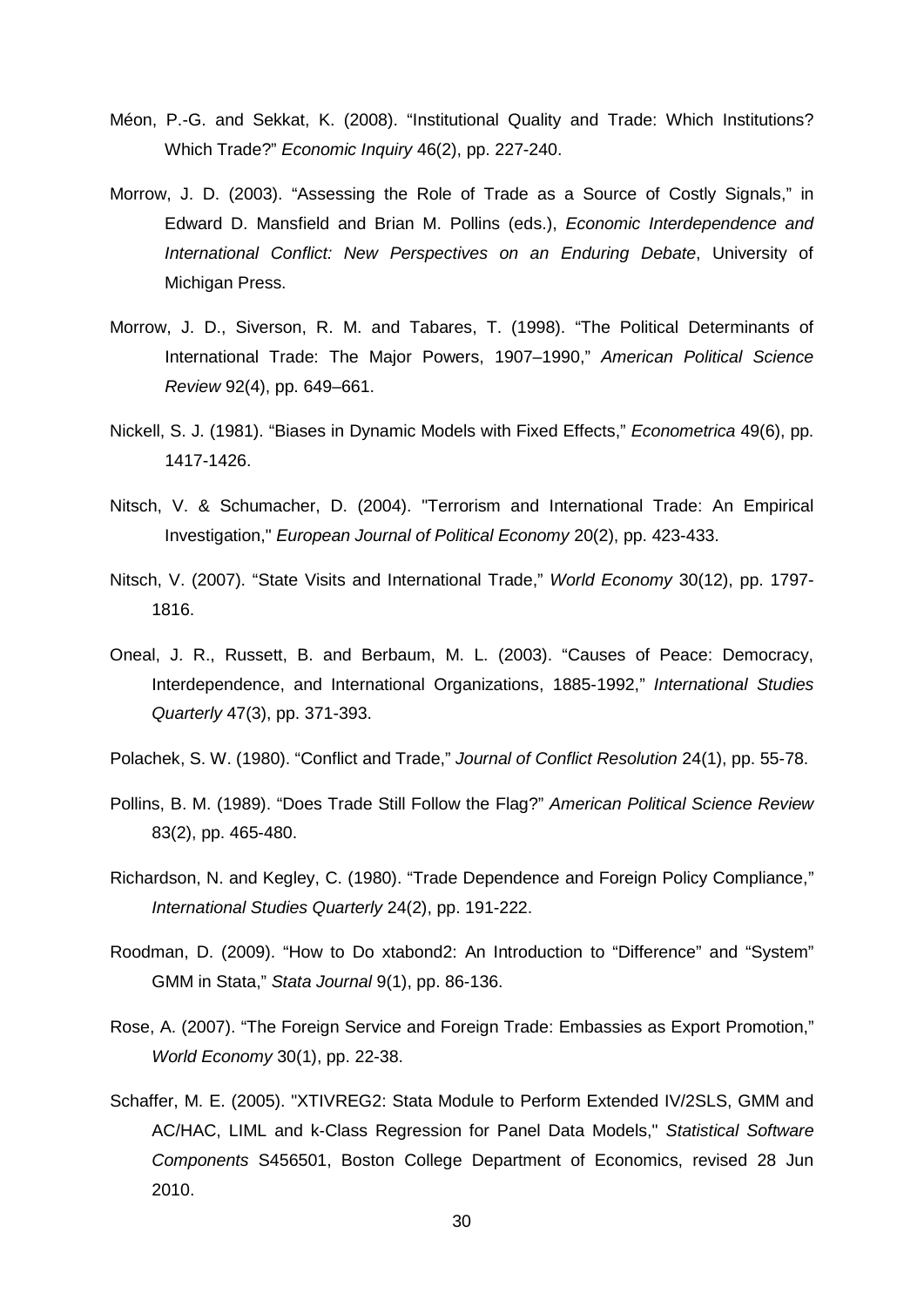Méon, P.-G. and Sekkat, K. (2008). “Institutional Quality and Trade: Which Institutions? Which Trade?” *Economic Inquiry* 46(2), pp. 227-240.

Morrow, J. D. (2003). “Assessing the Role of Trade as a Source of Costly Signals,” in Edward D. Mansfield and Brian M. Pollins (eds.), *Economic Interdependence and International Conflict: New Perspectives on an Enduring Debate*, University of Michigan Press.

Morrow, J. D., Siverson, R. M. and Tabares, T. (1998). “The Political Determinants of International Trade: The Major Powers, 1907–1990,” *American Political Science Review* 92(4), pp. 649–661.

Nickell, S. J. (1981). “Biases in Dynamic Models with Fixed Effects,” *Econometrica* 49(6), pp. 1417-1426.

Nitsch, V. & Schumacher, D. (2004). "Terrorism and International Trade: An Empirical Investigation," *European Journal of Political Economy* 20(2), pp. 423-433.

Nitsch, V. (2007). “State Visits and International Trade,” *World Economy* 30(12), pp. 1797-1816.

Oneal, J. R., Russett, B. and Berbaum, M. L. (2003). “Causes of Peace: Democracy, Interdependence, and International Organizations, 1885-1992,” *International Studies Quarterly* 47(3), pp. 371-393.

Polachek, S. W. (1980). “Conflict and Trade,” *Journal of Conflict Resolution* 24(1), pp. 55-78.

Pollins, B. M. (1989). “Does Trade Still Follow the Flag?” *American Political Science Review* 83(2), pp. 465-480.

Richardson, N. and Kegley, C. (1980). “Trade Dependence and Foreign Policy Compliance,” *International Studies Quarterly* 24(2), pp. 191-222.

Roodman, D. (2009). “How to Do xtabond2: An Introduction to “Difference” and “System” GMM in Stata,” *Stata Journal* 9(1), pp. 86-136.

Rose, A. (2007). “The Foreign Service and Foreign Trade: Embassies as Export Promotion,” *World Economy* 30(1), pp. 22-38.

Schaffer, M. E. (2005). "XTIVREG2: Stata Module to Perform Extended IV/2SLS, GMM and AC/HAC, LIML and k-Class Regression for Panel Data Models," *Statistical Software Components* S456501, Boston College Department of Economics, revised 28 Jun 2010.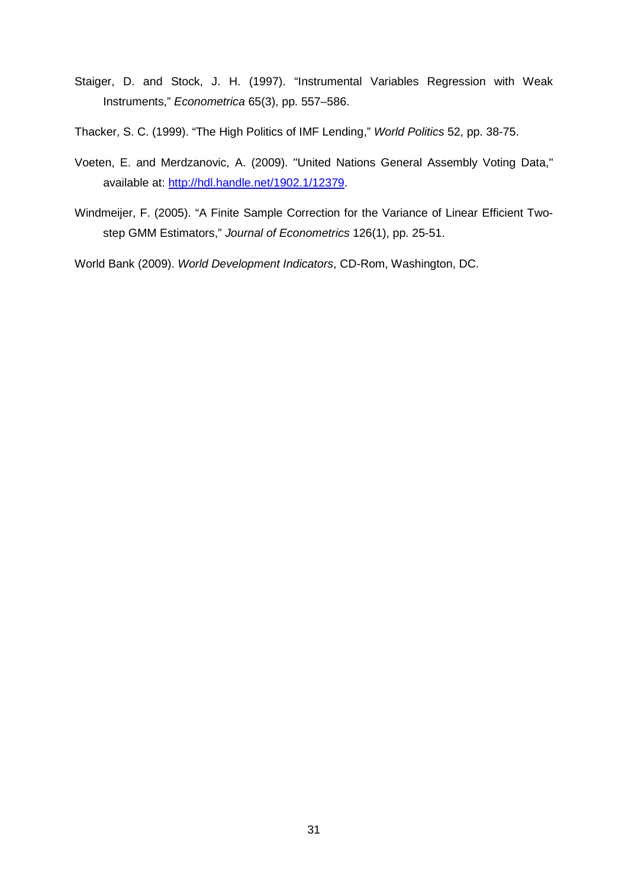Staiger, D. and Stock, J. H. (1997). “Instrumental Variables Regression with Weak Instruments,” *Econometrica* 65(3), pp. 557–586.

Thacker, S. C. (1999). “The High Politics of IMF Lending,” *World Politics* 52, pp. 38-75.

Voeten, E. and Merdzanovic, A. (2009). "United Nations General Assembly Voting Data," available at: http://hdl.handle.net/1902.1/12379.

Windmeijer, F. (2005). “A Finite Sample Correction for the Variance of Linear Efficient Two-step GMM Estimators,” *Journal of Econometrics* 126(1), pp. 25-51.

World Bank (2009). *World Development Indicators*, CD-Rom, Washington, DC.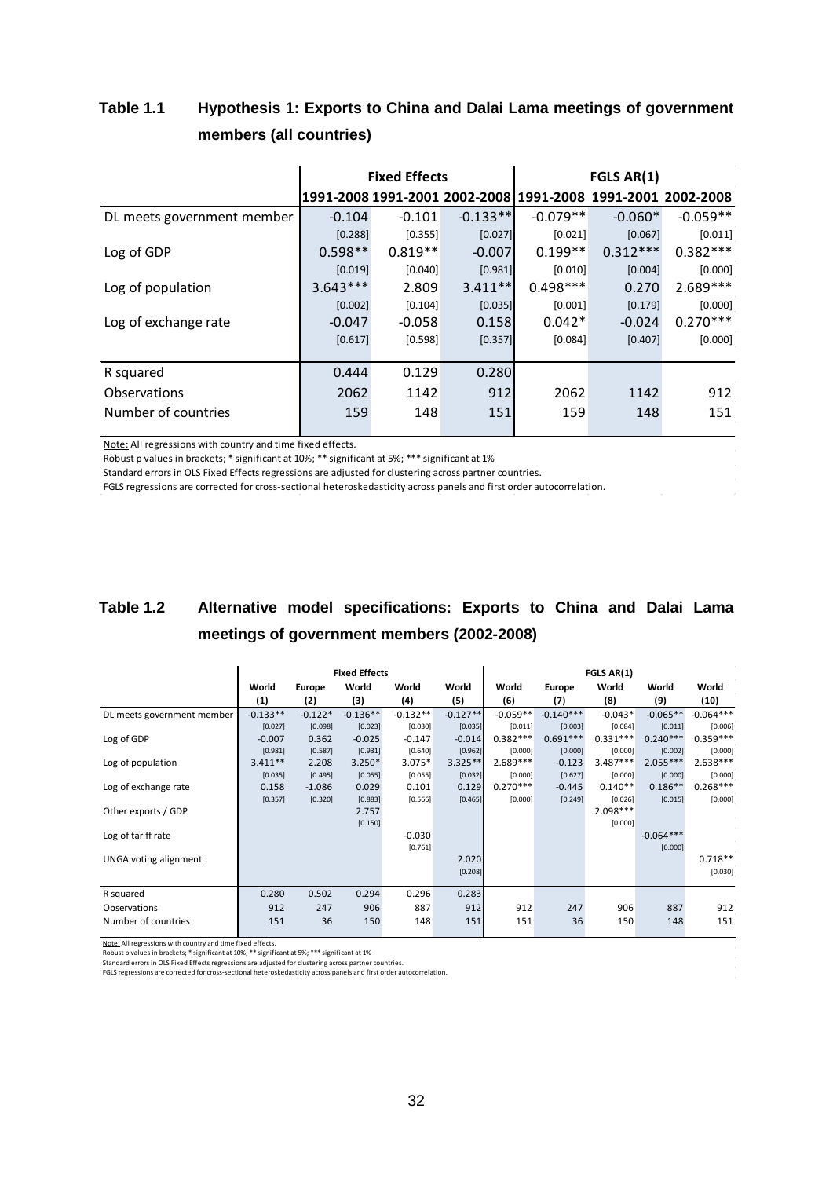## Table 1.1 Hypothesis 1: Exports to China and Dalai Lama meetings of government members (all countries)

| | Fixed Effects | | | FGLS AR(1) | | |
|---|---|---|---|---|---|---|
| | 1991-2008 | 1991-2001 | 2002-2008 | 1991-2008 | 1991-2001 | 2002-2008 |
| DL meets government member | -0.104 | -0.101 | -0.133** | -0.079** | -0.060* | -0.059** |
| | [0.288] | [0.355] | [0.027] | [0.021] | [0.067] | [0.011] |
| Log of GDP | 0.598** | 0.819** | -0.007 | 0.199** | 0.312*** | 0.382*** |
| | [0.019] | [0.040] | [0.981] | [0.010] | [0.004] | [0.000] |
| Log of population | 3.643*** | 2.809 | 3.411** | 0.498*** | 0.270 | 2.689*** |
| | [0.002] | [0.104] | [0.035] | [0.001] | [0.179] | [0.000] |
| Log of exchange rate | -0.047 | -0.058 | 0.158 | 0.042* | -0.024 | 0.270*** |
| | [0.617] | [0.598] | [0.357] | [0.084] | [0.407] | [0.000] |
| R squared | 0.444 | 0.129 | 0.280 | | | |
| Observations | 2062 | 1142 | 912 | 2062 | 1142 | 912 |
| Number of countries | 159 | 148 | 151 | 159 | 148 | 151 |

Note: All regressions with country and time fixed effects.

Robust p values in brackets; * significant at 10%; ** significant at 5%; *** significant at 1%

Standard errors in OLS Fixed Effects regressions are adjusted for clustering across partner countries.

FGLS regressions are corrected for cross-sectional heteroskedasticity across panels and first order autocorrelation.

## Table 1.2 Alternative model specifications: Exports to China and Dalai Lama meetings of government members (2002-2008)

| | Fixed Effects | | | | | FGLS AR(1) | | | | |
|---|---|---|---|---|---|---|---|---|---|---|
| | World | Europe | World | World | World | World | Europe | World | World | World |
| | (1) | (2) | (3) | (4) | (5) | (6) | (7) | (8) | (9) | (10) |
| DL meets government member | -0.133** | -0.122* | -0.136** | -0.132** | -0.127** | -0.059** | -0.140*** | -0.043* | -0.065** | -0.064*** |
| | [0.027] | [0.098] | [0.023] | [0.030] | [0.035] | [0.011] | [0.003] | [0.084] | [0.011] | [0.006] |
| Log of GDP | -0.007 | 0.362 | -0.025 | -0.147 | -0.014 | 0.382*** | 0.691*** | 0.331*** | 0.240*** | 0.359*** |
| | [0.981] | [0.587] | [0.931] | [0.640] | [0.962] | [0.000] | [0.000] | [0.000] | [0.002] | [0.000] |
| Log of population | 3.411** | 2.208 | 3.250* | 3.075* | 3.325** | 2.689*** | -0.123 | 3.487*** | 2.055*** | 2.638*** |
| | [0.035] | [0.495] | [0.055] | [0.055] | [0.032] | [0.000] | [0.627] | [0.000] | [0.000] | [0.000] |
| Log of exchange rate | 0.158 | -1.086 | 0.029 | 0.101 | 0.129 | 0.270*** | -0.445 | 0.140** | 0.186** | 0.268*** |
| | [0.357] | [0.320] | [0.883] | [0.566] | [0.465] | [0.000] | [0.249] | [0.026] | [0.015] | [0.000] |
| Other exports / GDP | | | 2.757 | | | | | 2.098*** | | |
| | | | [0.150] | | | | | [0.000] | | |
| Log of tariff rate | | | | -0.030 | | | | | -0.064*** | |
| | | | | [0.761] | | | | | [0.000] | |
| UNGA voting alignment | | | | | 2.020 | | | | | 0.718** |
| | | | | | [0.208] | | | | | [0.030] |
| R squared | 0.280 | 0.502 | 0.294 | 0.296 | 0.283 | | | | | |
| Observations | 912 | 247 | 906 | 887 | 912 | 912 | 247 | 906 | 887 | 912 |
| Number of countries | 151 | 36 | 150 | 148 | 151 | 151 | 36 | 150 | 148 | 151 |

Note: All regressions with country and time fixed effects.

Robust p values in brackets; * significant at 10%; ** significant at 5%; *** significant at 1%

Standard errors in OLS Fixed Effects regressions are adjusted for clustering across partner countries.

FGLS regressions are corrected for cross-sectional heteroskedasticity across panels and first order autocorrelation.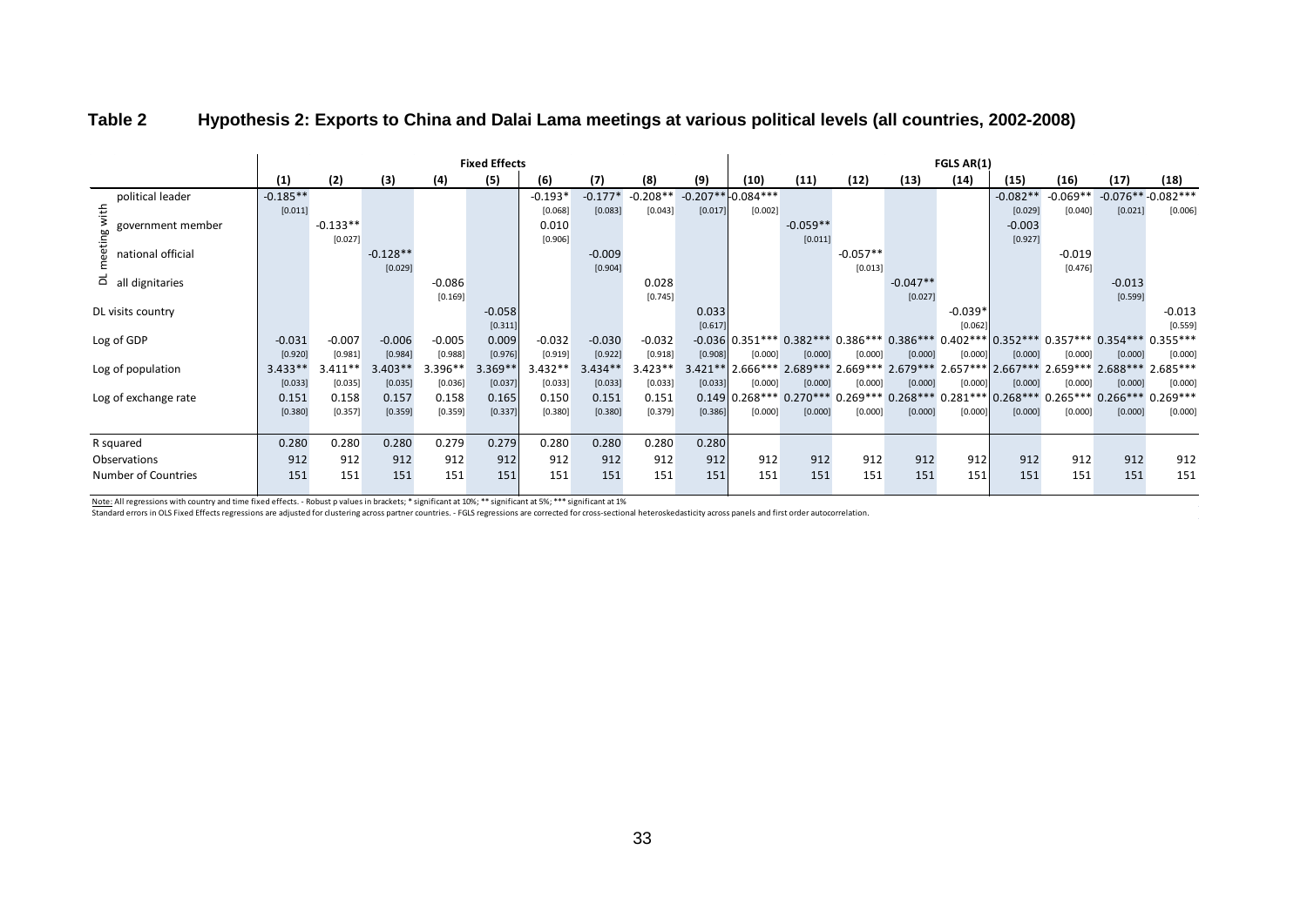**Table 2 Hypothesis 2: Exports to China and Dalai Lama meetings at various political levels (all countries, 2002-2008)**

| | Fixed Effects | | | | | | | | | FGLS AR(1) | | | | | | | | |
|---|---|---|---|---|---|---|---|---|---|---|---|---|---|---|---|---|---|---|
| | (1) | (2) | (3) | (4) | (5) | (6) | (7) | (8) | (9) | (10) | (11) | (12) | (13) | (14) | (15) | (16) | (17) | (18) |
| DL meeting with political leader | -0.185** | | | | | -0.193* | -0.177* | -0.208** | -0.207** | -0.084*** | | | | | -0.082** | -0.069** | -0.076** | -0.082*** |
| | [0.011] | | | | | [0.068] | [0.083] | [0.043] | [0.017] | [0.002] | | | | | [0.029] | [0.040] | [0.021] | [0.006] |
| DL meeting with government member | | -0.133** | | | | 0.010 | | | | | -0.059** | | | | -0.003 | | | |
| | | [0.027] | | | | [0.906] | | | | | [0.011] | | | | [0.927] | | | |
| DL meeting with national official | | | -0.128** | | | | -0.009 | | | | | -0.057** | | | | -0.019 | | |
| | | | [0.029] | | | | [0.904] | | | | | [0.013] | | | | [0.476] | | |
| DL meeting with all dignitaries | | | | -0.086 | | | | 0.028 | | | | | -0.047** | | | | -0.013 | |
| | | | | [0.169] | | | | [0.745] | | | | | [0.027] | | | | [0.599] | |
| DL visits country | | | | | -0.058 | | | | 0.033 | | | | | -0.039* | | | | -0.013 |
| | | | | | [0.311] | | | | [0.617] | | | | | [0.062] | | | | [0.559] |
| Log of GDP | -0.031 | -0.007 | -0.006 | -0.005 | 0.009 | -0.032 | -0.030 | -0.032 | -0.036 | 0.351*** | 0.382*** | 0.386*** | 0.386*** | 0.402*** | 0.352*** | 0.357*** | 0.354*** | 0.355*** |
| | [0.920] | [0.981] | [0.984] | [0.988] | [0.976] | [0.919] | [0.922] | [0.918] | [0.908] | [0.000] | [0.000] | [0.000] | [0.000] | [0.000] | [0.000] | [0.000] | [0.000] | [0.000] |
| Log of population | 3.433** | 3.411** | 3.403** | 3.396** | 3.369** | 3.432** | 3.434** | 3.423** | 3.421** | 2.666*** | 2.689*** | 2.669*** | 2.679*** | 2.657*** | 2.667*** | 2.659*** | 2.688*** | 2.685*** |
| | [0.033] | [0.035] | [0.035] | [0.036] | [0.037] | [0.033] | [0.033] | [0.033] | [0.033] | [0.000] | [0.000] | [0.000] | [0.000] | [0.000] | [0.000] | [0.000] | [0.000] | [0.000] |
| Log of exchange rate | 0.151 | 0.158 | 0.157 | 0.158 | 0.165 | 0.150 | 0.151 | 0.151 | 0.149 | 0.268*** | 0.270*** | 0.269*** | 0.268*** | 0.281*** | 0.268*** | 0.265*** | 0.266*** | 0.269*** |
| | [0.380] | [0.357] | [0.359] | [0.359] | [0.337] | [0.380] | [0.380] | [0.379] | [0.386] | [0.000] | [0.000] | [0.000] | [0.000] | [0.000] | [0.000] | [0.000] | [0.000] | [0.000] |
| R squared | 0.280 | 0.280 | 0.280 | 0.279 | 0.279 | 0.280 | 0.280 | 0.280 | 0.280 | | | | | | | | | |
| Observations | 912 | 912 | 912 | 912 | 912 | 912 | 912 | 912 | 912 | 912 | 912 | 912 | 912 | 912 | 912 | 912 | 912 | 912 |
| Number of Countries | 151 | 151 | 151 | 151 | 151 | 151 | 151 | 151 | 151 | 151 | 151 | 151 | 151 | 151 | 151 | 151 | 151 | 151 |

Note: All regressions with country and time fixed effects. - Robust p values in brackets; * significant at 10%; ** significant at 5%; *** significant at 1%
Standard errors in OLS Fixed Effects regressions are adjusted for clustering across partner countries. - FGLS regressions are corrected for cross-sectional heteroskedasticity across panels and first order autocorrelation.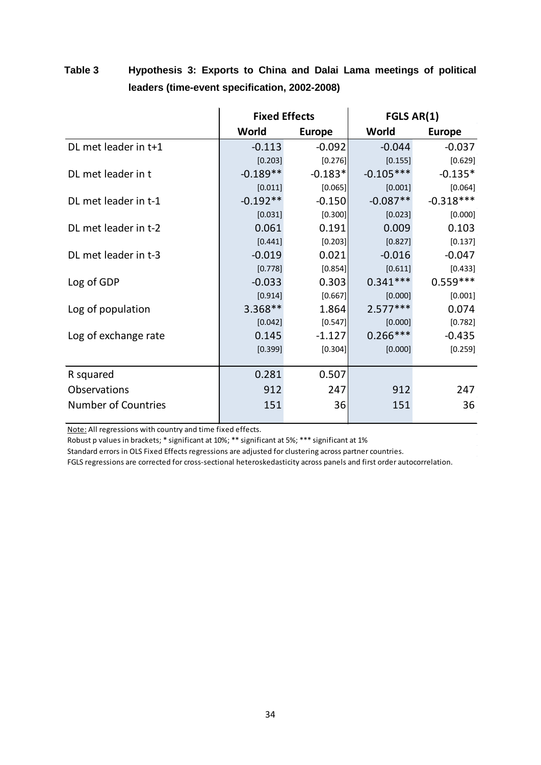**Table 3 Hypothesis 3: Exports to China and Dalai Lama meetings of political leaders (time-event specification, 2002-2008)**

| | Fixed Effects | | FGLS AR(1) | |
|---|---|---|---|---|
| | **World** | **Europe** | **World** | **Europe** |
| DL met leader in t+1 | -0.113 | -0.092 | -0.044 | -0.037 |
| | [0.203] | [0.276] | [0.155] | [0.629] |
| DL met leader in t | -0.189** | -0.183* | -0.105*** | -0.135* |
| | [0.011] | [0.065] | [0.001] | [0.064] |
| DL met leader in t-1 | -0.192** | -0.150 | -0.087** | -0.318*** |
| | [0.031] | [0.300] | [0.023] | [0.000] |
| DL met leader in t-2 | 0.061 | 0.191 | 0.009 | 0.103 |
| | [0.441] | [0.203] | [0.827] | [0.137] |
| DL met leader in t-3 | -0.019 | 0.021 | -0.016 | -0.047 |
| | [0.778] | [0.854] | [0.611] | [0.433] |
| Log of GDP | -0.033 | 0.303 | 0.341*** | 0.559*** |
| | [0.914] | [0.667] | [0.000] | [0.001] |
| Log of population | 3.368** | 1.864 | 2.577*** | 0.074 |
| | [0.042] | [0.547] | [0.000] | [0.782] |
| Log of exchange rate | 0.145 | -1.127 | 0.266*** | -0.435 |
| | [0.399] | [0.304] | [0.000] | [0.259] |
| R squared | 0.281 | 0.507 | | |
| Observations | 912 | 247 | 912 | 247 |
| Number of Countries | 151 | 36 | 151 | 36 |

Note: All regressions with country and time fixed effects.

Robust p values in brackets; * significant at 10%; ** significant at 5%; *** significant at 1%

Standard errors in OLS Fixed Effects regressions are adjusted for clustering across partner countries.

FGLS regressions are corrected for cross-sectional heteroskedasticity across panels and first order autocorrelation.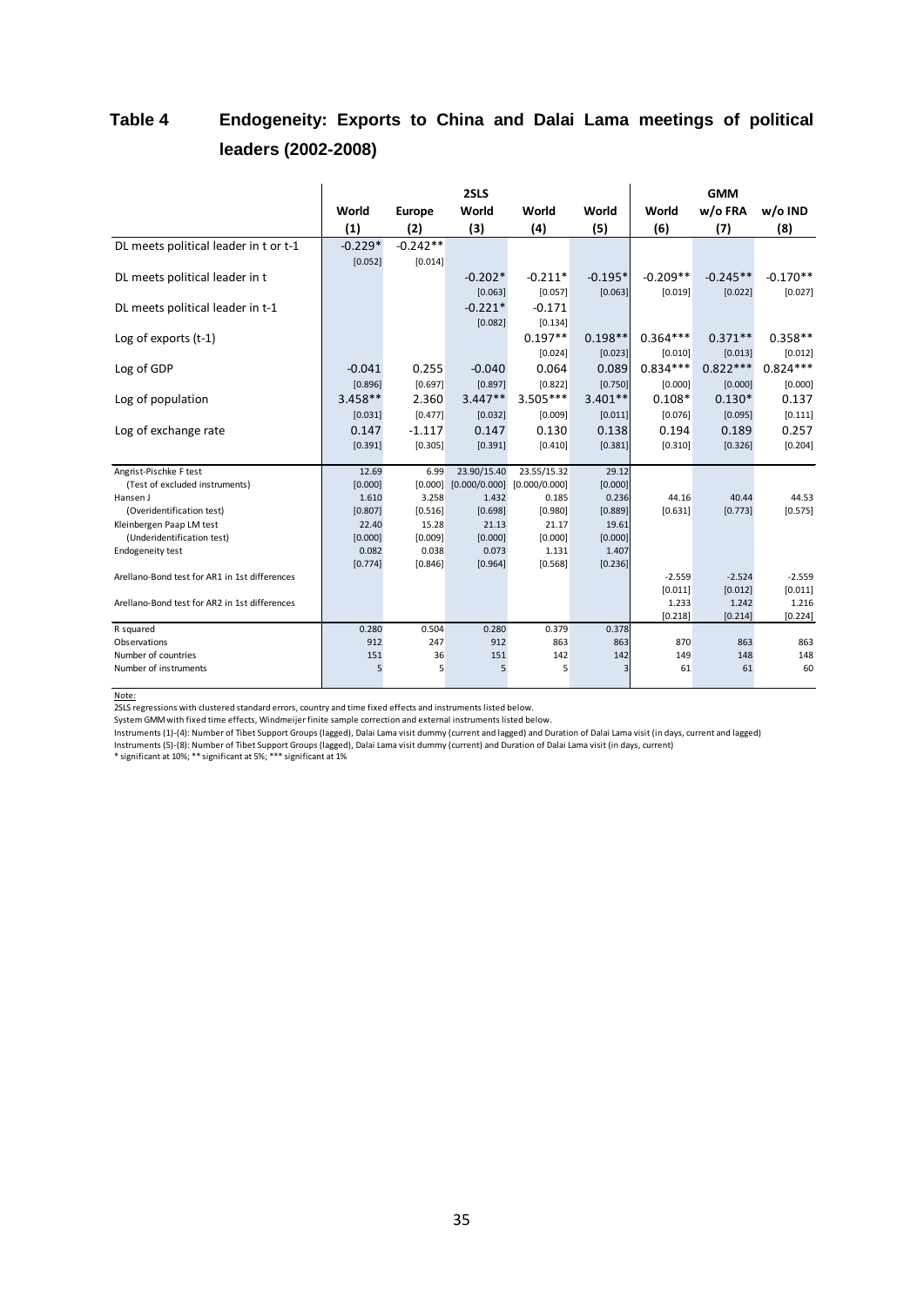# Table 4 Endogeneity: Exports to China and Dalai Lama meetings of political leaders (2002-2008)

| | 2SLS | | | | | GMM | | |
|---|---|---|---|---|---|---|---|---|
| | World | Europe | World | World | World | World | w/o FRA | w/o IND |
| | (1) | (2) | (3) | (4) | (5) | (6) | (7) | (8) |
| DL meets political leader in t or t-1 | -0.229* | -0.242** | | | | | | |
| | [0.052] | [0.014] | | | | | | |
| DL meets political leader in t | | | -0.202* | -0.211* | -0.195* | -0.209** | -0.245** | -0.170** |
| | | | [0.063] | [0.057] | [0.063] | [0.019] | [0.022] | [0.027] |
| DL meets political leader in t-1 | | | -0.221* | -0.171 | | | | |
| | | | [0.082] | [0.134] | | | | |
| Log of exports (t-1) | | | | 0.197** | 0.198** | 0.364*** | 0.371** | 0.358** |
| | | | | [0.024] | [0.023] | [0.010] | [0.013] | [0.012] |
| Log of GDP | -0.041 | 0.255 | -0.040 | 0.064 | 0.089 | 0.834*** | 0.822*** | 0.824*** |
| | [0.896] | [0.697] | [0.897] | [0.822] | [0.750] | [0.000] | [0.000] | [0.000] |
| Log of population | 3.458** | 2.360 | 3.447** | 3.505*** | 3.401** | 0.108* | 0.130* | 0.137 |
| | [0.031] | [0.477] | [0.032] | [0.009] | [0.011] | [0.076] | [0.095] | [0.111] |
| Log of exchange rate | 0.147 | -1.117 | 0.147 | 0.130 | 0.138 | 0.194 | 0.189 | 0.257 |
| | [0.391] | [0.305] | [0.391] | [0.410] | [0.381] | [0.310] | [0.326] | [0.204] |
| Angrist-Pischke F test | 12.69 | 6.99 | 23.90/15.40 | 23.55/15.32 | 29.12 | | | |
| (Test of excluded instruments) | [0.000] | [0.000] | [0.000/0.000] | [0.000/0.000] | [0.000] | | | |
| Hansen J | 1.610 | 3.258 | 1.432 | 0.185 | 0.236 | 44.16 | 40.44 | 44.53 |
| (Overidentification test) | [0.807] | [0.516] | [0.698] | [0.980] | [0.889] | [0.631] | [0.773] | [0.575] |
| Kleinbergen Paap LM test | 22.40 | 15.28 | 21.13 | 21.17 | 19.61 | | | |
| (Underidentification test) | [0.000] | [0.009] | [0.000] | [0.000] | [0.000] | | | |
| Endogeneity test | 0.082 | 0.038 | 0.073 | 1.131 | 1.407 | | | |
| | [0.774] | [0.846] | [0.964] | [0.568] | [0.236] | | | |
| Arellano-Bond test for AR1 in 1st differences | | | | | | -2.559 | -2.524 | -2.559 |
| | | | | | | [0.011] | [0.012] | [0.011] |
| Arellano-Bond test for AR2 in 1st differences | | | | | | 1.233 | 1.242 | 1.216 |
| | | | | | | [0.218] | [0.214] | [0.224] |
| R squared | 0.280 | 0.504 | 0.280 | 0.379 | 0.378 | | | |
| Observations | 912 | 247 | 912 | 863 | 863 | 870 | 863 | 863 |
| Number of countries | 151 | 36 | 151 | 142 | 142 | 149 | 148 | 148 |
| Number of instruments | 5 | 5 | 5 | 5 | 3 | 61 | 61 | 60 |

Note:
2SLS regressions with clustered standard errors, country and time fixed effects and instruments listed below.
System GMM with fixed time effects, Windmeijer finite sample correction and external instruments listed below.
Instruments (1)-(4): Number of Tibet Support Groups (lagged), Dalai Lama visit dummy (current and lagged) and Duration of Dalai Lama visit (in days, current and lagged)
Instruments (5)-(8): Number of Tibet Support Groups (lagged), Dalai Lama visit dummy (current) and Duration of Dalai Lama visit (in days, current)
* significant at 10%; ** significant at 5%; *** significant at 1%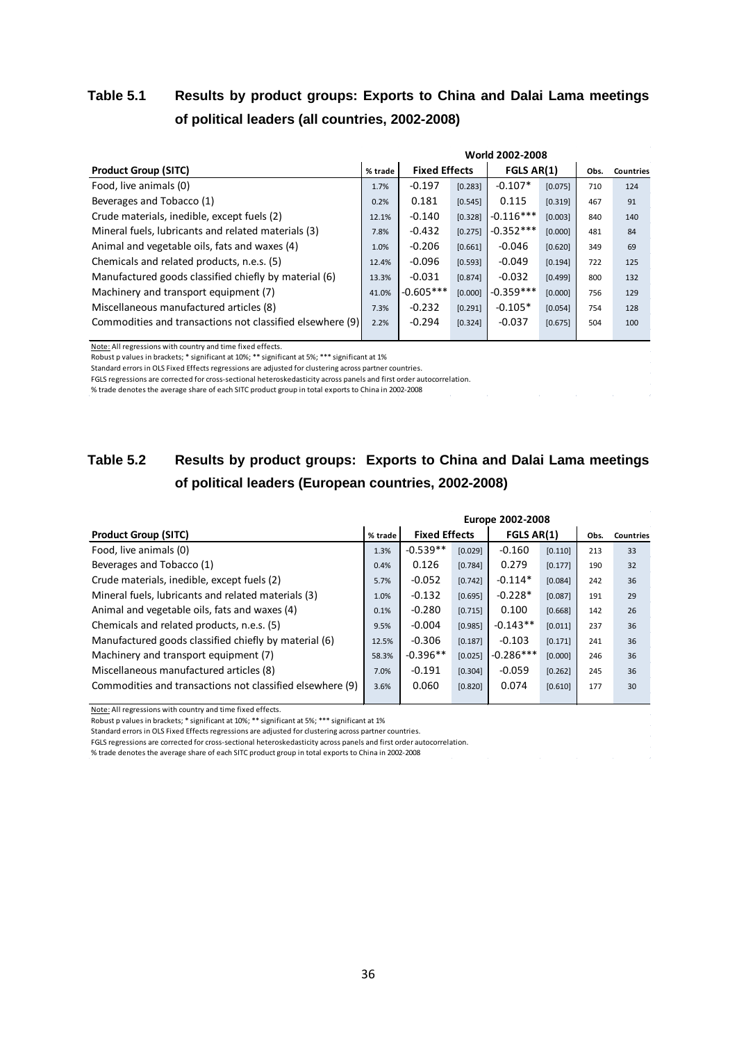**Table 5.1 Results by product groups: Exports to China and Dalai Lama meetings of political leaders (all countries, 2002-2008)**

| | | World 2002-2008 | | | | | |
|---|---|---|---|---|---|---|---|
| **Product Group (SITC)** | **% trade** | **Fixed Effects** | | **FGLS AR(1)** | | **Obs.** | **Countries** |
| Food, live animals (0) | 1.7% | -0.197 | [0.283] | -0.107* | [0.075] | 710 | 124 |
| Beverages and Tobacco (1) | 0.2% | 0.181 | [0.545] | 0.115 | [0.319] | 467 | 91 |
| Crude materials, inedible, except fuels (2) | 12.1% | -0.140 | [0.328] | -0.116*** | [0.003] | 840 | 140 |
| Mineral fuels, lubricants and related materials (3) | 7.8% | -0.432 | [0.275] | -0.352*** | [0.000] | 481 | 84 |
| Animal and vegetable oils, fats and waxes (4) | 1.0% | -0.206 | [0.661] | -0.046 | [0.620] | 349 | 69 |
| Chemicals and related products, n.e.s. (5) | 12.4% | -0.096 | [0.593] | -0.049 | [0.194] | 722 | 125 |
| Manufactured goods classified chiefly by material (6) | 13.3% | -0.031 | [0.874] | -0.032 | [0.499] | 800 | 132 |
| Machinery and transport equipment (7) | 41.0% | -0.605*** | [0.000] | -0.359*** | [0.000] | 756 | 129 |
| Miscellaneous manufactured articles (8) | 7.3% | -0.232 | [0.291] | -0.105* | [0.054] | 754 | 128 |
| Commodities and transactions not classified elsewhere (9) | 2.2% | -0.294 | [0.324] | -0.037 | [0.675] | 504 | 100 |

Note: All regressions with country and time fixed effects.
Robust p values in brackets; * significant at 10%; ** significant at 5%; *** significant at 1%
Standard errors in OLS Fixed Effects regressions are adjusted for clustering across partner countries.
FGLS regressions are corrected for cross-sectional heteroskedasticity across panels and first order autocorrelation.
% trade denotes the average share of each SITC product group in total exports to China in 2002-2008

**Table 5.2 Results by product groups: Exports to China and Dalai Lama meetings of political leaders (European countries, 2002-2008)**

| | | Europe 2002-2008 | | | | | |
|---|---|---|---|---|---|---|---|
| **Product Group (SITC)** | **% trade** | **Fixed Effects** | | **FGLS AR(1)** | | **Obs.** | **Countries** |
| Food, live animals (0) | 1.3% | -0.539** | [0.029] | -0.160 | [0.110] | 213 | 33 |
| Beverages and Tobacco (1) | 0.4% | 0.126 | [0.784] | 0.279 | [0.177] | 190 | 32 |
| Crude materials, inedible, except fuels (2) | 5.7% | -0.052 | [0.742] | -0.114* | [0.084] | 242 | 36 |
| Mineral fuels, lubricants and related materials (3) | 1.0% | -0.132 | [0.695] | -0.228* | [0.087] | 191 | 29 |
| Animal and vegetable oils, fats and waxes (4) | 0.1% | -0.280 | [0.715] | 0.100 | [0.668] | 142 | 26 |
| Chemicals and related products, n.e.s. (5) | 9.5% | -0.004 | [0.985] | -0.143** | [0.011] | 237 | 36 |
| Manufactured goods classified chiefly by material (6) | 12.5% | -0.306 | [0.187] | -0.103 | [0.171] | 241 | 36 |
| Machinery and transport equipment (7) | 58.3% | -0.396** | [0.025] | -0.286*** | [0.000] | 246 | 36 |
| Miscellaneous manufactured articles (8) | 7.0% | -0.191 | [0.304] | -0.059 | [0.262] | 245 | 36 |
| Commodities and transactions not classified elsewhere (9) | 3.6% | 0.060 | [0.820] | 0.074 | [0.610] | 177 | 30 |

Note: All regressions with country and time fixed effects.
Robust p values in brackets; * significant at 10%; ** significant at 5%; *** significant at 1%
Standard errors in OLS Fixed Effects regressions are adjusted for clustering across partner countries.
FGLS regressions are corrected for cross-sectional heteroskedasticity across panels and first order autocorrelation.
% trade denotes the average share of each SITC product group in total exports to China in 2002-2008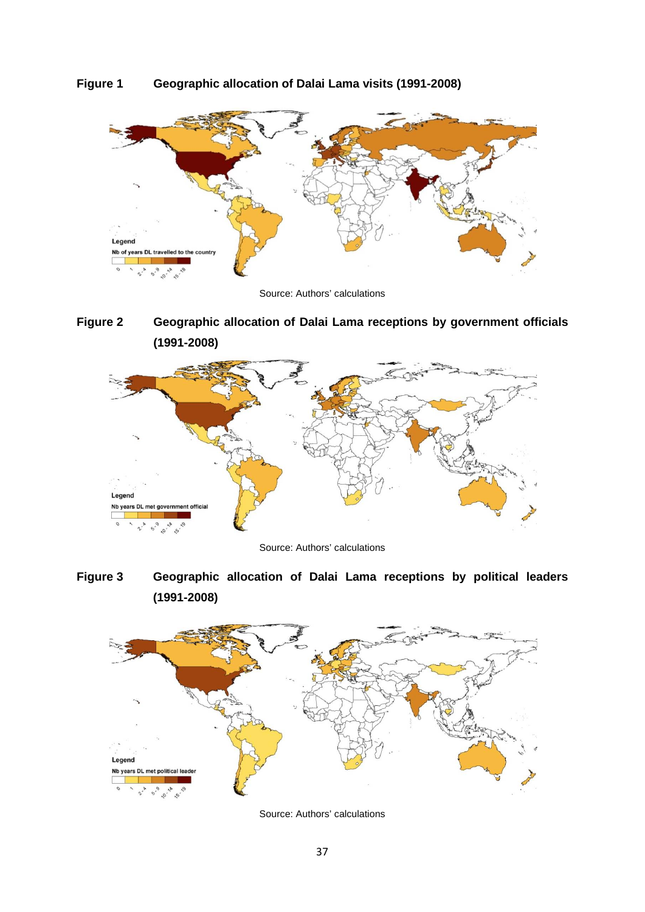**Figure 1 Geographic allocation of Dalai Lama visits (1991-2008)**

Source: Authors' calculations

**Figure 2 Geographic allocation of Dalai Lama receptions by government officials (1991-2008)**

Source: Authors' calculations

**Figure 3 Geographic allocation of Dalai Lama receptions by political leaders (1991-2008)**

Source: Authors' calculations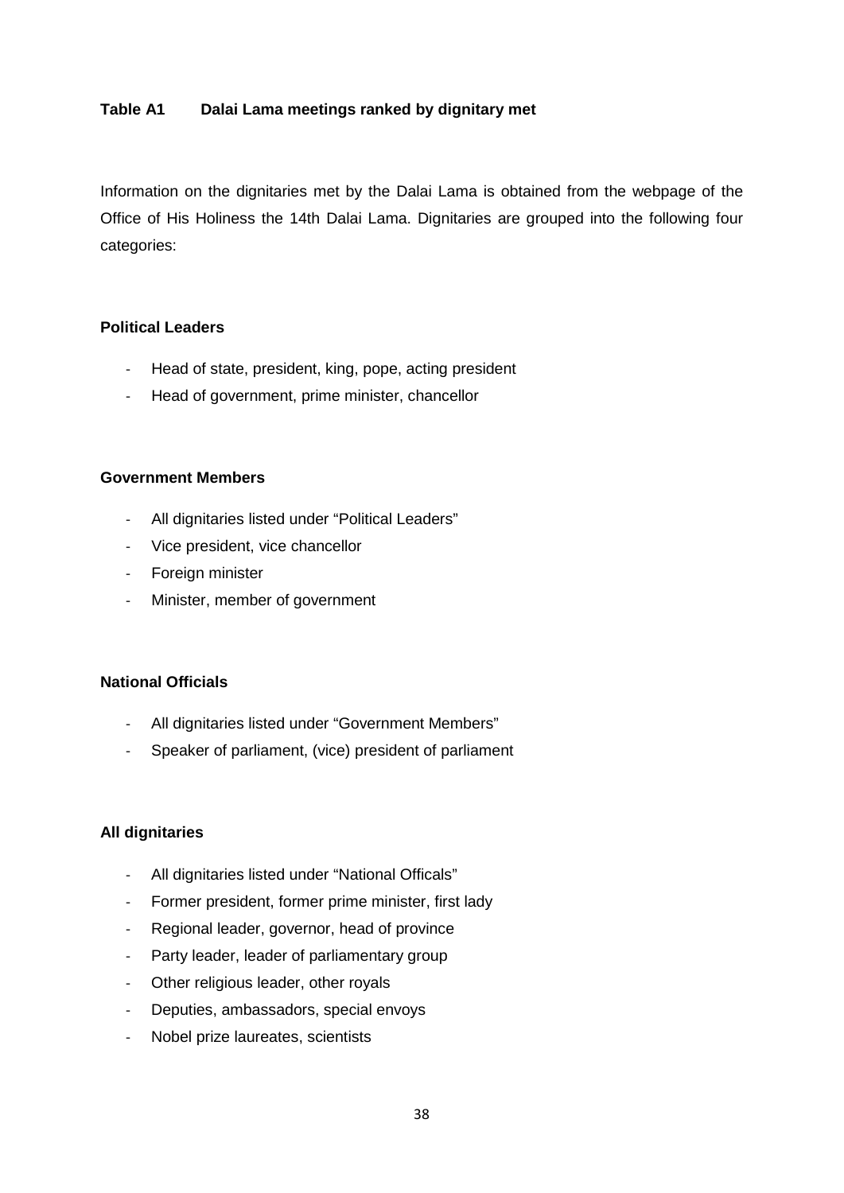**Table A1 Dalai Lama meetings ranked by dignitary met**

Information on the dignitaries met by the Dalai Lama is obtained from the webpage of the Office of His Holiness the 14th Dalai Lama. Dignitaries are grouped into the following four categories:

**Political Leaders**

- Head of state, president, king, pope, acting president
- Head of government, prime minister, chancellor

**Government Members**

- All dignitaries listed under "Political Leaders"
- Vice president, vice chancellor
- Foreign minister
- Minister, member of government

**National Officials**

- All dignitaries listed under "Government Members"
- Speaker of parliament, (vice) president of parliament

**All dignitaries**

- All dignitaries listed under "National Officals"
- Former president, former prime minister, first lady
- Regional leader, governor, head of province
- Party leader, leader of parliamentary group
- Other religious leader, other royals
- Deputies, ambassadors, special envoys
- Nobel prize laureates, scientists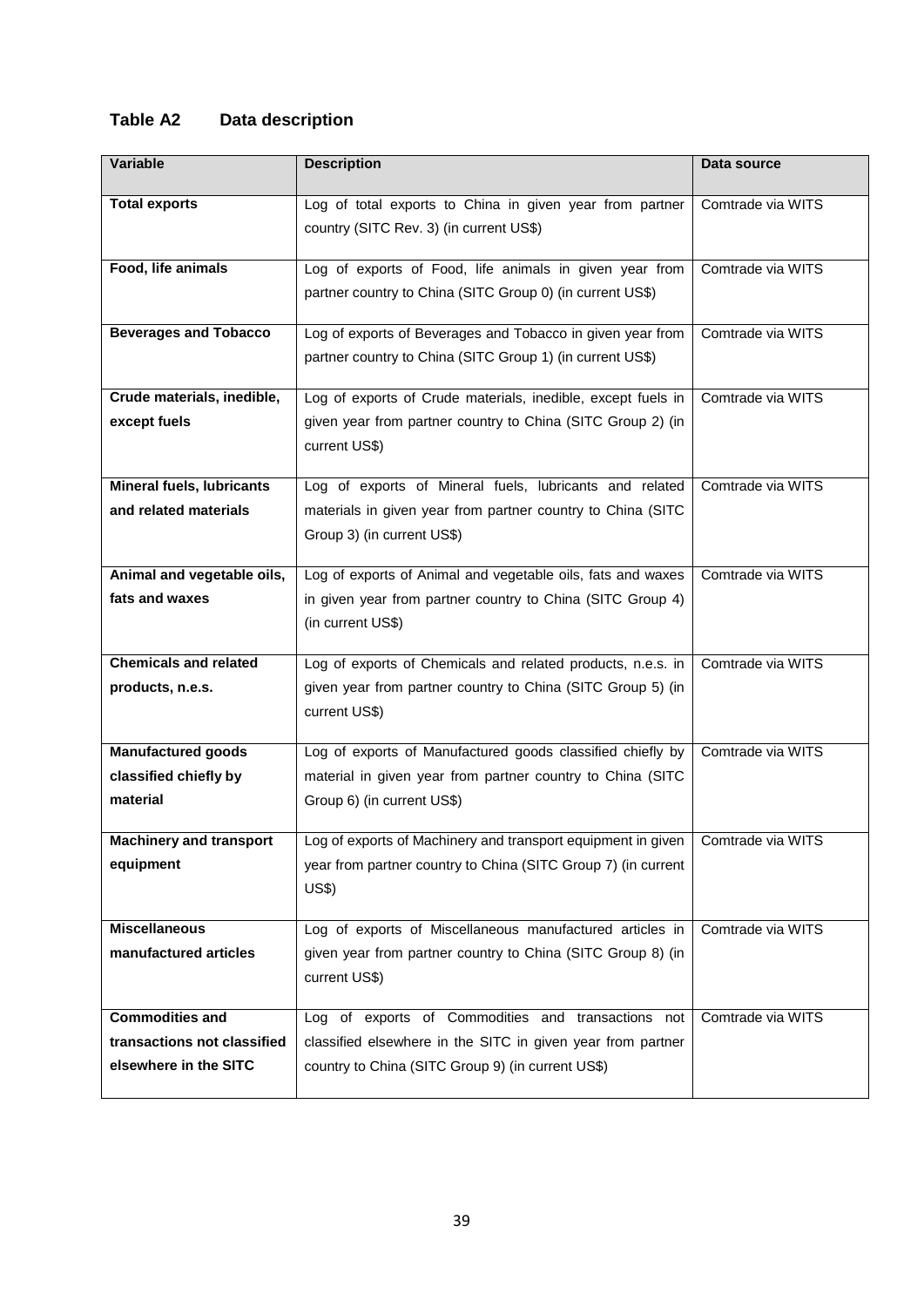## Table A2 Data description

| Variable | Description | Data source |
|---|---|---|
| **Total exports** | Log of total exports to China in given year from partner country (SITC Rev. 3) (in current US$) | Comtrade via WITS |
| **Food, life animals** | Log of exports of Food, life animals in given year from partner country to China (SITC Group 0) (in current US$) | Comtrade via WITS |
| **Beverages and Tobacco** | Log of exports of Beverages and Tobacco in given year from partner country to China (SITC Group 1) (in current US$) | Comtrade via WITS |
| **Crude materials, inedible, except fuels** | Log of exports of Crude materials, inedible, except fuels in given year from partner country to China (SITC Group 2) (in current US$) | Comtrade via WITS |
| **Mineral fuels, lubricants and related materials** | Log of exports of Mineral fuels, lubricants and related materials in given year from partner country to China (SITC Group 3) (in current US$) | Comtrade via WITS |
| **Animal and vegetable oils, fats and waxes** | Log of exports of Animal and vegetable oils, fats and waxes in given year from partner country to China (SITC Group 4) (in current US$) | Comtrade via WITS |
| **Chemicals and related products, n.e.s.** | Log of exports of Chemicals and related products, n.e.s. in given year from partner country to China (SITC Group 5) (in current US$) | Comtrade via WITS |
| **Manufactured goods classified chiefly by material** | Log of exports of Manufactured goods classified chiefly by material in given year from partner country to China (SITC Group 6) (in current US$) | Comtrade via WITS |
| **Machinery and transport equipment** | Log of exports of Machinery and transport equipment in given year from partner country to China (SITC Group 7) (in current US$) | Comtrade via WITS |
| **Miscellaneous manufactured articles** | Log of exports of Miscellaneous manufactured articles in given year from partner country to China (SITC Group 8) (in current US$) | Comtrade via WITS |
| **Commodities and transactions not classified elsewhere in the SITC** | Log of exports of Commodities and transactions not classified elsewhere in the SITC in given year from partner country to China (SITC Group 9) (in current US$) | Comtrade via WITS |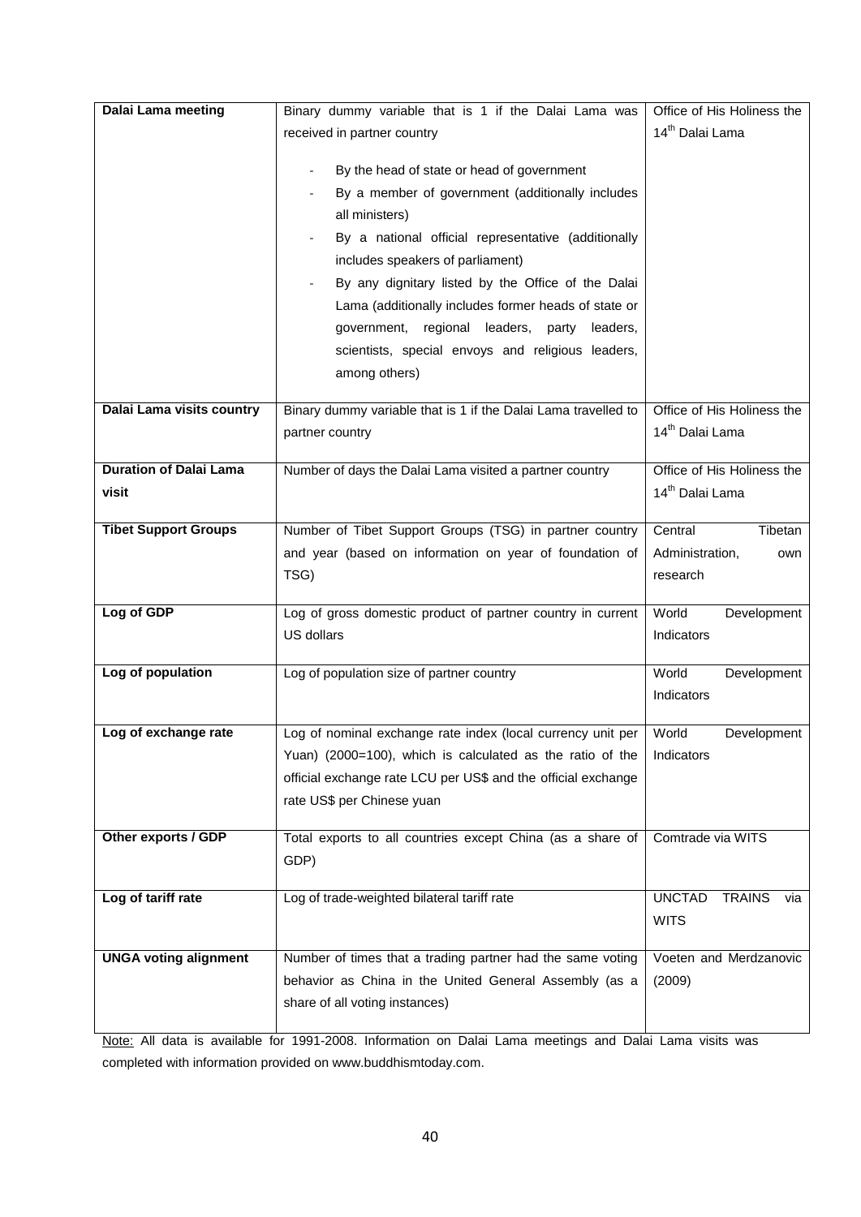| | | |
|---|---|---|
| **Dalai Lama meeting** | Binary dummy variable that is 1 if the Dalai Lama was received in partner country<br>- By the head of state or head of government<br>- By a member of government (additionally includes all ministers)<br>- By a national official representative (additionally includes speakers of parliament)<br>- By any dignitary listed by the Office of the Dalai Lama (additionally includes former heads of state or government, regional leaders, party leaders, scientists, special envoys and religious leaders, among others) | Office of His Holiness the 14th Dalai Lama |
| **Dalai Lama visits country** | Binary dummy variable that is 1 if the Dalai Lama travelled to partner country | Office of His Holiness the 14th Dalai Lama |
| **Duration of Dalai Lama visit** | Number of days the Dalai Lama visited a partner country | Office of His Holiness the 14th Dalai Lama |
| **Tibet Support Groups** | Number of Tibet Support Groups (TSG) in partner country and year (based on information on year of foundation of TSG) | Central Tibetan Administration, own research |
| **Log of GDP** | Log of gross domestic product of partner country in current US dollars | World Development Indicators |
| **Log of population** | Log of population size of partner country | World Development Indicators |
| **Log of exchange rate** | Log of nominal exchange rate index (local currency unit per Yuan) (2000=100), which is calculated as the ratio of the official exchange rate LCU per US$ and the official exchange rate US$ per Chinese yuan | World Development Indicators |
| **Other exports / GDP** | Total exports to all countries except China (as a share of GDP) | Comtrade via WITS |
| **Log of tariff rate** | Log of trade-weighted bilateral tariff rate | UNCTAD TRAINS via WITS |
| **UNGA voting alignment** | Number of times that a trading partner had the same voting behavior as China in the United General Assembly (as a share of all voting instances) | Voeten and Merdzanovic (2009) |

Note: All data is available for 1991-2008. Information on Dalai Lama meetings and Dalai Lama visits was completed with information provided on www.buddhismtoday.com.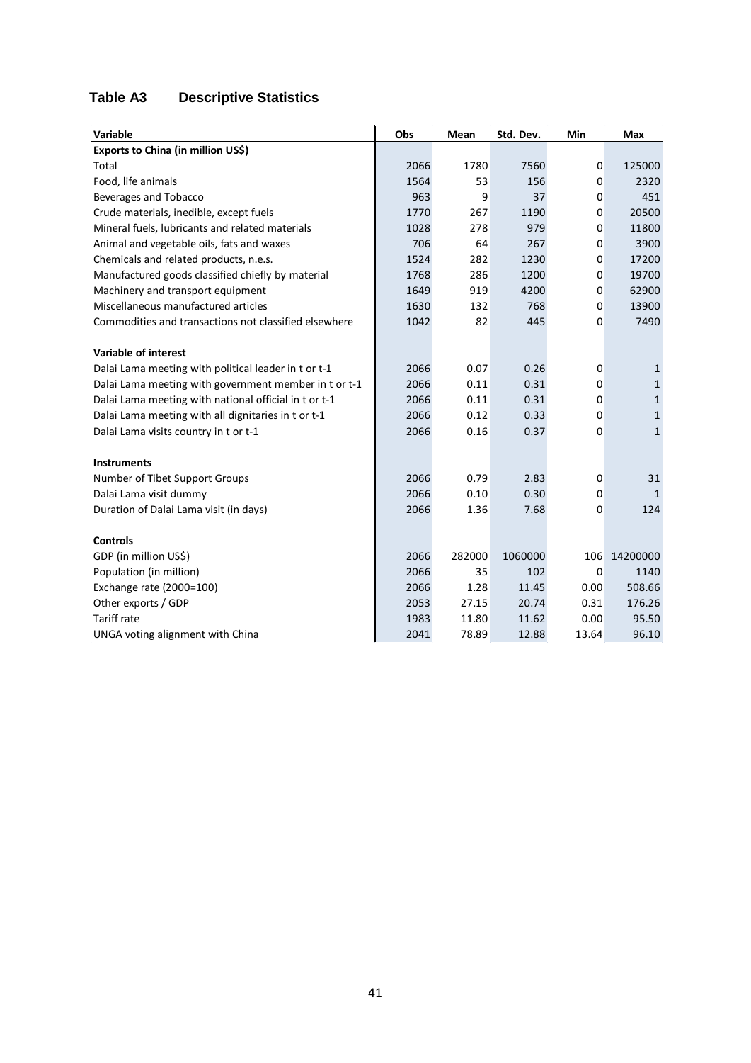## Table A3 Descriptive Statistics

| Variable | Obs | Mean | Std. Dev. | Min | Max |
|---|---|---|---|---|---|
| **Exports to China (in million US$)** | | | | | |
| Total | 2066 | 1780 | 7560 | 0 | 125000 |
| Food, life animals | 1564 | 53 | 156 | 0 | 2320 |
| Beverages and Tobacco | 963 | 9 | 37 | 0 | 451 |
| Crude materials, inedible, except fuels | 1770 | 267 | 1190 | 0 | 20500 |
| Mineral fuels, lubricants and related materials | 1028 | 278 | 979 | 0 | 11800 |
| Animal and vegetable oils, fats and waxes | 706 | 64 | 267 | 0 | 3900 |
| Chemicals and related products, n.e.s. | 1524 | 282 | 1230 | 0 | 17200 |
| Manufactured goods classified chiefly by material | 1768 | 286 | 1200 | 0 | 19700 |
| Machinery and transport equipment | 1649 | 919 | 4200 | 0 | 62900 |
| Miscellaneous manufactured articles | 1630 | 132 | 768 | 0 | 13900 |
| Commodities and transactions not classified elsewhere | 1042 | 82 | 445 | 0 | 7490 |
| | | | | | |
| **Variable of interest** | | | | | |
| Dalai Lama meeting with political leader in t or t-1 | 2066 | 0.07 | 0.26 | 0 | 1 |
| Dalai Lama meeting with government member in t or t-1 | 2066 | 0.11 | 0.31 | 0 | 1 |
| Dalai Lama meeting with national official in t or t-1 | 2066 | 0.11 | 0.31 | 0 | 1 |
| Dalai Lama meeting with all dignitaries in t or t-1 | 2066 | 0.12 | 0.33 | 0 | 1 |
| Dalai Lama visits country in t or t-1 | 2066 | 0.16 | 0.37 | 0 | 1 |
| | | | | | |
| **Instruments** | | | | | |
| Number of Tibet Support Groups | 2066 | 0.79 | 2.83 | 0 | 31 |
| Dalai Lama visit dummy | 2066 | 0.10 | 0.30 | 0 | 1 |
| Duration of Dalai Lama visit (in days) | 2066 | 1.36 | 7.68 | 0 | 124 |
| | | | | | |
| **Controls** | | | | | |
| GDP (in million US$) | 2066 | 282000 | 1060000 | 106 | 14200000 |
| Population (in million) | 2066 | 35 | 102 | 0 | 1140 |
| Exchange rate (2000=100) | 2066 | 1.28 | 11.45 | 0.00 | 508.66 |
| Other exports / GDP | 2053 | 27.15 | 20.74 | 0.31 | 176.26 |
| Tariff rate | 1983 | 11.80 | 11.62 | 0.00 | 95.50 |
| UNGA voting alignment with China | 2041 | 78.89 | 12.88 | 13.64 | 96.10 |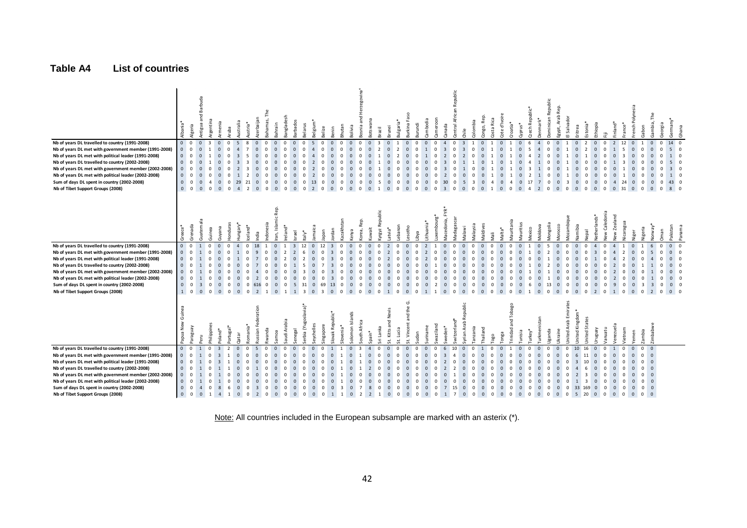**Table A4 List of countries**

| | Albania* | Algeria | Antigua and Barbuda | Argentina | Armenia | Aruba | Australia | Austria* | Azerbaijan | Bahamas, The | Bahrain | Bangladesh | Barbados | Belarus | Belgium* | Belize | Benin | Bhutan | Bolivia | Bosnia and Herzegovina* | Botswana | Brazil | Brunei | Bulgaria* | Burkina Faso | Burundi | Cambodia | Cameroon | Canada | Central African Republic | Chile | Colombia | Congo, Rep. | Costa Rica | Cote d'Ivoire | Croatia* | Cyprus* | Czech Republic* | Denmark* | Dominican Republic | Egypt, Arab Rep. | El Salvador | Eritrea | Estonia* | Ethiopia | Fiji | Finland* | France* | French Polynesia | Gabon | Gambia, The | Georgia | Germany* | Ghana |
|---|---|---|---|---|---|---|---|---|---|---|---|---|---|---|---|---|---|---|---|---|---|---|---|---|---|---|---|---|---|---|---|---|---|---|---|---|---|---|---|---|---|---|---|---|---|---|---|---|---|---|---|---|---|---|
| Nb of years DL travelled to country (1991-2008) | 0 | 0 | 0 | 3 | 0 | 0 | 5 | 8 | 0 | 0 | 0 | 0 | 0 | 0 | 5 | 0 | 0 | 0 | 0 | 0 | 0 | 3 | 0 | 1 | 0 | 0 | 0 | 0 | 4 | 0 | 3 | 1 | 0 | 1 | 0 | 1 | 0 | 6 | 4 | 0 | 0 | 1 | 0 | 2 | 0 | 0 | 2 | 12 | 0 | 1 | 0 | 0 | 14 | 0 |
| Nb of years DL met with government member (1991-2008) | 0 | 0 | 0 | 1 | 0 | 0 | 4 | 7 | 0 | 0 | 0 | 0 | 0 | 0 | 4 | 0 | 0 | 0 | 0 | 0 | 0 | 2 | 0 | 2 | 0 | 0 | 1 | 0 | 3 | 0 | 3 | 0 | 0 | 1 | 0 | 1 | 0 | 5 | 4 | 0 | 0 | 1 | 0 | 2 | 0 | 0 | 1 | 5 | 0 | 0 | 0 | 0 | 5 | 0 |
| Nb of years DL met with political leader (1991-2008) | 0 | 0 | 0 | 1 | 0 | 0 | 3 | 5 | 0 | 0 | 0 | 0 | 0 | 0 | 4 | 0 | 0 | 0 | 0 | 0 | 0 | 1 | 0 | 2 | 0 | 0 | 1 | 0 | 2 | 0 | 2 | 0 | 0 | 1 | 0 | 1 | 0 | 4 | 2 | 0 | 0 | 1 | 0 | 1 | 0 | 0 | 0 | 3 | 0 | 0 | 0 | 0 | 1 | 0 |
| Nb of years DL travelled to country (2002-2008) | 0 | 0 | 0 | 1 | 0 | 0 | 3 | 3 | 0 | 0 | 0 | 0 | 0 | 0 | 2 | 0 | 0 | 0 | 0 | 0 | 0 | 1 | 0 | 0 | 0 | 0 | 0 | 0 | 3 | 0 | 1 | 1 | 0 | 1 | 0 | 1 | 0 | 4 | 1 | 0 | 0 | 1 | 0 | 0 | 0 | 0 | 1 | 3 | 0 | 0 | 0 | 0 | 5 | 0 |
| Nb of years DL met with government member (2002-2008) | 0 | 0 | 0 | 0 | 0 | 0 | 2 | 3 | 0 | 0 | 0 | 0 | 0 | 0 | 2 | 0 | 0 | 0 | 0 | 0 | 0 | 1 | 0 | 0 | 0 | 0 | 0 | 0 | 3 | 0 | 1 | 0 | 0 | 1 | 0 | 1 | 0 | 3 | 1 | 0 | 0 | 1 | 0 | 0 | 0 | 0 | 0 | 1 | 0 | 0 | 0 | 0 | 3 | 0 |
| Nb of years DL met with political leader (2002-2008) | 0 | 0 | 0 | 0 | 0 | 0 | 1 | 2 | 0 | 0 | 0 | 0 | 0 | 0 | 2 | 0 | 0 | 0 | 0 | 0 | 0 | 0 | 0 | 0 | 0 | 0 | 0 | 0 | 2 | 0 | 0 | 0 | 0 | 1 | 0 | 1 | 0 | 2 | 1 | 0 | 0 | 1 | 0 | 0 | 0 | 0 | 0 | 1 | 0 | 0 | 0 | 0 | 1 | 0 |
| Sum of days DL spent in country (2002-2008) | 0 | 0 | 0 | 4 | 0 | 0 | 29 | 21 | 0 | 0 | 0 | 0 | 0 | 0 | 13 | 0 | 0 | 0 | 0 | 0 | 0 | 5 | 0 | 0 | 0 | 0 | 0 | 0 | 30 | 0 | 5 | 3 | 0 | 4 | 0 | 4 | 0 | 17 | 7 | 0 | 0 | 3 | 0 | 0 | 0 | 0 | 4 | 24 | 0 | 0 | 0 | 0 | 43 | 0 |
| Nb of Tibet Support Groups (2008) | 0 | 0 | 0 | 0 | 0 | 0 | 4 | 2 | 0 | 0 | 0 | 0 | 0 | 0 | 2 | 0 | 0 | 0 | 0 | 0 | 0 | 1 | 0 | 0 | 0 | 0 | 0 | 0 | 3 | 0 | 0 | 0 | 0 | 1 | 0 | 0 | 0 | 4 | 2 | 0 | 0 | 0 | 0 | 0 | 0 | 0 | 0 | 31 | 0 | 0 | 0 | 0 | 8 | 0 |

| | Greece* | Grenada | Guatemala | Guinea | Guyana | Honduras | Hungary* | Iceland* | India | Indonesia | Iran, Islamic Rep. | Ireland* | Israel | Italy* | Jamaica | Japan | Jordan | Kazakhstan | Kenya | Korea, Rep. | Kuwait | Kyrgyz Republic | Latvia* | Lebanon | Lesotho | Libya | Lithuania* | Luxembourg* | Macedonia, FYR* | Madagascar | Malawi | Malaysia | Maldives | Mali | Malta* | Mauritania | Mauritius | Mexico | Moldova | Mongolia | Morocco | Mozambique | Namibia | Nepal | Netherlands* | New Caledonia | New Zealand | Nicaragua | Niger | Nigeria | Norway* | Oman | Pakistan | Panama |
|---|---|---|---|---|---|---|---|---|---|---|---|---|---|---|---|---|---|---|---|---|---|---|---|---|---|---|---|---|---|---|---|---|---|---|---|---|---|---|---|---|---|---|---|---|---|---|---|---|---|---|---|---|---|---|
| Nb of years DL travelled to country (1991-2008) | 0 | 0 | 1 | 0 | 0 | 0 | 4 | 0 | 18 | 1 | 0 | 1 | 3 | 12 | 0 | 12 | 3 | 0 | 0 | 0 | 0 | 0 | 2 | 0 | 0 | 0 | 2 | 1 | 0 | 0 | 0 | 0 | 0 | 0 | 0 | 0 | 0 | 1 | 0 | 5 | 0 | 0 | 0 | 0 | 4 | 0 | 4 | 1 | 0 | 1 | 6 | 0 | 0 | 0 |
| Nb of years DL met with government member (1991-2008) | 0 | 0 | 1 | 0 | 0 | 0 | 1 | 0 | 9 | 0 | 0 | 2 | 2 | 6 | 0 | 0 | 3 | 0 | 0 | 0 | 0 | 0 | 2 | 0 | 0 | 0 | 2 | 0 | 0 | 0 | 0 | 0 | 0 | 0 | 0 | 0 | 0 | 1 | 0 | 2 | 0 | 0 | 0 | 0 | 3 | 0 | 4 | 2 | 0 | 0 | 5 | 0 | 0 | 0 |
| Nb of years DL met with political leader (1991-2008) | 0 | 0 | 1 | 0 | 0 | 0 | 1 | 0 | 7 | 0 | 0 | 2 | 0 | 2 | 0 | 0 | 3 | 0 | 0 | 0 | 0 | 0 | 2 | 0 | 0 | 0 | 2 | 0 | 0 | 0 | 0 | 0 | 0 | 0 | 0 | 0 | 0 | 0 | 0 | 1 | 0 | 0 | 0 | 0 | 1 | 0 | 4 | 2 | 0 | 0 | 4 | 0 | 0 | 0 |
| Nb of years DL travelled to country (2002-2008) | 0 | 0 | 1 | 0 | 0 | 0 | 0 | 0 | 7 | 0 | 0 | 0 | 1 | 5 | 0 | 7 | 3 | 0 | 0 | 0 | 0 | 0 | 0 | 0 | 0 | 0 | 1 | 0 | 0 | 0 | 0 | 0 | 0 | 0 | 0 | 0 | 0 | 1 | 0 | 2 | 0 | 0 | 0 | 0 | 0 | 0 | 2 | 0 | 0 | 1 | 1 | 0 | 0 | 0 |
| Nb of years DL met with government member (2002-2008) | 0 | 0 | 1 | 0 | 0 | 0 | 0 | 0 | 4 | 0 | 0 | 0 | 0 | 3 | 0 | 0 | 3 | 0 | 0 | 0 | 0 | 0 | 0 | 0 | 0 | 0 | 0 | 0 | 0 | 0 | 0 | 0 | 0 | 0 | 0 | 0 | 0 | 1 | 0 | 1 | 0 | 0 | 0 | 0 | 0 | 0 | 2 | 0 | 0 | 0 | 1 | 0 | 0 | 0 |
| Nb of years DL met with political leader (2002-2008) | 0 | 0 | 1 | 0 | 0 | 0 | 0 | 0 | 2 | 0 | 0 | 0 | 0 | 0 | 0 | 0 | 3 | 0 | 0 | 0 | 0 | 0 | 0 | 0 | 0 | 0 | 0 | 0 | 0 | 0 | 0 | 0 | 0 | 0 | 0 | 0 | 0 | 0 | 0 | 1 | 0 | 0 | 0 | 0 | 0 | 0 | 2 | 0 | 0 | 0 | 1 | 0 | 0 | 0 |
| Sum of days DL spent in country (2002-2008) | 0 | 0 | 3 | 0 | 0 | 0 | 0 | 0 | 616 | 0 | 0 | 0 | 5 | 31 | 0 | 69 | 13 | 0 | 0 | 0 | 0 | 0 | 0 | 0 | 0 | 0 | 2 | 0 | 0 | 0 | 0 | 0 | 0 | 0 | 0 | 0 | 0 | 6 | 0 | 13 | 0 | 0 | 0 | 0 | 0 | 0 | 9 | 0 | 0 | 3 | 3 | 0 | 0 | 0 |
| Nb of Tibet Support Groups (2008) | 1 | 0 | 0 | 0 | 0 | 0 | 0 | 0 | 2 | 1 | 0 | 1 | 1 | 3 | 0 | 3 | 0 | 0 | 0 | 0 | 0 | 0 | 1 | 0 | 0 | 0 | 1 | 1 | 0 | 0 | 0 | 0 | 0 | 0 | 0 | 0 | 0 | 1 | 0 | 0 | 0 | 0 | 0 | 0 | 2 | 0 | 1 | 0 | 0 | 0 | 2 | 0 | 0 | 0 |

| | Papua New Guinea | Paraguay | Peru | Philippines | Poland* | Portugal* | Qatar | Romania* | Russian Federation | Rwanda | Samoa | Saudi Arabia | Senegal | Serbia (Yugoslavia)* | Seychelles | Singapore | Slovak Republic* | Slovenia* | Solomon Islands | South Africa | Spain* | Sri Lanka | St. Kitts and Nevis | St. Lucia | St. Vincent and the G. | Sudan | Suriname | Swaziland | Sweden* | Switzerland* | Syrian Arab Republic | Tanzania | Thailand | Togo | Tonga | Trinidad and Tobago | Tunisia | Turkey* | Turkmenistan | Uganda | Ukraine | United Arab Emirates | United Kingdom* | United States | Uruguay | Vanuatu | Venezuela | Vietnam | Yemen | Zambia | Zimbabwe |
|---|---|---|---|---|---|---|---|---|---|---|---|---|---|---|---|---|---|---|---|---|---|---|---|---|---|---|---|---|---|---|---|---|---|---|---|---|---|---|---|---|---|---|---|---|---|---|---|---|---|---|---|
| Nb of years DL travelled to country (1991-2008) | 0 | 0 | 1 | 0 | 3 | 2 | 0 | 0 | 5 | 0 | 0 | 0 | 0 | 0 | 0 | 0 | 1 | 1 | 0 | 3 | 4 | 0 | 0 | 0 | 0 | 0 | 0 | 0 | 6 | 10 | 0 | 0 | 1 | 0 | 0 | 1 | 0 | 0 | 0 | 0 | 0 | 0 | 10 | 16 | 0 | 0 | 1 | 0 | 0 | 0 | 0 |
| Nb of years DL met with government member (1991-2008) | 0 | 0 | 1 | 0 | 3 | 1 | 0 | 0 | 0 | 0 | 0 | 0 | 0 | 0 | 0 | 0 | 0 | 1 | 0 | 1 | 0 | 0 | 0 | 0 | 0 | 0 | 0 | 0 | 3 | 4 | 0 | 0 | 0 | 0 | 0 | 0 | 0 | 0 | 0 | 0 | 0 | 0 | 6 | 11 | 0 | 0 | 0 | 0 | 0 | 0 | 0 |
| Nb of years DL met with political leader (1991-2008) | 0 | 0 | 1 | 0 | 3 | 1 | 0 | 0 | 0 | 0 | 0 | 0 | 0 | 0 | 0 | 0 | 0 | 1 | 0 | 1 | 0 | 0 | 0 | 0 | 0 | 0 | 0 | 0 | 2 | 0 | 0 | 0 | 0 | 0 | 0 | 0 | 0 | 0 | 0 | 0 | 0 | 0 | 3 | 10 | 0 | 0 | 0 | 0 | 0 | 0 | 0 |
| Nb of years DL travelled to country (2002-2008) | 0 | 0 | 1 | 0 | 1 | 1 | 0 | 0 | 1 | 0 | 0 | 0 | 0 | 0 | 0 | 0 | 0 | 1 | 0 | 1 | 2 | 0 | 0 | 0 | 0 | 0 | 0 | 0 | 2 | 2 | 0 | 0 | 0 | 0 | 0 | 0 | 0 | 0 | 0 | 0 | 0 | 0 | 4 | 6 | 0 | 0 | 0 | 0 | 0 | 0 | 0 |
| Nb of years DL met with government member (2002-2008) | 0 | 0 | 1 | 0 | 1 | 0 | 0 | 0 | 0 | 0 | 0 | 0 | 0 | 0 | 0 | 0 | 0 | 1 | 0 | 0 | 0 | 0 | 0 | 0 | 0 | 0 | 0 | 0 | 0 | 1 | 0 | 0 | 0 | 0 | 0 | 0 | 0 | 0 | 0 | 0 | 0 | 0 | 2 | 3 | 0 | 0 | 0 | 0 | 0 | 0 | 0 |
| Nb of years DL met with political leader (2002-2008) | 0 | 0 | 1 | 0 | 1 | 0 | 0 | 0 | 0 | 0 | 0 | 0 | 0 | 0 | 0 | 0 | 0 | 1 | 0 | 0 | 0 | 0 | 0 | 0 | 0 | 0 | 0 | 0 | 0 | 0 | 0 | 0 | 0 | 0 | 0 | 0 | 0 | 0 | 0 | 0 | 0 | 0 | 1 | 3 | 0 | 0 | 0 | 0 | 0 | 0 | 0 |
| Sum of days DL spent in country (2002-2008) | 0 | 0 | 4 | 0 | 8 | 6 | 0 | 0 | 3 | 0 | 0 | 0 | 0 | 0 | 0 | 0 | 0 | 3 | 0 | 7 | 8 | 0 | 0 | 0 | 0 | 0 | 0 | 0 | 7 | 15 | 0 | 0 | 0 | 0 | 0 | 0 | 0 | 0 | 0 | 0 | 0 | 0 | 33 | 169 | 0 | 0 | 0 | 0 | 0 | 0 | 0 |
| Nb of Tibet Support Groups (2008) | 0 | 0 | 0 | 1 | 4 | 1 | 0 | 0 | 2 | 0 | 0 | 0 | 0 | 0 | 0 | 0 | 1 | 1 | 0 | 2 | 2 | 1 | 0 | 0 | 0 | 0 | 0 | 0 | 1 | 7 | 0 | 0 | 0 | 0 | 0 | 0 | 0 | 0 | 0 | 0 | 0 | 0 | 5 | 20 | 0 | 0 | 0 | 0 | 0 | 0 | 0 |

Note: All countries included in the European subsample are marked with an asterix (*).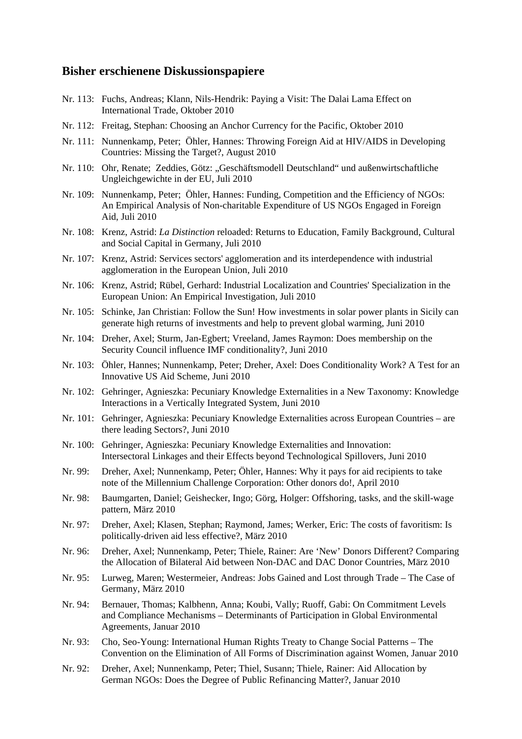## Bisher erschienene Diskussionspapiere

Nr. 113: Fuchs, Andreas; Klann, Nils-Hendrik: Paying a Visit: The Dalai Lama Effect on International Trade, Oktober 2010

Nr. 112: Freitag, Stephan: Choosing an Anchor Currency for the Pacific, Oktober 2010

Nr. 111: Nunnenkamp, Peter; Öhler, Hannes: Throwing Foreign Aid at HIV/AIDS in Developing Countries: Missing the Target?, August 2010

Nr. 110: Ohr, Renate; Zeddies, Götz: „Geschäftsmodell Deutschland" und außenwirtschaftliche Ungleichgewichte in der EU, Juli 2010

Nr. 109: Nunnenkamp, Peter; Öhler, Hannes: Funding, Competition and the Efficiency of NGOs: An Empirical Analysis of Non-charitable Expenditure of US NGOs Engaged in Foreign Aid, Juli 2010

Nr. 108: Krenz, Astrid: *La Distinction* reloaded: Returns to Education, Family Background, Cultural and Social Capital in Germany, Juli 2010

Nr. 107: Krenz, Astrid: Services sectors' agglomeration and its interdependence with industrial agglomeration in the European Union, Juli 2010

Nr. 106: Krenz, Astrid; Rübel, Gerhard: Industrial Localization and Countries' Specialization in the European Union: An Empirical Investigation, Juli 2010

Nr. 105: Schinke, Jan Christian: Follow the Sun! How investments in solar power plants in Sicily can generate high returns of investments and help to prevent global warming, Juni 2010

Nr. 104: Dreher, Axel; Sturm, Jan-Egbert; Vreeland, James Raymon: Does membership on the Security Council influence IMF conditionality?, Juni 2010

Nr. 103: Öhler, Hannes; Nunnenkamp, Peter; Dreher, Axel: Does Conditionality Work? A Test for an Innovative US Aid Scheme, Juni 2010

Nr. 102: Gehringer, Agnieszka: Pecuniary Knowledge Externalities in a New Taxonomy: Knowledge Interactions in a Vertically Integrated System, Juni 2010

Nr. 101: Gehringer, Agnieszka: Pecuniary Knowledge Externalities across European Countries – are there leading Sectors?, Juni 2010

Nr. 100: Gehringer, Agnieszka: Pecuniary Knowledge Externalities and Innovation: Intersectoral Linkages and their Effects beyond Technological Spillovers, Juni 2010

Nr. 99: Dreher, Axel; Nunnenkamp, Peter; Öhler, Hannes: Why it pays for aid recipients to take note of the Millennium Challenge Corporation: Other donors do!, April 2010

Nr. 98: Baumgarten, Daniel; Geishecker, Ingo; Görg, Holger: Offshoring, tasks, and the skill-wage pattern, März 2010

Nr. 97: Dreher, Axel; Klasen, Stephan; Raymond, James; Werker, Eric: The costs of favoritism: Is politically-driven aid less effective?, März 2010

Nr. 96: Dreher, Axel; Nunnenkamp, Peter; Thiele, Rainer: Are 'New' Donors Different? Comparing the Allocation of Bilateral Aid between Non-DAC and DAC Donor Countries, März 2010

Nr. 95: Lurweg, Maren; Westermeier, Andreas: Jobs Gained and Lost through Trade – The Case of Germany, März 2010

Nr. 94: Bernauer, Thomas; Kalbhenn, Anna; Koubi, Vally; Ruoff, Gabi: On Commitment Levels and Compliance Mechanisms – Determinants of Participation in Global Environmental Agreements, Januar 2010

Nr. 93: Cho, Seo-Young: International Human Rights Treaty to Change Social Patterns – The Convention on the Elimination of All Forms of Discrimination against Women, Januar 2010

Nr. 92: Dreher, Axel; Nunnenkamp, Peter; Thiel, Susann; Thiele, Rainer: Aid Allocation by German NGOs: Does the Degree of Public Refinancing Matter?, Januar 2010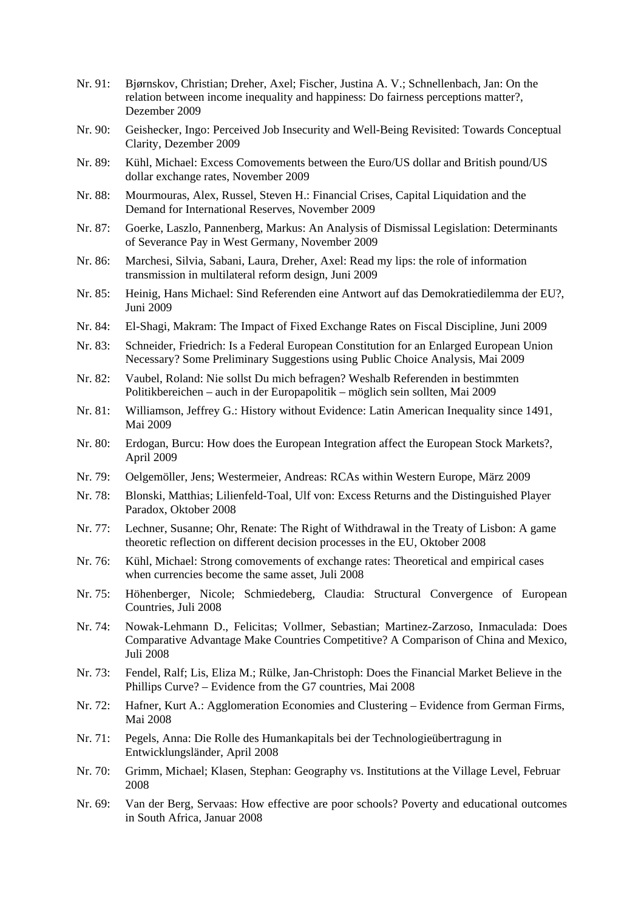Nr. 91: Bjørnskov, Christian; Dreher, Axel; Fischer, Justina A. V.; Schnellenbach, Jan: On the relation between income inequality and happiness: Do fairness perceptions matter?, Dezember 2009

Nr. 90: Geishecker, Ingo: Perceived Job Insecurity and Well-Being Revisited: Towards Conceptual Clarity, Dezember 2009

Nr. 89: Kühl, Michael: Excess Comovements between the Euro/US dollar and British pound/US dollar exchange rates, November 2009

Nr. 88: Mourmouras, Alex, Russel, Steven H.: Financial Crises, Capital Liquidation and the Demand for International Reserves, November 2009

Nr. 87: Goerke, Laszlo, Pannenberg, Markus: An Analysis of Dismissal Legislation: Determinants of Severance Pay in West Germany, November 2009

Nr. 86: Marchesi, Silvia, Sabani, Laura, Dreher, Axel: Read my lips: the role of information transmission in multilateral reform design, Juni 2009

Nr. 85: Heinig, Hans Michael: Sind Referenden eine Antwort auf das Demokratiedilemma der EU?, Juni 2009

Nr. 84: El-Shagi, Makram: The Impact of Fixed Exchange Rates on Fiscal Discipline, Juni 2009

Nr. 83: Schneider, Friedrich: Is a Federal European Constitution for an Enlarged European Union Necessary? Some Preliminary Suggestions using Public Choice Analysis, Mai 2009

Nr. 82: Vaubel, Roland: Nie sollst Du mich befragen? Weshalb Referenden in bestimmten Politikbereichen – auch in der Europapolitik – möglich sein sollten, Mai 2009

Nr. 81: Williamson, Jeffrey G.: History without Evidence: Latin American Inequality since 1491, Mai 2009

Nr. 80: Erdogan, Burcu: How does the European Integration affect the European Stock Markets?, April 2009

Nr. 79: Oelgemöller, Jens; Westermeier, Andreas: RCAs within Western Europe, März 2009

Nr. 78: Blonski, Matthias; Lilienfeld-Toal, Ulf von: Excess Returns and the Distinguished Player Paradox, Oktober 2008

Nr. 77: Lechner, Susanne; Ohr, Renate: The Right of Withdrawal in the Treaty of Lisbon: A game theoretic reflection on different decision processes in the EU, Oktober 2008

Nr. 76: Kühl, Michael: Strong comovements of exchange rates: Theoretical and empirical cases when currencies become the same asset, Juli 2008

Nr. 75: Höhenberger, Nicole; Schmiedeberg, Claudia: Structural Convergence of European Countries, Juli 2008

Nr. 74: Nowak-Lehmann D., Felicitas; Vollmer, Sebastian; Martinez-Zarzoso, Inmaculada: Does Comparative Advantage Make Countries Competitive? A Comparison of China and Mexico, Juli 2008

Nr. 73: Fendel, Ralf; Lis, Eliza M.; Rülke, Jan-Christoph: Does the Financial Market Believe in the Phillips Curve? – Evidence from the G7 countries, Mai 2008

Nr. 72: Hafner, Kurt A.: Agglomeration Economies and Clustering – Evidence from German Firms, Mai 2008

Nr. 71: Pegels, Anna: Die Rolle des Humankapitals bei der Technologieübertragung in Entwicklungsländer, April 2008

Nr. 70: Grimm, Michael; Klasen, Stephan: Geography vs. Institutions at the Village Level, Februar 2008

Nr. 69: Van der Berg, Servaas: How effective are poor schools? Poverty and educational outcomes in South Africa, Januar 2008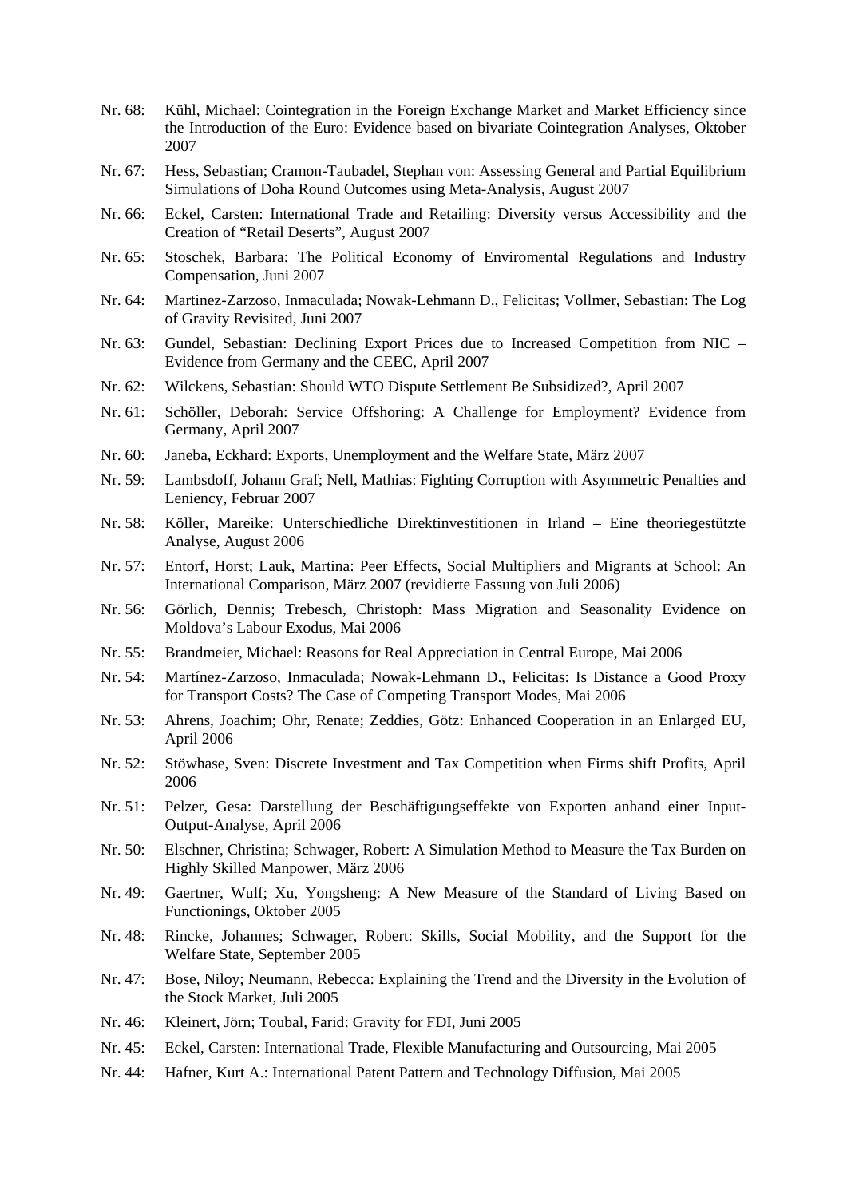Nr. 68: Kühl, Michael: Cointegration in the Foreign Exchange Market and Market Efficiency since the Introduction of the Euro: Evidence based on bivariate Cointegration Analyses, Oktober 2007

Nr. 67: Hess, Sebastian; Cramon-Taubadel, Stephan von: Assessing General and Partial Equilibrium Simulations of Doha Round Outcomes using Meta-Analysis, August 2007

Nr. 66: Eckel, Carsten: International Trade and Retailing: Diversity versus Accessibility and the Creation of "Retail Deserts", August 2007

Nr. 65: Stoschek, Barbara: The Political Economy of Enviromental Regulations and Industry Compensation, Juni 2007

Nr. 64: Martinez-Zarzoso, Inmaculada; Nowak-Lehmann D., Felicitas; Vollmer, Sebastian: The Log of Gravity Revisited, Juni 2007

Nr. 63: Gundel, Sebastian: Declining Export Prices due to Increased Competition from NIC – Evidence from Germany and the CEEC, April 2007

Nr. 62: Wilckens, Sebastian: Should WTO Dispute Settlement Be Subsidized?, April 2007

Nr. 61: Schöller, Deborah: Service Offshoring: A Challenge for Employment? Evidence from Germany, April 2007

Nr. 60: Janeba, Eckhard: Exports, Unemployment and the Welfare State, März 2007

Nr. 59: Lambsdoff, Johann Graf; Nell, Mathias: Fighting Corruption with Asymmetric Penalties and Leniency, Februar 2007

Nr. 58: Köller, Mareike: Unterschiedliche Direktinvestitionen in Irland – Eine theoriegestützte Analyse, August 2006

Nr. 57: Entorf, Horst; Lauk, Martina: Peer Effects, Social Multipliers and Migrants at School: An International Comparison, März 2007 (revidierte Fassung von Juli 2006)

Nr. 56: Görlich, Dennis; Trebesch, Christoph: Mass Migration and Seasonality Evidence on Moldova's Labour Exodus, Mai 2006

Nr. 55: Brandmeier, Michael: Reasons for Real Appreciation in Central Europe, Mai 2006

Nr. 54: Martínez-Zarzoso, Inmaculada; Nowak-Lehmann D., Felicitas: Is Distance a Good Proxy for Transport Costs? The Case of Competing Transport Modes, Mai 2006

Nr. 53: Ahrens, Joachim; Ohr, Renate; Zeddies, Götz: Enhanced Cooperation in an Enlarged EU, April 2006

Nr. 52: Stöwhase, Sven: Discrete Investment and Tax Competition when Firms shift Profits, April 2006

Nr. 51: Pelzer, Gesa: Darstellung der Beschäftigungseffekte von Exporten anhand einer Input-Output-Analyse, April 2006

Nr. 50: Elschner, Christina; Schwager, Robert: A Simulation Method to Measure the Tax Burden on Highly Skilled Manpower, März 2006

Nr. 49: Gaertner, Wulf; Xu, Yongsheng: A New Measure of the Standard of Living Based on Functionings, Oktober 2005

Nr. 48: Rincke, Johannes; Schwager, Robert: Skills, Social Mobility, and the Support for the Welfare State, September 2005

Nr. 47: Bose, Niloy; Neumann, Rebecca: Explaining the Trend and the Diversity in the Evolution of the Stock Market, Juli 2005

Nr. 46: Kleinert, Jörn; Toubal, Farid: Gravity for FDI, Juni 2005

Nr. 45: Eckel, Carsten: International Trade, Flexible Manufacturing and Outsourcing, Mai 2005

Nr. 44: Hafner, Kurt A.: International Patent Pattern and Technology Diffusion, Mai 2005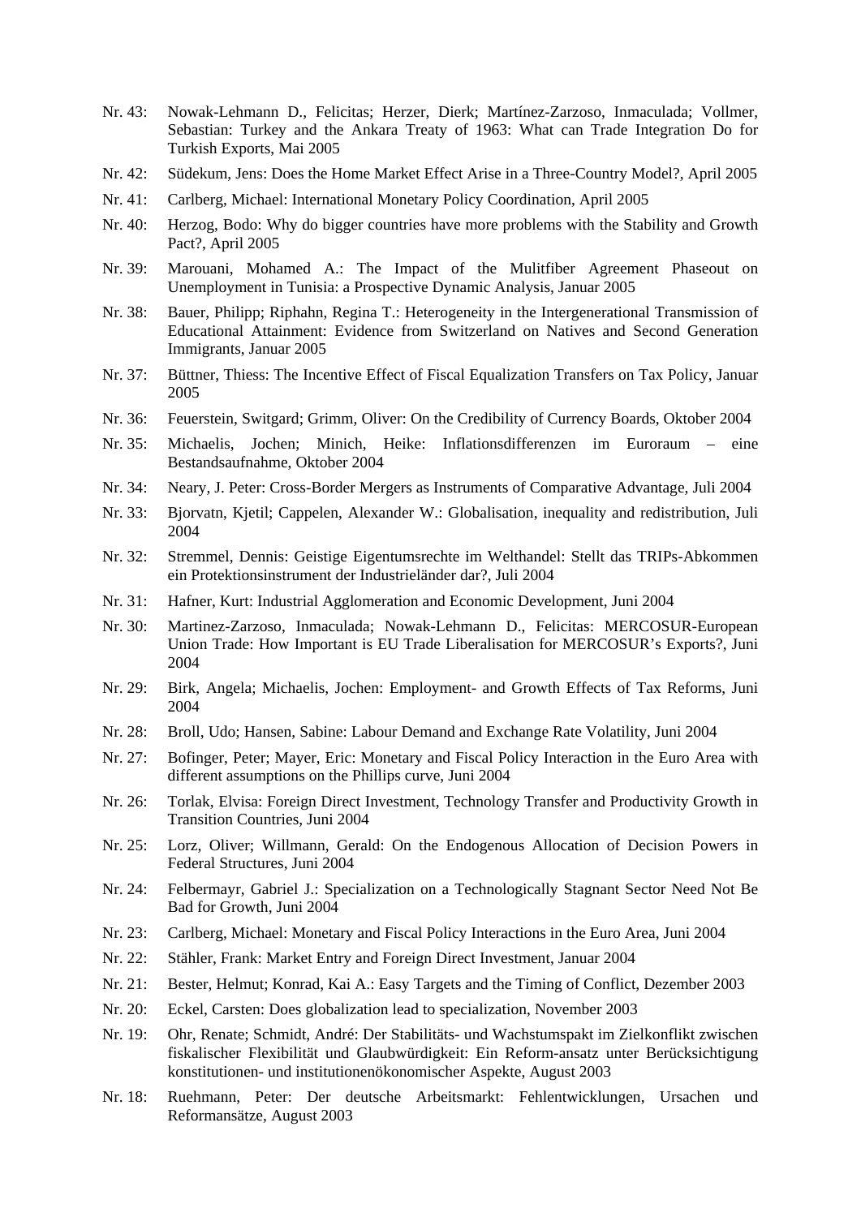Nr. 43: Nowak-Lehmann D., Felicitas; Herzer, Dierk; Martínez-Zarzoso, Inmaculada; Vollmer, Sebastian: Turkey and the Ankara Treaty of 1963: What can Trade Integration Do for Turkish Exports, Mai 2005

Nr. 42: Südekum, Jens: Does the Home Market Effect Arise in a Three-Country Model?, April 2005

Nr. 41: Carlberg, Michael: International Monetary Policy Coordination, April 2005

Nr. 40: Herzog, Bodo: Why do bigger countries have more problems with the Stability and Growth Pact?, April 2005

Nr. 39: Marouani, Mohamed A.: The Impact of the Mulitfiber Agreement Phaseout on Unemployment in Tunisia: a Prospective Dynamic Analysis, Januar 2005

Nr. 38: Bauer, Philipp; Riphahn, Regina T.: Heterogeneity in the Intergenerational Transmission of Educational Attainment: Evidence from Switzerland on Natives and Second Generation Immigrants, Januar 2005

Nr. 37: Büttner, Thiess: The Incentive Effect of Fiscal Equalization Transfers on Tax Policy, Januar 2005

Nr. 36: Feuerstein, Switgard; Grimm, Oliver: On the Credibility of Currency Boards, Oktober 2004

Nr. 35: Michaelis, Jochen; Minich, Heike: Inflationsdifferenzen im Euroraum – eine Bestandsaufnahme, Oktober 2004

Nr. 34: Neary, J. Peter: Cross-Border Mergers as Instruments of Comparative Advantage, Juli 2004

Nr. 33: Bjorvatn, Kjetil; Cappelen, Alexander W.: Globalisation, inequality and redistribution, Juli 2004

Nr. 32: Stremmel, Dennis: Geistige Eigentumsrechte im Welthandel: Stellt das TRIPs-Abkommen ein Protektionsinstrument der Industrieländer dar?, Juli 2004

Nr. 31: Hafner, Kurt: Industrial Agglomeration and Economic Development, Juni 2004

Nr. 30: Martinez-Zarzoso, Inmaculada; Nowak-Lehmann D., Felicitas: MERCOSUR-European Union Trade: How Important is EU Trade Liberalisation for MERCOSUR's Exports?, Juni 2004

Nr. 29: Birk, Angela; Michaelis, Jochen: Employment- and Growth Effects of Tax Reforms, Juni 2004

Nr. 28: Broll, Udo; Hansen, Sabine: Labour Demand and Exchange Rate Volatility, Juni 2004

Nr. 27: Bofinger, Peter; Mayer, Eric: Monetary and Fiscal Policy Interaction in the Euro Area with different assumptions on the Phillips curve, Juni 2004

Nr. 26: Torlak, Elvisa: Foreign Direct Investment, Technology Transfer and Productivity Growth in Transition Countries, Juni 2004

Nr. 25: Lorz, Oliver; Willmann, Gerald: On the Endogenous Allocation of Decision Powers in Federal Structures, Juni 2004

Nr. 24: Felbermayr, Gabriel J.: Specialization on a Technologically Stagnant Sector Need Not Be Bad for Growth, Juni 2004

Nr. 23: Carlberg, Michael: Monetary and Fiscal Policy Interactions in the Euro Area, Juni 2004

Nr. 22: Stähler, Frank: Market Entry and Foreign Direct Investment, Januar 2004

Nr. 21: Bester, Helmut; Konrad, Kai A.: Easy Targets and the Timing of Conflict, Dezember 2003

Nr. 20: Eckel, Carsten: Does globalization lead to specialization, November 2003

Nr. 19: Ohr, Renate; Schmidt, André: Der Stabilitäts- und Wachstumspakt im Zielkonflikt zwischen fiskalischer Flexibilität und Glaubwürdigkeit: Ein Reform-ansatz unter Berücksichtigung konstitutionen- und institutionenökonomischer Aspekte, August 2003

Nr. 18: Ruehmann, Peter: Der deutsche Arbeitsmarkt: Fehlentwicklungen, Ursachen und Reformansätze, August 2003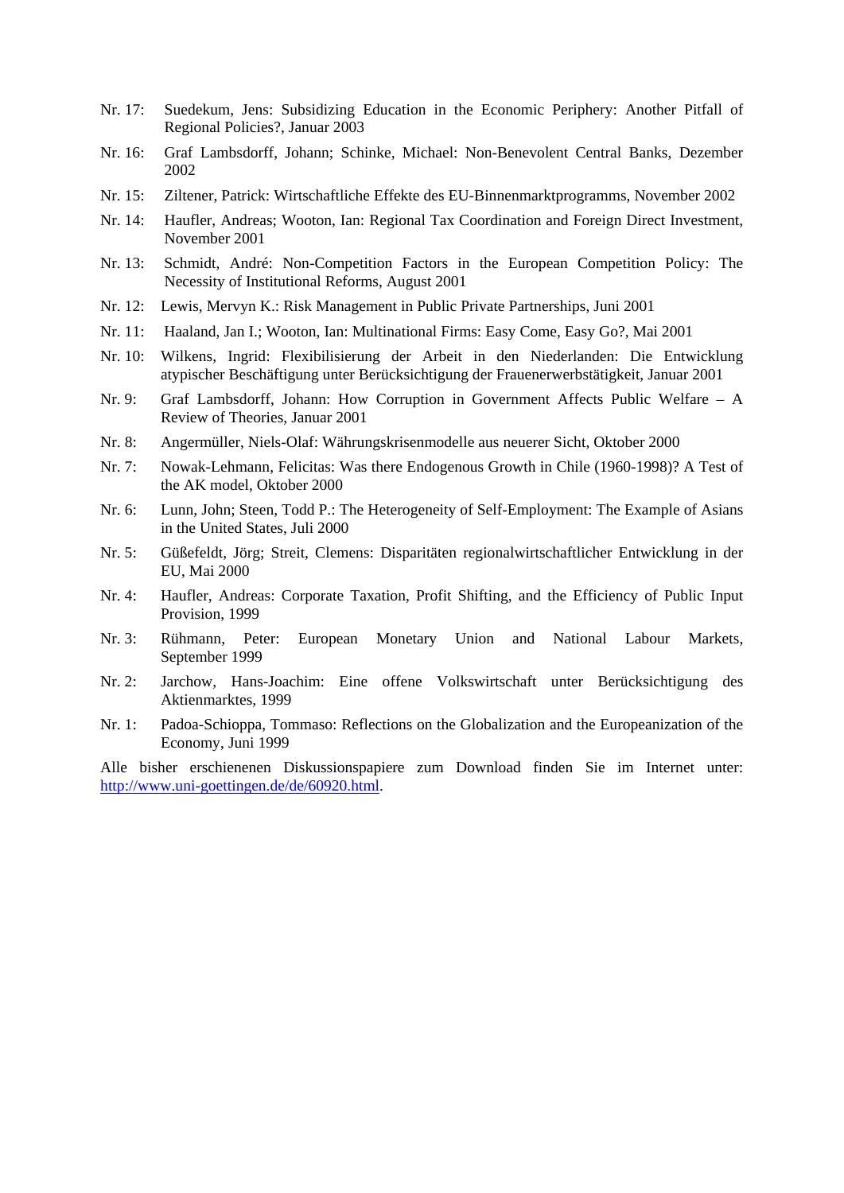Nr. 17: Suedekum, Jens: Subsidizing Education in the Economic Periphery: Another Pitfall of Regional Policies?, Januar 2003

Nr. 16: Graf Lambsdorff, Johann; Schinke, Michael: Non-Benevolent Central Banks, Dezember 2002

Nr. 15: Ziltener, Patrick: Wirtschaftliche Effekte des EU-Binnenmarktprogramms, November 2002

Nr. 14: Haufler, Andreas; Wooton, Ian: Regional Tax Coordination and Foreign Direct Investment, November 2001

Nr. 13: Schmidt, André: Non-Competition Factors in the European Competition Policy: The Necessity of Institutional Reforms, August 2001

Nr. 12: Lewis, Mervyn K.: Risk Management in Public Private Partnerships, Juni 2001

Nr. 11: Haaland, Jan I.; Wooton, Ian: Multinational Firms: Easy Come, Easy Go?, Mai 2001

Nr. 10: Wilkens, Ingrid: Flexibilisierung der Arbeit in den Niederlanden: Die Entwicklung atypischer Beschäftigung unter Berücksichtigung der Frauenerwerbstätigkeit, Januar 2001

Nr. 9: Graf Lambsdorff, Johann: How Corruption in Government Affects Public Welfare – A Review of Theories, Januar 2001

Nr. 8: Angermüller, Niels-Olaf: Währungskrisenmodelle aus neuerer Sicht, Oktober 2000

Nr. 7: Nowak-Lehmann, Felicitas: Was there Endogenous Growth in Chile (1960-1998)? A Test of the AK model, Oktober 2000

Nr. 6: Lunn, John; Steen, Todd P.: The Heterogeneity of Self-Employment: The Example of Asians in the United States, Juli 2000

Nr. 5: Güßefeldt, Jörg; Streit, Clemens: Disparitäten regionalwirtschaftlicher Entwicklung in der EU, Mai 2000

Nr. 4: Haufler, Andreas: Corporate Taxation, Profit Shifting, and the Efficiency of Public Input Provision, 1999

Nr. 3: Rühmann, Peter: European Monetary Union and National Labour Markets, September 1999

Nr. 2: Jarchow, Hans-Joachim: Eine offene Volkswirtschaft unter Berücksichtigung des Aktienmarktes, 1999

Nr. 1: Padoa-Schioppa, Tommaso: Reflections on the Globalization and the Europeanization of the Economy, Juni 1999

Alle bisher erschienenen Diskussionspapiere zum Download finden Sie im Internet unter: http://www.uni-goettingen.de/de/60920.html.